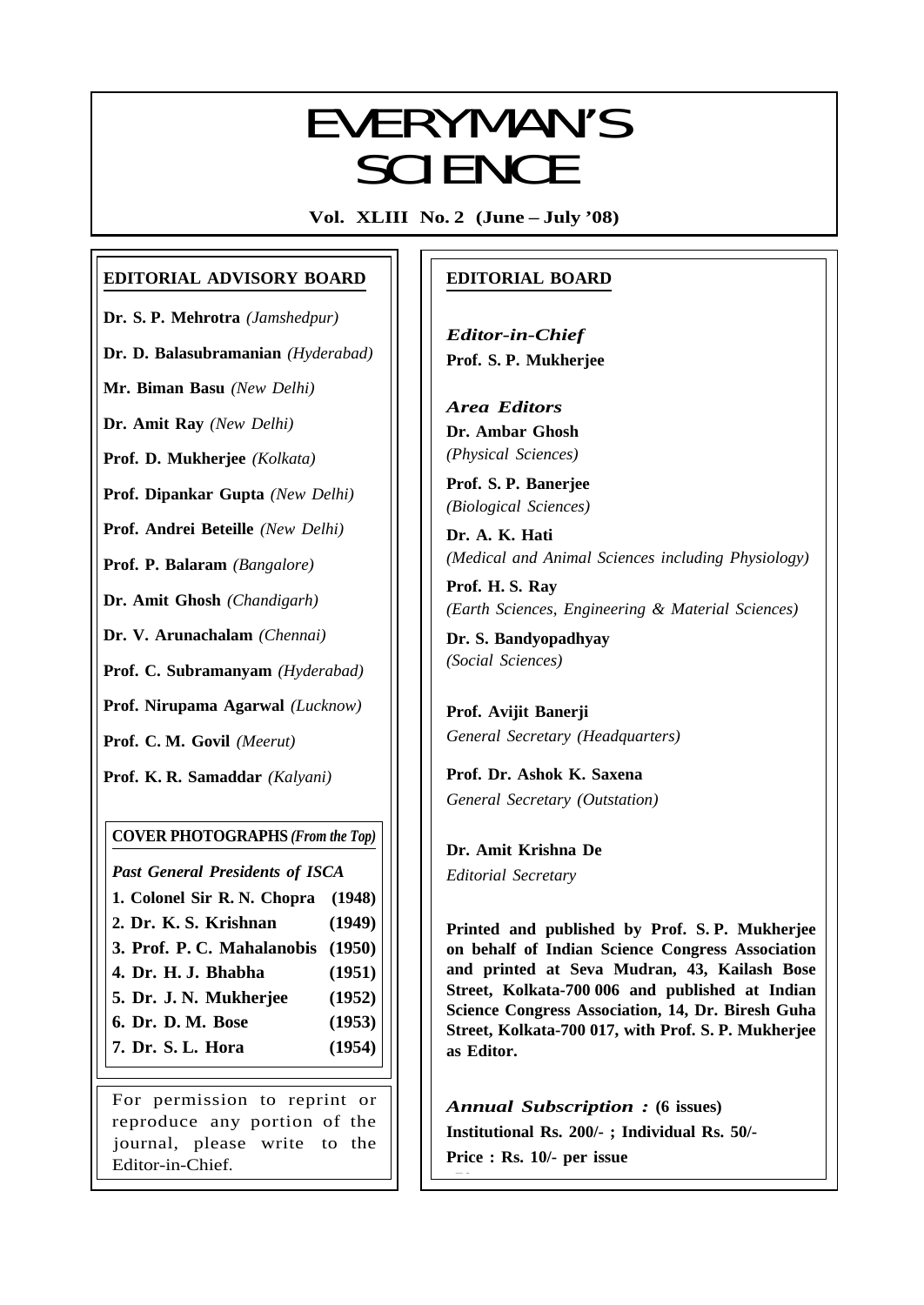# EVERYMAN'S SCIENCE

**Vol. XLIII No. 2 (June – July '08)**

## EDITORIAL ADVISORY BOARD

**Dr. S. P. Mehrotra** *(Jamshedpur)*

**Dr. D. Balasubramanian** *(Hyderabad)*

**Mr. Biman Basu** *(New Delhi)*

**Dr. Amit Ray** *(New Delhi)*

**Prof. D. Mukherjee** *(Kolkata)*

**Prof. Dipankar Gupta** *(New Delhi)*

**Prof. Andrei Beteille** *(New Delhi)*

**Prof. P. Balaram** *(Bangalore)*

**Dr. Amit Ghosh** *(Chandigarh)*

**Dr. V. Arunachalam** *(Chennai)*

**Prof. C. Subramanyam** *(Hyderabad)*

**Prof. Nirupama Agarwal** *(Lucknow)*

**Prof. C. M. Govil** *(Meerut)*

**Prof. K. R. Samaddar** *(Kalyani)*

### COVER PHOTOGRAPHS *(From the Top)*

*Past General Presidents of ISCA*

| | |
|---|---|
| **1. Colonel Sir R. N. Chopra** | **(1948)** |
| **2. Dr. K. S. Krishnan** | **(1949)** |
| **3. Prof. P. C. Mahalanobis** | **(1950)** |
| **4. Dr. H. J. Bhabha** | **(1951)** |
| **5. Dr. J. N. Mukherjee** | **(1952)** |
| **6. Dr. D. M. Bose** | **(1953)** |
| **7. Dr. S. L. Hora** | **(1954)** |

For permission to reprint or reproduce any portion of the journal, please write to the Editor-in-Chief.

## EDITORIAL BOARD

*Editor-in-Chief*
**Prof. S. P. Mukherjee**

*Area Editors*

**Dr. Ambar Ghosh**
*(Physical Sciences)*

**Prof. S. P. Banerjee**
*(Biological Sciences)*

**Dr. A. K. Hati**
*(Medical and Animal Sciences including Physiology)*

**Prof. H. S. Ray**
*(Earth Sciences, Engineering & Material Sciences)*

**Dr. S. Bandyopadhyay**
*(Social Sciences)*

**Prof. Avijit Banerji**
*General Secretary (Headquarters)*

**Prof. Dr. Ashok K. Saxena**
*General Secretary (Outstation)*

**Dr. Amit Krishna De**
*Editorial Secretary*

**Printed and published by Prof. S. P. Mukherjee on behalf of Indian Science Congress Association and printed at Seva Mudran, 43, Kailash Bose Street, Kolkata-700 006 and published at Indian Science Congress Association, 14, Dr. Biresh Guha Street, Kolkata-700 017, with Prof. S. P. Mukherjee as Editor.**

*Annual Subscription :* **(6 issues)**

**Institutional Rs. 200/- ; Individual Rs. 50/-**

**Price : Rs. 10/- per issue**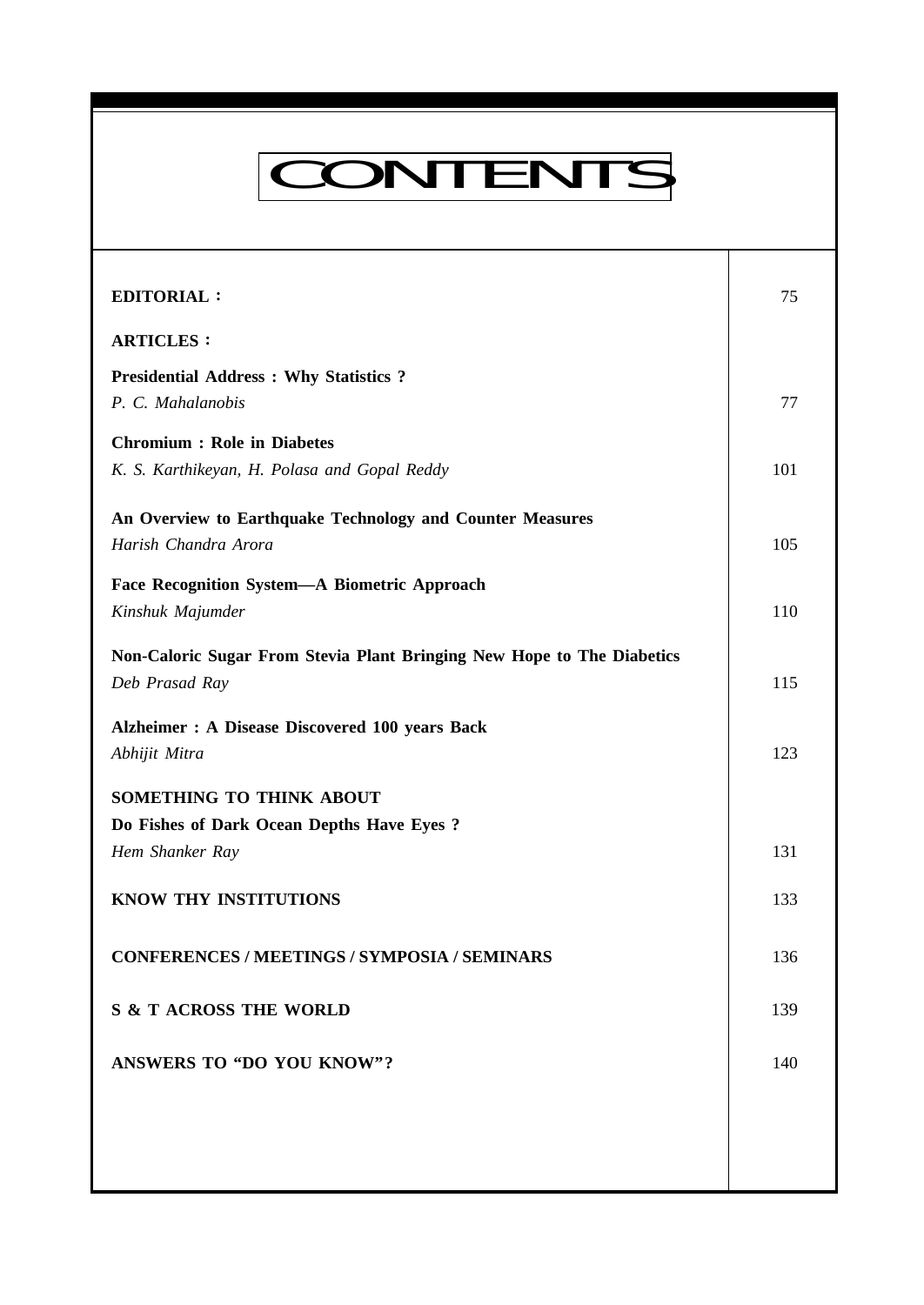# CONTENTS

| | |
|---|---|
| **EDITORIAL :** | 75 |
| **ARTICLES :** | |
| **Presidential Address : Why Statistics ?**<br>*P. C. Mahalanobis* | 77 |
| **Chromium : Role in Diabetes**<br>*K. S. Karthikeyan, H. Polasa and Gopal Reddy* | 101 |
| **An Overview to Earthquake Technology and Counter Measures**<br>*Harish Chandra Arora* | 105 |
| **Face Recognition System—A Biometric Approach**<br>*Kinshuk Majumder* | 110 |
| **Non-Caloric Sugar From Stevia Plant Bringing New Hope to The Diabetics**<br>*Deb Prasad Ray* | 115 |
| **Alzheimer : A Disease Discovered 100 years Back**<br>*Abhijit Mitra* | 123 |
| **SOMETHING TO THINK ABOUT**<br>**Do Fishes of Dark Ocean Depths Have Eyes ?**<br>*Hem Shanker Ray* | 131 |
| **KNOW THY INSTITUTIONS** | 133 |
| **CONFERENCES / MEETINGS / SYMPOSIA / SEMINARS** | 136 |
| **S & T ACROSS THE WORLD** | 139 |
| **ANSWERS TO "DO YOU KNOW"?** | 140 |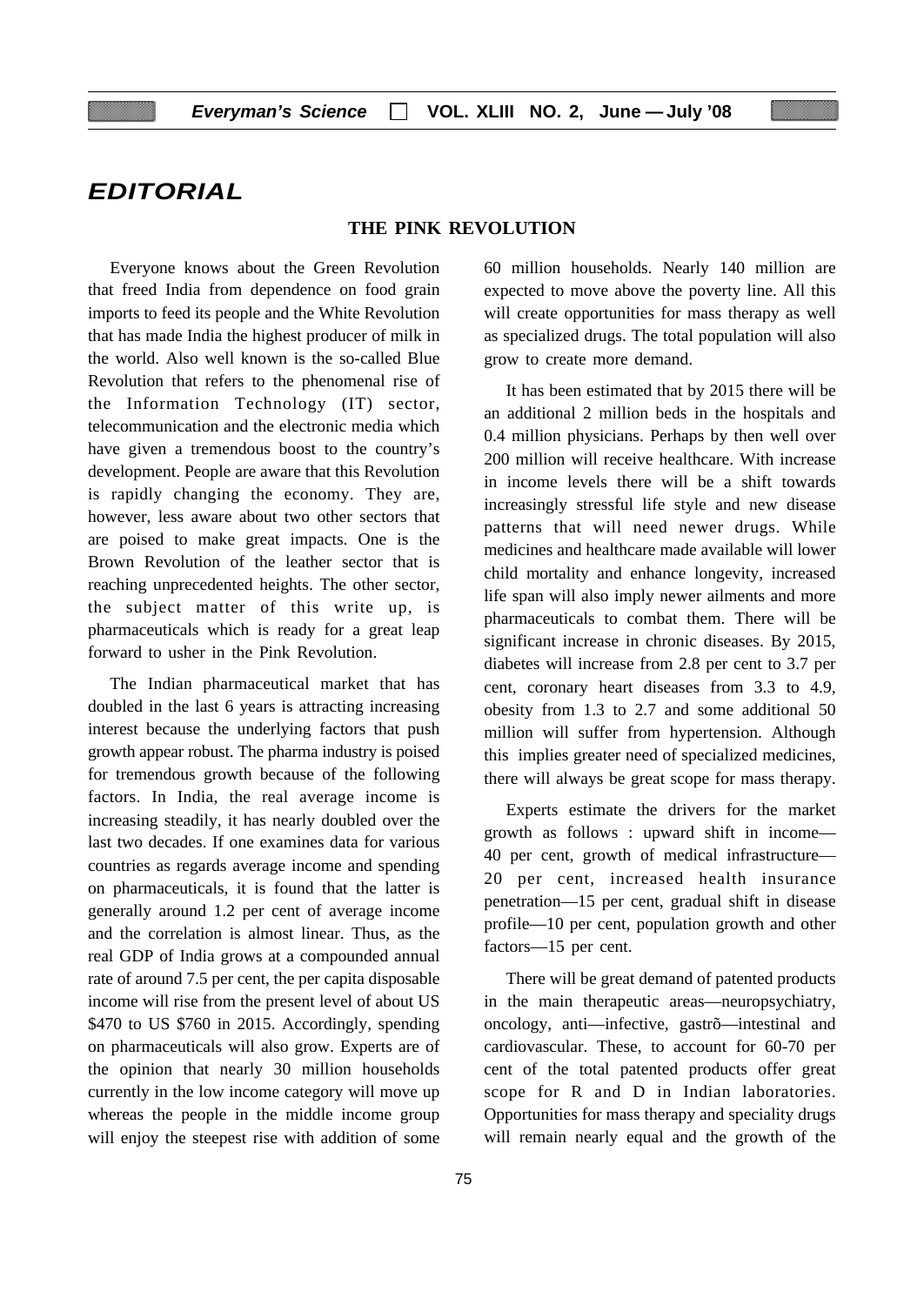# EDITORIAL

## THE PINK REVOLUTION

Everyone knows about the Green Revolution that freed India from dependence on food grain imports to feed its people and the White Revolution that has made India the highest producer of milk in the world. Also well known is the so-called Blue Revolution that refers to the phenomenal rise of the Information Technology (IT) sector, telecommunication and the electronic media which have given a tremendous boost to the country's development. People are aware that this Revolution is rapidly changing the economy. They are, however, less aware about two other sectors that are poised to make great impacts. One is the Brown Revolution of the leather sector that is reaching unprecedented heights. The other sector, the subject matter of this write up, is pharmaceuticals which is ready for a great leap forward to usher in the Pink Revolution.

The Indian pharmaceutical market that has doubled in the last 6 years is attracting increasing interest because the underlying factors that push growth appear robust. The pharma industry is poised for tremendous growth because of the following factors. In India, the real average income is increasing steadily, it has nearly doubled over the last two decades. If one examines data for various countries as regards average income and spending on pharmaceuticals, it is found that the latter is generally around 1.2 per cent of average income and the correlation is almost linear. Thus, as the real GDP of India grows at a compounded annual rate of around 7.5 per cent, the per capita disposable income will rise from the present level of about US $470 to US $760 in 2015. Accordingly, spending on pharmaceuticals will also grow. Experts are of the opinion that nearly 30 million households currently in the low income category will move up whereas the people in the middle income group will enjoy the steepest rise with addition of some 60 million households. Nearly 140 million are expected to move above the poverty line. All this will create opportunities for mass therapy as well as specialized drugs. The total population will also grow to create more demand.

It has been estimated that by 2015 there will be an additional 2 million beds in the hospitals and 0.4 million physicians. Perhaps by then well over 200 million will receive healthcare. With increase in income levels there will be a shift towards increasingly stressful life style and new disease patterns that will need newer drugs. While medicines and healthcare made available will lower child mortality and enhance longevity, increased life span will also imply newer ailments and more pharmaceuticals to combat them. There will be significant increase in chronic diseases. By 2015, diabetes will increase from 2.8 per cent to 3.7 per cent, coronary heart diseases from 3.3 to 4.9, obesity from 1.3 to 2.7 and some additional 50 million will suffer from hypertension. Although this implies greater need of specialized medicines, there will always be great scope for mass therapy.

Experts estimate the drivers for the market growth as follows : upward shift in income—40 per cent, growth of medical infrastructure—20 per cent, increased health insurance penetration—15 per cent, gradual shift in disease profile—10 per cent, population growth and other factors—15 per cent.

There will be great demand of patented products in the main therapeutic areas—neuropsychiatry, oncology, anti—infective, gastrõ—intestinal and cardiovascular. These, to account for 60-70 per cent of the total patented products offer great scope for R and D in Indian laboratories. Opportunities for mass therapy and speciality drugs will remain nearly equal and the growth of the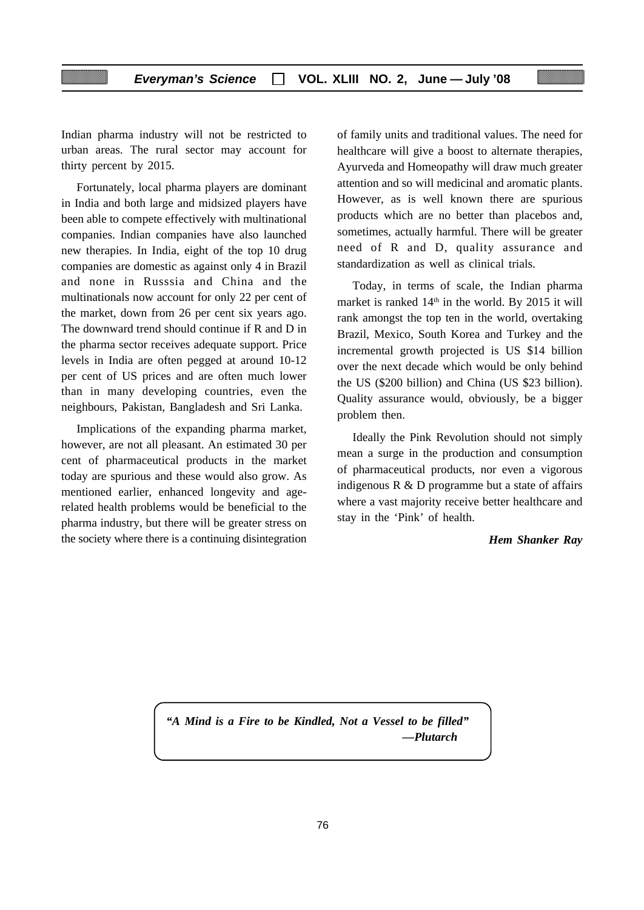Indian pharma industry will not be restricted to urban areas. The rural sector may account for thirty percent by 2015.

Fortunately, local pharma players are dominant in India and both large and midsized players have been able to compete effectively with multinational companies. Indian companies have also launched new therapies. In India, eight of the top 10 drug companies are domestic as against only 4 in Brazil and none in Russsia and China and the multinationals now account for only 22 per cent of the market, down from 26 per cent six years ago. The downward trend should continue if R and D in the pharma sector receives adequate support. Price levels in India are often pegged at around 10-12 per cent of US prices and are often much lower than in many developing countries, even the neighbours, Pakistan, Bangladesh and Sri Lanka.

Implications of the expanding pharma market, however, are not all pleasant. An estimated 30 per cent of pharmaceutical products in the market today are spurious and these would also grow. As mentioned earlier, enhanced longevity and age-related health problems would be beneficial to the pharma industry, but there will be greater stress on the society where there is a continuing disintegration of family units and traditional values. The need for healthcare will give a boost to alternate therapies, Ayurveda and Homeopathy will draw much greater attention and so will medicinal and aromatic plants. However, as is well known there are spurious products which are no better than placebos and, sometimes, actually harmful. There will be greater need of R and D, quality assurance and standardization as well as clinical trials.

Today, in terms of scale, the Indian pharma market is ranked 14th in the world. By 2015 it will rank amongst the top ten in the world, overtaking Brazil, Mexico, South Korea and Turkey and the incremental growth projected is US $14 billion over the next decade which would be only behind the US ($200 billion) and China (US $23 billion). Quality assurance would, obviously, be a bigger problem then.

Ideally the Pink Revolution should not simply mean a surge in the production and consumption of pharmaceutical products, nor even a vigorous indigenous R & D programme but a state of affairs where a vast majority receive better healthcare and stay in the 'Pink' of health.

***Hem Shanker Ray***

> ***"A Mind is a Fire to be Kindled, Not a Vessel to be filled"***
> ***—Plutarch***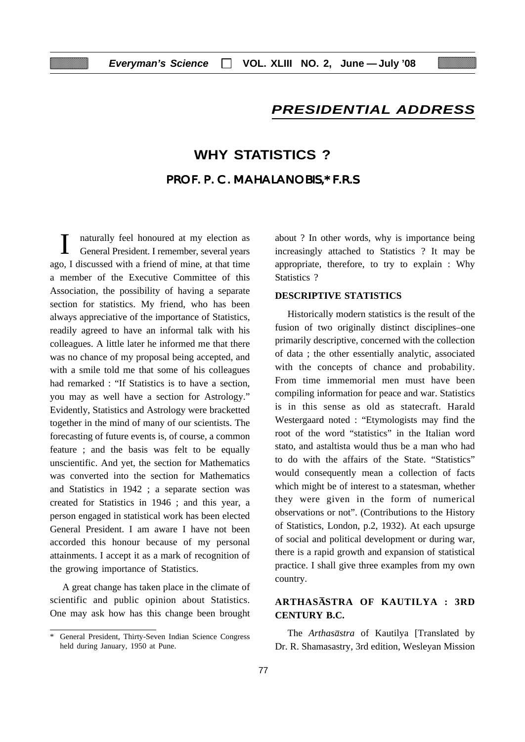## *PRESIDENTIAL ADDRESS*

# WHY STATISTICS ?

### PROF. P. C. MAHALANOBIS,* F.R.S

I naturally feel honoured at my election as General President. I remember, several years ago, I discussed with a friend of mine, at that time a member of the Executive Committee of this Association, the possibility of having a separate section for statistics. My friend, who has been always appreciative of the importance of Statistics, readily agreed to have an informal talk with his colleagues. A little later he informed me that there was no chance of my proposal being accepted, and with a smile told me that some of his colleagues had remarked : "If Statistics is to have a section, you may as well have a section for Astrology." Evidently, Statistics and Astrology were bracketted together in the mind of many of our scientists. The forecasting of future events is, of course, a common feature ; and the basis was felt to be equally unscientific. And yet, the section for Mathematics was converted into the section for Mathematics and Statistics in 1942 ; a separate section was created for Statistics in 1946 ; and this year, a person engaged in statistical work has been elected General President. I am aware I have not been accorded this honour because of my personal attainments. I accept it as a mark of recognition of the growing importance of Statistics.

A great change has taken place in the climate of scientific and public opinion about Statistics. One may ask how has this change been brought about ? In other words, why is importance being increasingly attached to Statistics ? It may be appropriate, therefore, to try to explain : Why Statistics ?

#### DESCRIPTIVE STATISTICS

Historically modern statistics is the result of the fusion of two originally distinct disciplines–one primarily descriptive, concerned with the collection of data ; the other essentially analytic, associated with the concepts of chance and probability. From time immemorial men must have been compiling information for peace and war. Statistics is in this sense as old as statecraft. Harald Westergaard noted : "Etymologists may find the root of the word "statistics" in the Italian word stato, and astaltista would thus be a man who had to do with the affairs of the State. "Statistics" would consequently mean a collection of facts which might be of interest to a statesman, whether they were given in the form of numerical observations or not". (Contributions to the History of Statistics, London, p.2, 1932). At each upsurge of social and political development or during war, there is a rapid growth and expansion of statistical practice. I shall give three examples from my own country.

#### ARTHASĀSTRA OF KAUTILYA : 3RD CENTURY B.C.

The *Arthasāstra* of Kautilya [Translated by Dr. R. Shamasastry, 3rd edition, Wesleyan Mission

---

\* General President, Thirty-Seven Indian Science Congress held during January, 1950 at Pune.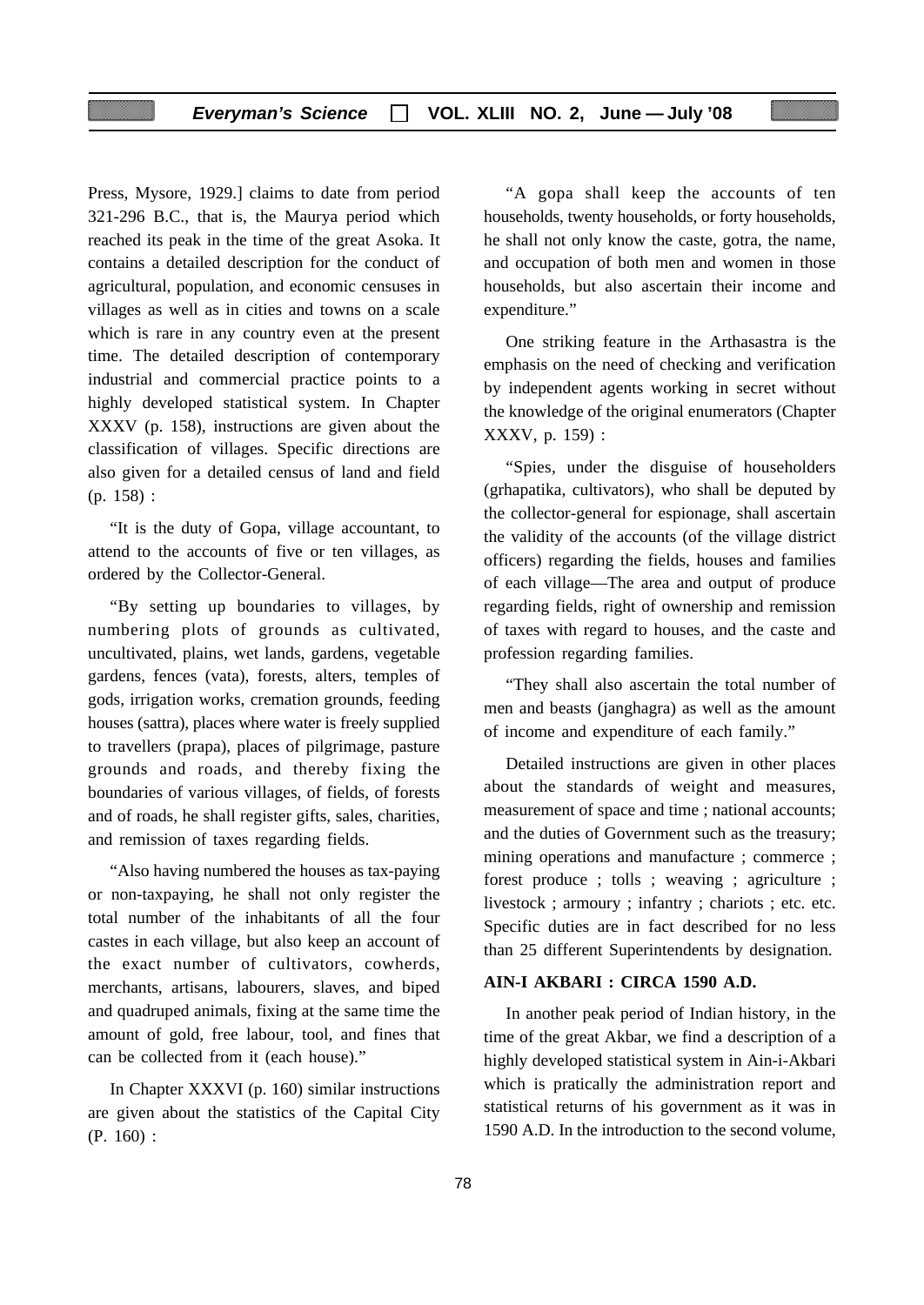Press, Mysore, 1929.] claims to date from period 321-296 B.C., that is, the Maurya period which reached its peak in the time of the great Asoka. It contains a detailed description for the conduct of agricultural, population, and economic censuses in villages as well as in cities and towns on a scale which is rare in any country even at the present time. The detailed description of contemporary industrial and commercial practice points to a highly developed statistical system. In Chapter XXXV (p. 158), instructions are given about the classification of villages. Specific directions are also given for a detailed census of land and field (p. 158) :

"It is the duty of Gopa, village accountant, to attend to the accounts of five or ten villages, as ordered by the Collector-General.

"By setting up boundaries to villages, by numbering plots of grounds as cultivated, uncultivated, plains, wet lands, gardens, vegetable gardens, fences (vata), forests, alters, temples of gods, irrigation works, cremation grounds, feeding houses (sattra), places where water is freely supplied to travellers (prapa), places of pilgrimage, pasture grounds and roads, and thereby fixing the boundaries of various villages, of fields, of forests and of roads, he shall register gifts, sales, charities, and remission of taxes regarding fields.

"Also having numbered the houses as tax-paying or non-taxpaying, he shall not only register the total number of the inhabitants of all the four castes in each village, but also keep an account of the exact number of cultivators, cowherds, merchants, artisans, labourers, slaves, and biped and quadruped animals, fixing at the same time the amount of gold, free labour, tool, and fines that can be collected from it (each house)."

In Chapter XXXVI (p. 160) similar instructions are given about the statistics of the Capital City (P. 160) :

"A gopa shall keep the accounts of ten households, twenty households, or forty households, he shall not only know the caste, gotra, the name, and occupation of both men and women in those households, but also ascertain their income and expenditure."

One striking feature in the Arthasastra is the emphasis on the need of checking and verification by independent agents working in secret without the knowledge of the original enumerators (Chapter XXXV, p. 159) :

"Spies, under the disguise of householders (grhapatika, cultivators), who shall be deputed by the collector-general for espionage, shall ascertain the validity of the accounts (of the village district officers) regarding the fields, houses and families of each village—The area and output of produce regarding fields, right of ownership and remission of taxes with regard to houses, and the caste and profession regarding families.

"They shall also ascertain the total number of men and beasts (janghagra) as well as the amount of income and expenditure of each family."

Detailed instructions are given in other places about the standards of weight and measures, measurement of space and time ; national accounts; and the duties of Government such as the treasury; mining operations and manufacture ; commerce ; forest produce ; tolls ; weaving ; agriculture ; livestock ; armoury ; infantry ; chariots ; etc. etc. Specific duties are in fact described for no less than 25 different Superintendents by designation.

### AIN-I AKBARI : CIRCA 1590 A.D.

In another peak period of Indian history, in the time of the great Akbar, we find a description of a highly developed statistical system in Ain-i-Akbari which is pratically the administration report and statistical returns of his government as it was in 1590 A.D. In the introduction to the second volume,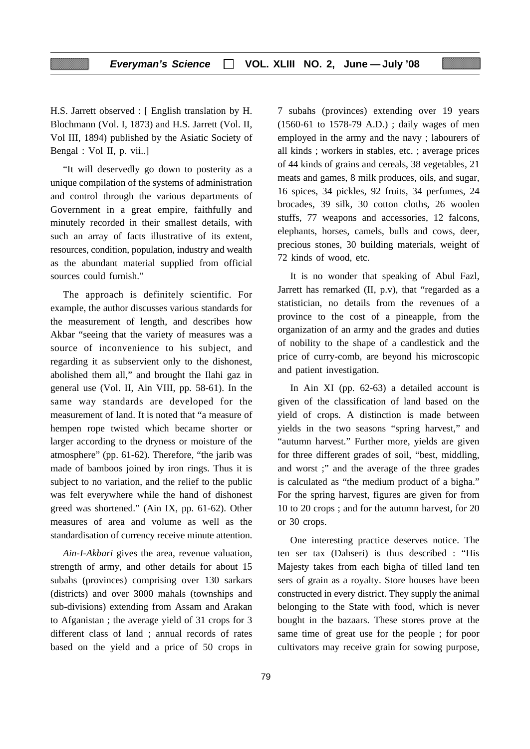H.S. Jarrett observed : [ English translation by H. Blochmann (Vol. I, 1873) and H.S. Jarrett (Vol. II, Vol III, 1894) published by the Asiatic Society of Bengal : Vol II, p. vii..]

"It will deservedly go down to posterity as a unique compilation of the systems of administration and control through the various departments of Government in a great empire, faithfully and minutely recorded in their smallest details, with such an array of facts illustrative of its extent, resources, condition, population, industry and wealth as the abundant material supplied from official sources could furnish."

The approach is definitely scientific. For example, the author discusses various standards for the measurement of length, and describes how Akbar "seeing that the variety of measures was a source of inconvenience to his subject, and regarding it as subservient only to the dishonest, abolished them all," and brought the Ilahi gaz in general use (Vol. II, Ain VIII, pp. 58-61). In the same way standards are developed for the measurement of land. It is noted that "a measure of hempen rope twisted which became shorter or larger according to the dryness or moisture of the atmosphere" (pp. 61-62). Therefore, "the jarib was made of bamboos joined by iron rings. Thus it is subject to no variation, and the relief to the public was felt everywhere while the hand of dishonest greed was shortened." (Ain IX, pp. 61-62). Other measures of area and volume as well as the standardisation of currency receive minute attention.

*Ain-I-Akbari* gives the area, revenue valuation, strength of army, and other details for about 15 subahs (provinces) comprising over 130 sarkars (districts) and over 3000 mahals (townships and sub-divisions) extending from Assam and Arakan to Afganistan ; the average yield of 31 crops for 3 different class of land ; annual records of rates based on the yield and a price of 50 crops in 7 subahs (provinces) extending over 19 years (1560-61 to 1578-79 A.D.) ; daily wages of men employed in the army and the navy ; labourers of all kinds ; workers in stables, etc. ; average prices of 44 kinds of grains and cereals, 38 vegetables, 21 meats and games, 8 milk produces, oils, and sugar, 16 spices, 34 pickles, 92 fruits, 34 perfumes, 24 brocades, 39 silk, 30 cotton cloths, 26 woolen stuffs, 77 weapons and accessories, 12 falcons, elephants, horses, camels, bulls and cows, deer, precious stones, 30 building materials, weight of 72 kinds of wood, etc.

It is no wonder that speaking of Abul Fazl, Jarrett has remarked (II, p.v), that "regarded as a statistician, no details from the revenues of a province to the cost of a pineapple, from the organization of an army and the grades and duties of nobility to the shape of a candlestick and the price of curry-comb, are beyond his microscopic and patient investigation.

In Ain XI (pp. 62-63) a detailed account is given of the classification of land based on the yield of crops. A distinction is made between yields in the two seasons "spring harvest," and "autumn harvest." Further more, yields are given for three different grades of soil, "best, middling, and worst ;" and the average of the three grades is calculated as "the medium product of a bigha." For the spring harvest, figures are given for from 10 to 20 crops ; and for the autumn harvest, for 20 or 30 crops.

One interesting practice deserves notice. The ten ser tax (Dahseri) is thus described : "His Majesty takes from each bigha of tilled land ten sers of grain as a royalty. Store houses have been constructed in every district. They supply the animal belonging to the State with food, which is never bought in the bazaars. These stores prove at the same time of great use for the people ; for poor cultivators may receive grain for sowing purpose,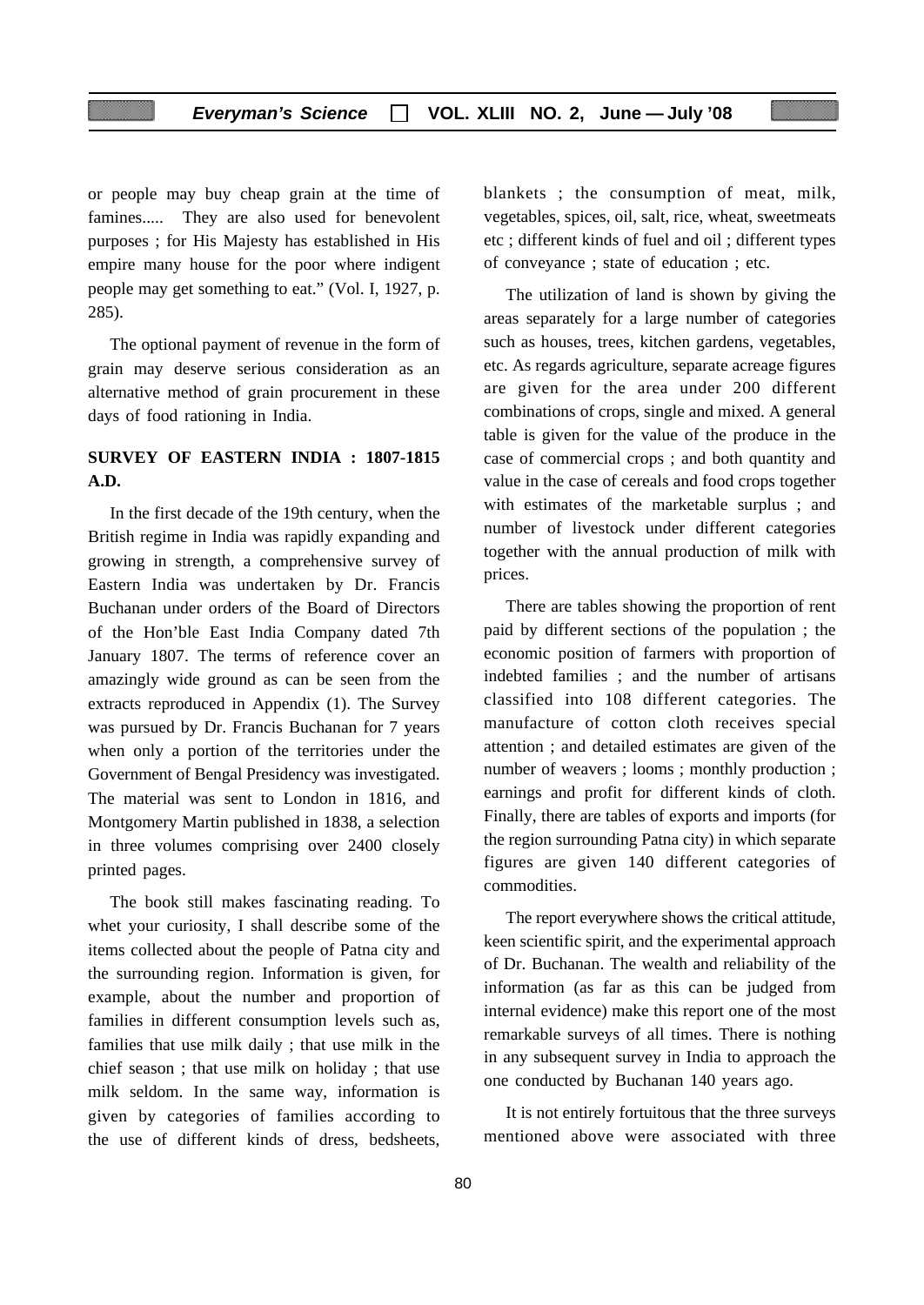or people may buy cheap grain at the time of famines..... They are also used for benevolent purposes ; for His Majesty has established in His empire many house for the poor where indigent people may get something to eat." (Vol. I, 1927, p. 285).

The optional payment of revenue in the form of grain may deserve serious consideration as an alternative method of grain procurement in these days of food rationing in India.

## SURVEY OF EASTERN INDIA : 1807-1815 A.D.

In the first decade of the 19th century, when the British regime in India was rapidly expanding and growing in strength, a comprehensive survey of Eastern India was undertaken by Dr. Francis Buchanan under orders of the Board of Directors of the Hon'ble East India Company dated 7th January 1807. The terms of reference cover an amazingly wide ground as can be seen from the extracts reproduced in Appendix (1). The Survey was pursued by Dr. Francis Buchanan for 7 years when only a portion of the territories under the Government of Bengal Presidency was investigated. The material was sent to London in 1816, and Montgomery Martin published in 1838, a selection in three volumes comprising over 2400 closely printed pages.

The book still makes fascinating reading. To whet your curiosity, I shall describe some of the items collected about the people of Patna city and the surrounding region. Information is given, for example, about the number and proportion of families in different consumption levels such as, families that use milk daily ; that use milk in the chief season ; that use milk on holiday ; that use milk seldom. In the same way, information is given by categories of families according to the use of different kinds of dress, bedsheets, blankets ; the consumption of meat, milk, vegetables, spices, oil, salt, rice, wheat, sweetmeats etc ; different kinds of fuel and oil ; different types of conveyance ; state of education ; etc.

The utilization of land is shown by giving the areas separately for a large number of categories such as houses, trees, kitchen gardens, vegetables, etc. As regards agriculture, separate acreage figures are given for the area under 200 different combinations of crops, single and mixed. A general table is given for the value of the produce in the case of commercial crops ; and both quantity and value in the case of cereals and food crops together with estimates of the marketable surplus ; and number of livestock under different categories together with the annual production of milk with prices.

There are tables showing the proportion of rent paid by different sections of the population ; the economic position of farmers with proportion of indebted families ; and the number of artisans classified into 108 different categories. The manufacture of cotton cloth receives special attention ; and detailed estimates are given of the number of weavers ; looms ; monthly production ; earnings and profit for different kinds of cloth. Finally, there are tables of exports and imports (for the region surrounding Patna city) in which separate figures are given 140 different categories of commodities.

The report everywhere shows the critical attitude, keen scientific spirit, and the experimental approach of Dr. Buchanan. The wealth and reliability of the information (as far as this can be judged from internal evidence) make this report one of the most remarkable surveys of all times. There is nothing in any subsequent survey in India to approach the one conducted by Buchanan 140 years ago.

It is not entirely fortuitous that the three surveys mentioned above were associated with three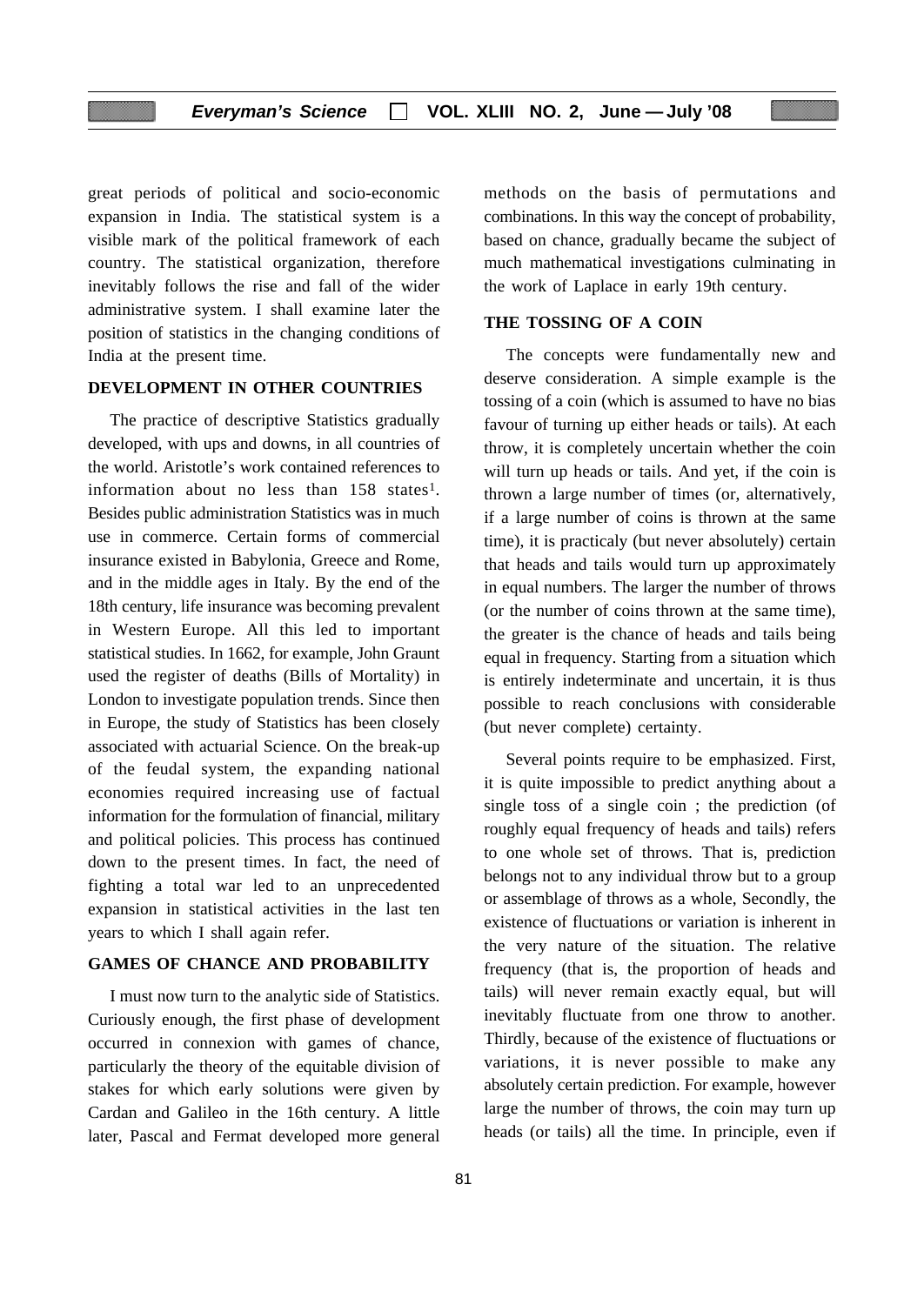great periods of political and socio-economic expansion in India. The statistical system is a visible mark of the political framework of each country. The statistical organization, therefore inevitably follows the rise and fall of the wider administrative system. I shall examine later the position of statistics in the changing conditions of India at the present time.

## DEVELOPMENT IN OTHER COUNTRIES

The practice of descriptive Statistics gradually developed, with ups and downs, in all countries of the world. Aristotle's work contained references to information about no less than 158 states[1]. Besides public administration Statistics was in much use in commerce. Certain forms of commercial insurance existed in Babylonia, Greece and Rome, and in the middle ages in Italy. By the end of the 18th century, life insurance was becoming prevalent in Western Europe. All this led to important statistical studies. In 1662, for example, John Graunt used the register of deaths (Bills of Mortality) in London to investigate population trends. Since then in Europe, the study of Statistics has been closely associated with actuarial Science. On the break-up of the feudal system, the expanding national economies required increasing use of factual information for the formulation of financial, military and political policies. This process has continued down to the present times. In fact, the need of fighting a total war led to an unprecedented expansion in statistical activities in the last ten years to which I shall again refer.

## GAMES OF CHANCE AND PROBABILITY

I must now turn to the analytic side of Statistics. Curiously enough, the first phase of development occurred in connexion with games of chance, particularly the theory of the equitable division of stakes for which early solutions were given by Cardan and Galileo in the 16th century. A little later, Pascal and Fermat developed more general methods on the basis of permutations and combinations. In this way the concept of probability, based on chance, gradually became the subject of much mathematical investigations culminating in the work of Laplace in early 19th century.

## THE TOSSING OF A COIN

The concepts were fundamentally new and deserve consideration. A simple example is the tossing of a coin (which is assumed to have no bias favour of turning up either heads or tails). At each throw, it is completely uncertain whether the coin will turn up heads or tails. And yet, if the coin is thrown a large number of times (or, alternatively, if a large number of coins is thrown at the same time), it is practicaly (but never absolutely) certain that heads and tails would turn up approximately in equal numbers. The larger the number of throws (or the number of coins thrown at the same time), the greater is the chance of heads and tails being equal in frequency. Starting from a situation which is entirely indeterminate and uncertain, it is thus possible to reach conclusions with considerable (but never complete) certainty.

Several points require to be emphasized. First, it is quite impossible to predict anything about a single toss of a single coin ; the prediction (of roughly equal frequency of heads and tails) refers to one whole set of throws. That is, prediction belongs not to any individual throw but to a group or assemblage of throws as a whole, Secondly, the existence of fluctuations or variation is inherent in the very nature of the situation. The relative frequency (that is, the proportion of heads and tails) will never remain exactly equal, but will inevitably fluctuate from one throw to another. Thirdly, because of the existence of fluctuations or variations, it is never possible to make any absolutely certain prediction. For example, however large the number of throws, the coin may turn up heads (or tails) all the time. In principle, even if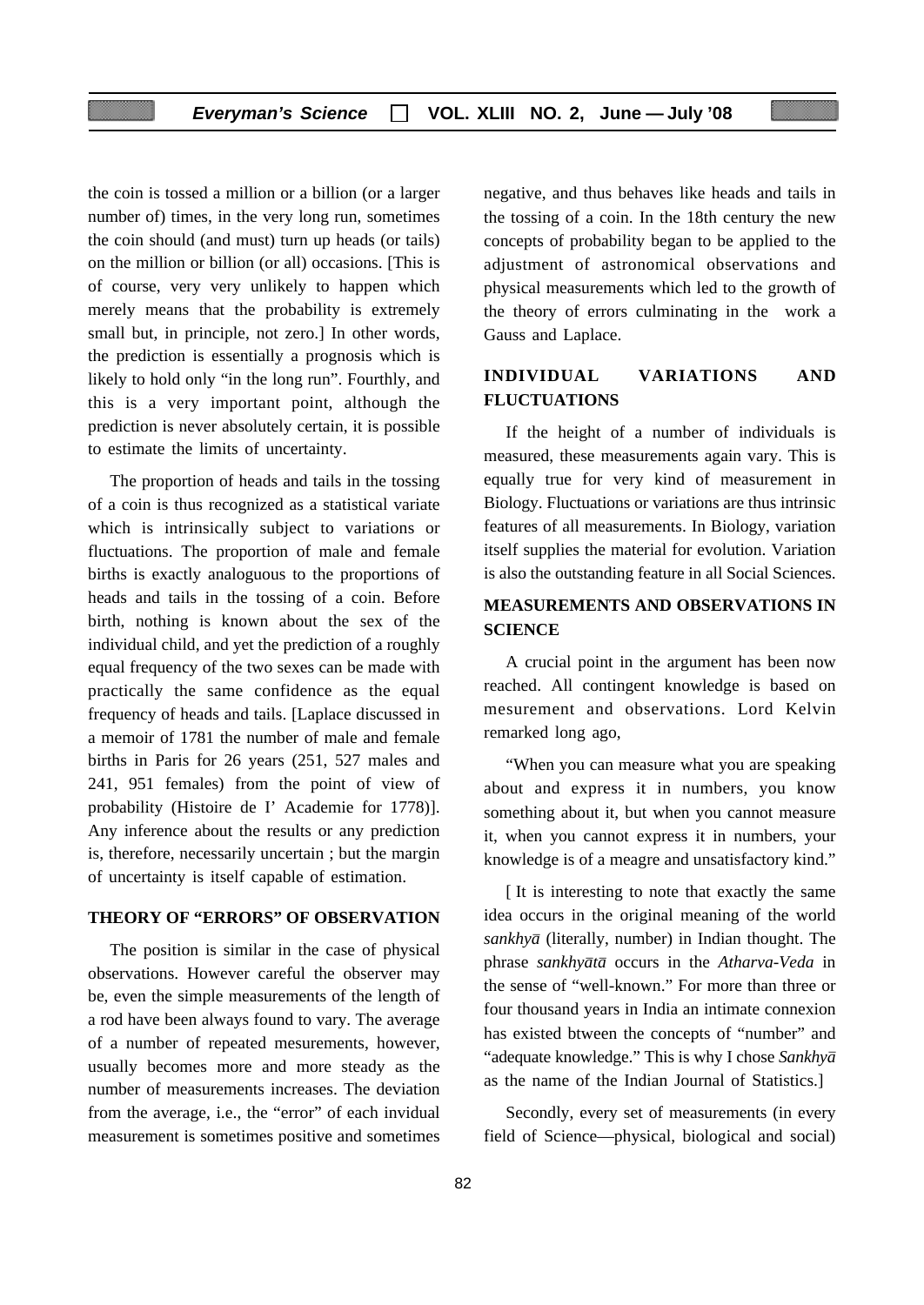the coin is tossed a million or a billion (or a larger number of) times, in the very long run, sometimes the coin should (and must) turn up heads (or tails) on the million or billion (or all) occasions. [This is of course, very very unlikely to happen which merely means that the probability is extremely small but, in principle, not zero.] In other words, the prediction is essentially a prognosis which is likely to hold only "in the long run". Fourthly, and this is a very important point, although the prediction is never absolutely certain, it is possible to estimate the limits of uncertainty.

The proportion of heads and tails in the tossing of a coin is thus recognized as a statistical variate which is intrinsically subject to variations or fluctuations. The proportion of male and female births is exactly analoguous to the proportions of heads and tails in the tossing of a coin. Before birth, nothing is known about the sex of the individual child, and yet the prediction of a roughly equal frequency of the two sexes can be made with practically the same confidence as the equal frequency of heads and tails. [Laplace discussed in a memoir of 1781 the number of male and female births in Paris for 26 years (251, 527 males and 241, 951 females) from the point of view of probability (Histoire de I' Academie for 1778)]. Any inference about the results or any prediction is, therefore, necessarily uncertain ; but the margin of uncertainty is itself capable of estimation.

## THEORY OF "ERRORS" OF OBSERVATION

The position is similar in the case of physical observations. However careful the observer may be, even the simple measurements of the length of a rod have been always found to vary. The average of a number of repeated mesurements, however, usually becomes more and more steady as the number of measurements increases. The deviation from the average, i.e., the "error" of each invidual measurement is sometimes positive and sometimes negative, and thus behaves like heads and tails in the tossing of a coin. In the 18th century the new concepts of probability began to be applied to the adjustment of astronomical observations and physical measurements which led to the growth of the theory of errors culminating in the work a Gauss and Laplace.

## INDIVIDUAL VARIATIONS AND FLUCTUATIONS

If the height of a number of individuals is measured, these measurements again vary. This is equally true for very kind of measurement in Biology. Fluctuations or variations are thus intrinsic features of all measurements. In Biology, variation itself supplies the material for evolution. Variation is also the outstanding feature in all Social Sciences.

## MEASUREMENTS AND OBSERVATIONS IN SCIENCE

A crucial point in the argument has been now reached. All contingent knowledge is based on mesurement and observations. Lord Kelvin remarked long ago,

"When you can measure what you are speaking about and express it in numbers, you know something about it, but when you cannot measure it, when you cannot express it in numbers, your knowledge is of a meagre and unsatisfactory kind."

[ It is interesting to note that exactly the same idea occurs in the original meaning of the world *sankhyā* (literally, number) in Indian thought. The phrase *sankhyātā* occurs in the *Atharva-Veda* in the sense of "well-known." For more than three or four thousand years in India an intimate connexion has existed btween the concepts of "number" and "adequate knowledge." This is why I chose *Sankhyā* as the name of the Indian Journal of Statistics.]

Secondly, every set of measurements (in every field of Science—physical, biological and social)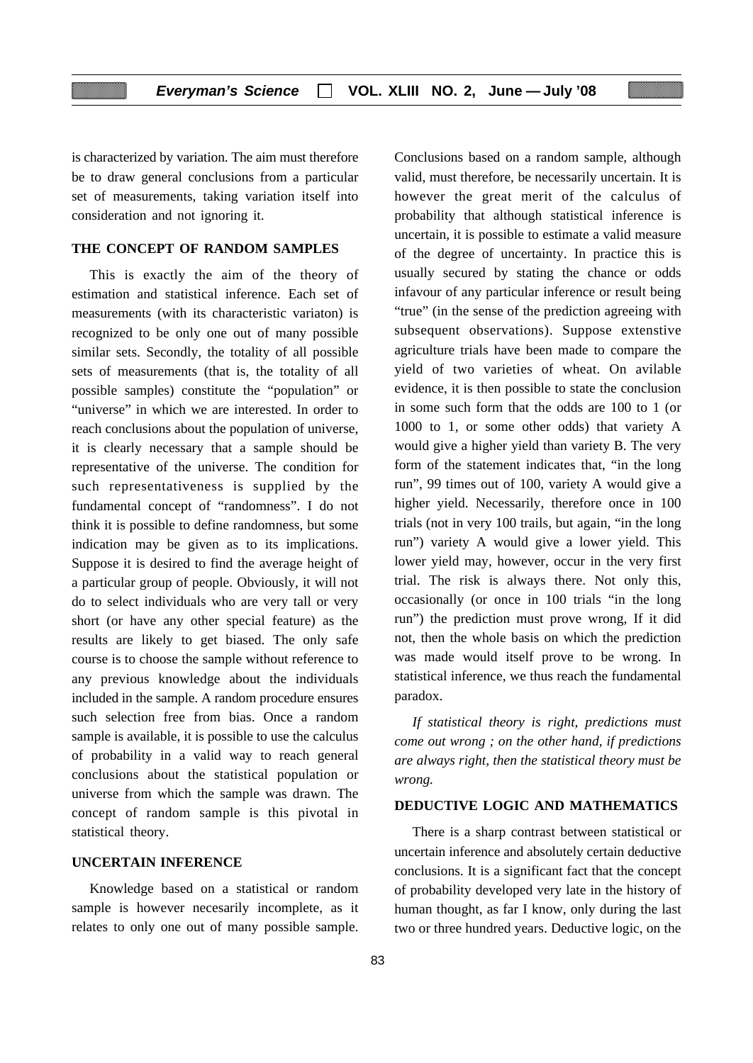is characterized by variation. The aim must therefore be to draw general conclusions from a particular set of measurements, taking variation itself into consideration and not ignoring it.

## THE CONCEPT OF RANDOM SAMPLES

This is exactly the aim of the theory of estimation and statistical inference. Each set of measurements (with its characteristic variaton) is recognized to be only one out of many possible similar sets. Secondly, the totality of all possible sets of measurements (that is, the totality of all possible samples) constitute the "population" or "universe" in which we are interested. In order to reach conclusions about the population of universe, it is clearly necessary that a sample should be representative of the universe. The condition for such representativeness is supplied by the fundamental concept of "randomness". I do not think it is possible to define randomness, but some indication may be given as to its implications. Suppose it is desired to find the average height of a particular group of people. Obviously, it will not do to select individuals who are very tall or very short (or have any other special feature) as the results are likely to get biased. The only safe course is to choose the sample without reference to any previous knowledge about the individuals included in the sample. A random procedure ensures such selection free from bias. Once a random sample is available, it is possible to use the calculus of probability in a valid way to reach general conclusions about the statistical population or universe from which the sample was drawn. The concept of random sample is this pivotal in statistical theory.

## UNCERTAIN INFERENCE

Knowledge based on a statistical or random sample is however necesarily incomplete, as it relates to only one out of many possible sample. Conclusions based on a random sample, although valid, must therefore, be necessarily uncertain. It is however the great merit of the calculus of probability that although statistical inference is uncertain, it is possible to estimate a valid measure of the degree of uncertainty. In practice this is usually secured by stating the chance or odds infavour of any particular inference or result being "true" (in the sense of the prediction agreeing with subsequent observations). Suppose extenstive agriculture trials have been made to compare the yield of two varieties of wheat. On avilable evidence, it is then possible to state the conclusion in some such form that the odds are 100 to 1 (or 1000 to 1, or some other odds) that variety A would give a higher yield than variety B. The very form of the statement indicates that, "in the long run", 99 times out of 100, variety A would give a higher yield. Necessarily, therefore once in 100 trials (not in very 100 trails, but again, "in the long run") variety A would give a lower yield. This lower yield may, however, occur in the very first trial. The risk is always there. Not only this, occasionally (or once in 100 trials "in the long run") the prediction must prove wrong, If it did not, then the whole basis on which the prediction was made would itself prove to be wrong. In statistical inference, we thus reach the fundamental paradox.

*If statistical theory is right, predictions must come out wrong ; on the other hand, if predictions are always right, then the statistical theory must be wrong.*

## DEDUCTIVE LOGIC AND MATHEMATICS

There is a sharp contrast between statistical or uncertain inference and absolutely certain deductive conclusions. It is a significant fact that the concept of probability developed very late in the history of human thought, as far I know, only during the last two or three hundred years. Deductive logic, on the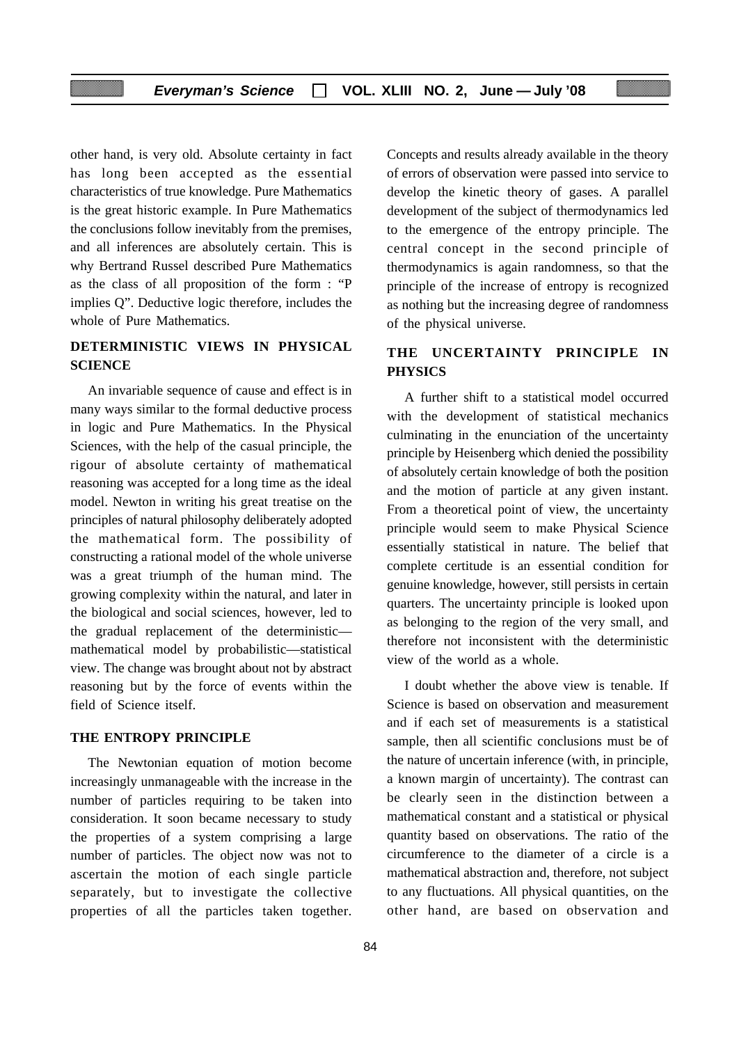other hand, is very old. Absolute certainty in fact has long been accepted as the essential characteristics of true knowledge. Pure Mathematics is the great historic example. In Pure Mathematics the conclusions follow inevitably from the premises, and all inferences are absolutely certain. This is why Bertrand Russel described Pure Mathematics as the class of all proposition of the form : "P implies Q". Deductive logic therefore, includes the whole of Pure Mathematics.

## DETERMINISTIC VIEWS IN PHYSICAL SCIENCE

An invariable sequence of cause and effect is in many ways similar to the formal deductive process in logic and Pure Mathematics. In the Physical Sciences, with the help of the casual principle, the rigour of absolute certainty of mathematical reasoning was accepted for a long time as the ideal model. Newton in writing his great treatise on the principles of natural philosophy deliberately adopted the mathematical form. The possibility of constructing a rational model of the whole universe was a great triumph of the human mind. The growing complexity within the natural, and later in the biological and social sciences, however, led to the gradual replacement of the deterministic—mathematical model by probabilistic—statistical view. The change was brought about not by abstract reasoning but by the force of events within the field of Science itself.

## THE ENTROPY PRINCIPLE

The Newtonian equation of motion become increasingly unmanageable with the increase in the number of particles requiring to be taken into consideration. It soon became necessary to study the properties of a system comprising a large number of particles. The object now was not to ascertain the motion of each single particle separately, but to investigate the collective properties of all the particles taken together. Concepts and results already available in the theory of errors of observation were passed into service to develop the kinetic theory of gases. A parallel development of the subject of thermodynamics led to the emergence of the entropy principle. The central concept in the second principle of thermodynamics is again randomness, so that the principle of the increase of entropy is recognized as nothing but the increasing degree of randomness of the physical universe.

## THE UNCERTAINTY PRINCIPLE IN PHYSICS

A further shift to a statistical model occurred with the development of statistical mechanics culminating in the enunciation of the uncertainty principle by Heisenberg which denied the possibility of absolutely certain knowledge of both the position and the motion of particle at any given instant. From a theoretical point of view, the uncertainty principle would seem to make Physical Science essentially statistical in nature. The belief that complete certitude is an essential condition for genuine knowledge, however, still persists in certain quarters. The uncertainty principle is looked upon as belonging to the region of the very small, and therefore not inconsistent with the deterministic view of the world as a whole.

I doubt whether the above view is tenable. If Science is based on observation and measurement and if each set of measurements is a statistical sample, then all scientific conclusions must be of the nature of uncertain inference (with, in principle, a known margin of uncertainty). The contrast can be clearly seen in the distinction between a mathematical constant and a statistical or physical quantity based on observations. The ratio of the circumference to the diameter of a circle is a mathematical abstraction and, therefore, not subject to any fluctuations. All physical quantities, on the other hand, are based on observation and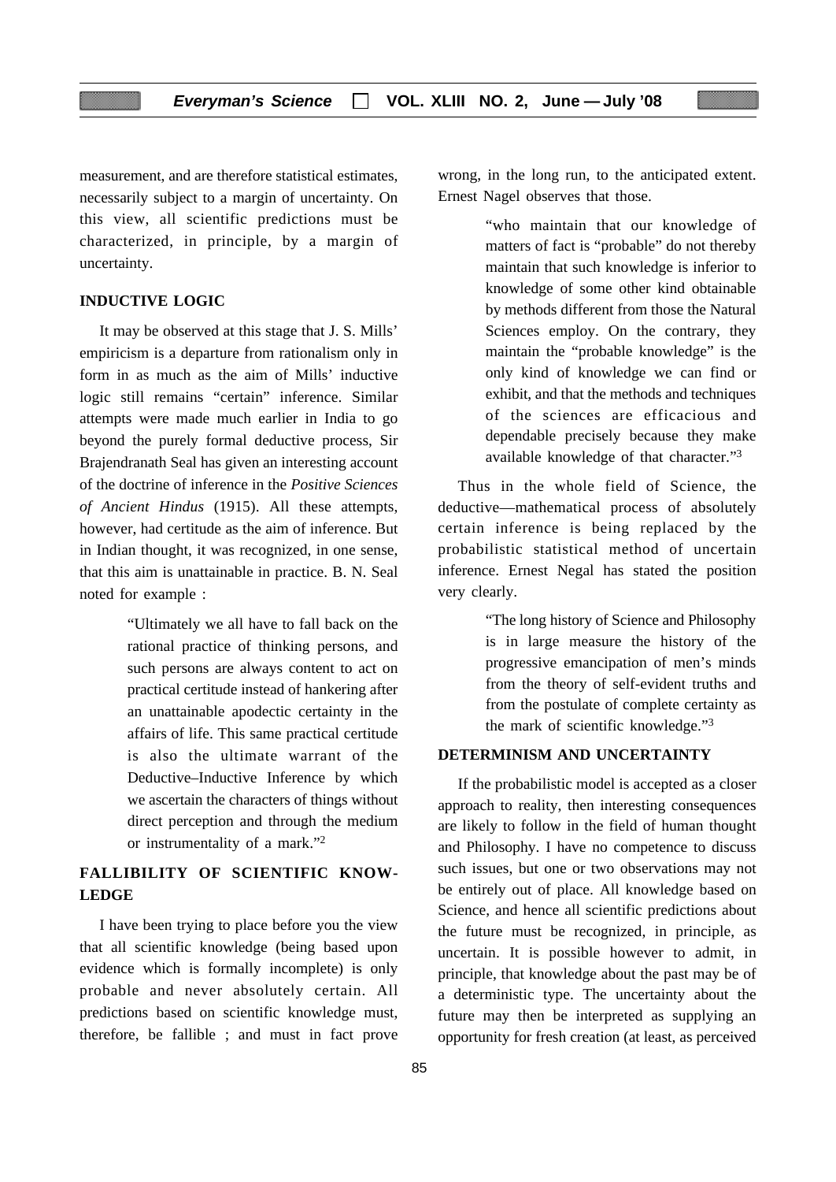measurement, and are therefore statistical estimates, necessarily subject to a margin of uncertainty. On this view, all scientific predictions must be characterized, in principle, by a margin of uncertainty.

## INDUCTIVE LOGIC

It may be observed at this stage that J. S. Mills' empiricism is a departure from rationalism only in form in as much as the aim of Mills' inductive logic still remains "certain" inference. Similar attempts were made much earlier in India to go beyond the purely formal deductive process, Sir Brajendranath Seal has given an interesting account of the doctrine of inference in the *Positive Sciences of Ancient Hindus* (1915). All these attempts, however, had certitude as the aim of inference. But in Indian thought, it was recognized, in one sense, that this aim is unattainable in practice. B. N. Seal noted for example :

> "Ultimately we all have to fall back on the rational practice of thinking persons, and such persons are always content to act on practical certitude instead of hankering after an unattainable apodectic certainty in the affairs of life. This same practical certitude is also the ultimate warrant of the Deductive–Inductive Inference by which we ascertain the characters of things without direct perception and through the medium or instrumentality of a mark."[2]

## FALLIBILITY OF SCIENTIFIC KNOWLEDGE

I have been trying to place before you the view that all scientific knowledge (being based upon evidence which is formally incomplete) is only probable and never absolutely certain. All predictions based on scientific knowledge must, therefore, be fallible ; and must in fact prove wrong, in the long run, to the anticipated extent. Ernest Nagel observes that those.

> "who maintain that our knowledge of matters of fact is "probable" do not thereby maintain that such knowledge is inferior to knowledge of some other kind obtainable by methods different from those the Natural Sciences employ. On the contrary, they maintain the "probable knowledge" is the only kind of knowledge we can find or exhibit, and that the methods and techniques of the sciences are efficacious and dependable precisely because they make available knowledge of that character."[3]

Thus in the whole field of Science, the deductive—mathematical process of absolutely certain inference is being replaced by the probabilistic statistical method of uncertain inference. Ernest Negal has stated the position very clearly.

> "The long history of Science and Philosophy is in large measure the history of the progressive emancipation of men's minds from the theory of self-evident truths and from the postulate of complete certainty as the mark of scientific knowledge."[3]

## DETERMINISM AND UNCERTAINTY

If the probabilistic model is accepted as a closer approach to reality, then interesting consequences are likely to follow in the field of human thought and Philosophy. I have no competence to discuss such issues, but one or two observations may not be entirely out of place. All knowledge based on Science, and hence all scientific predictions about the future must be recognized, in principle, as uncertain. It is possible however to admit, in principle, that knowledge about the past may be of a deterministic type. The uncertainty about the future may then be interpreted as supplying an opportunity for fresh creation (at least, as perceived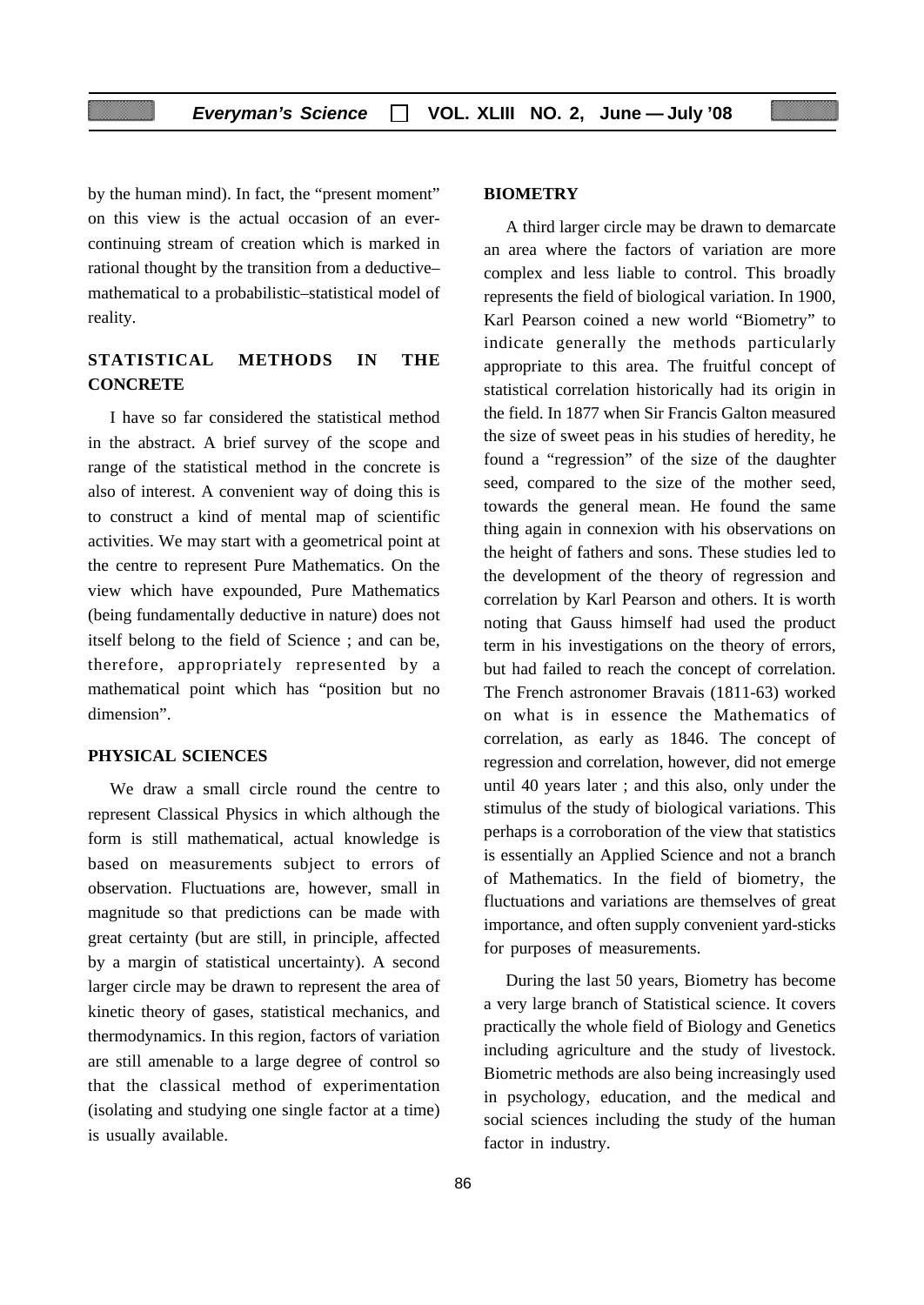by the human mind). In fact, the "present moment" on this view is the actual occasion of an ever-continuing stream of creation which is marked in rational thought by the transition from a deductive–mathematical to a probabilistic–statistical model of reality.

## STATISTICAL METHODS IN THE CONCRETE

I have so far considered the statistical method in the abstract. A brief survey of the scope and range of the statistical method in the concrete is also of interest. A convenient way of doing this is to construct a kind of mental map of scientific activities. We may start with a geometrical point at the centre to represent Pure Mathematics. On the view which have expounded, Pure Mathematics (being fundamentally deductive in nature) does not itself belong to the field of Science ; and can be, therefore, appropriately represented by a mathematical point which has "position but no dimension".

### PHYSICAL SCIENCES

We draw a small circle round the centre to represent Classical Physics in which although the form is still mathematical, actual knowledge is based on measurements subject to errors of observation. Fluctuations are, however, small in magnitude so that predictions can be made with great certainty (but are still, in principle, affected by a margin of statistical uncertainty). A second larger circle may be drawn to represent the area of kinetic theory of gases, statistical mechanics, and thermodynamics. In this region, factors of variation are still amenable to a large degree of control so that the classical method of experimentation (isolating and studying one single factor at a time) is usually available.

### BIOMETRY

A third larger circle may be drawn to demarcate an area where the factors of variation are more complex and less liable to control. This broadly represents the field of biological variation. In 1900, Karl Pearson coined a new world "Biometry" to indicate generally the methods particularly appropriate to this area. The fruitful concept of statistical correlation historically had its origin in the field. In 1877 when Sir Francis Galton measured the size of sweet peas in his studies of heredity, he found a "regression" of the size of the daughter seed, compared to the size of the mother seed, towards the general mean. He found the same thing again in connexion with his observations on the height of fathers and sons. These studies led to the development of the theory of regression and correlation by Karl Pearson and others. It is worth noting that Gauss himself had used the product term in his investigations on the theory of errors, but had failed to reach the concept of correlation. The French astronomer Bravais (1811-63) worked on what is in essence the Mathematics of correlation, as early as 1846. The concept of regression and correlation, however, did not emerge until 40 years later ; and this also, only under the stimulus of the study of biological variations. This perhaps is a corroboration of the view that statistics is essentially an Applied Science and not a branch of Mathematics. In the field of biometry, the fluctuations and variations are themselves of great importance, and often supply convenient yard-sticks for purposes of measurements.

During the last 50 years, Biometry has become a very large branch of Statistical science. It covers practically the whole field of Biology and Genetics including agriculture and the study of livestock. Biometric methods are also being increasingly used in psychology, education, and the medical and social sciences including the study of the human factor in industry.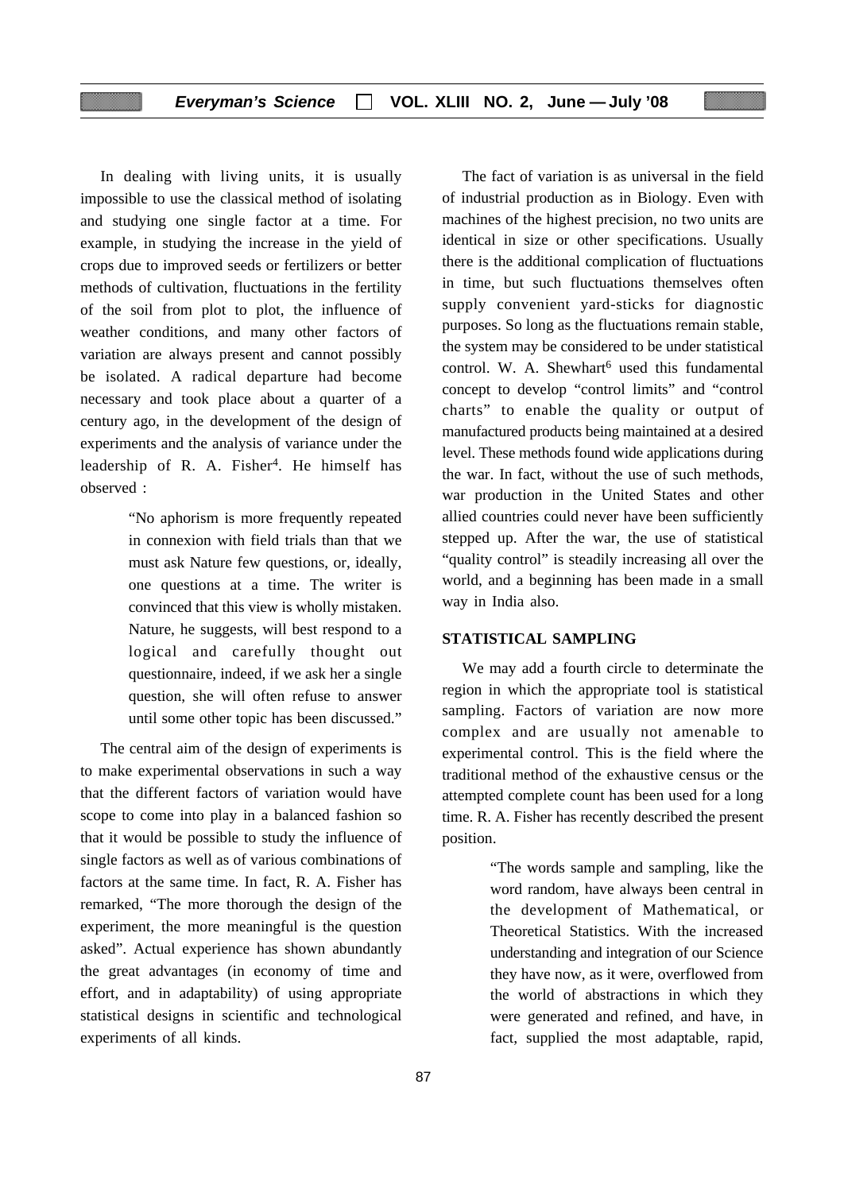In dealing with living units, it is usually impossible to use the classical method of isolating and studying one single factor at a time. For example, in studying the increase in the yield of crops due to improved seeds or fertilizers or better methods of cultivation, fluctuations in the fertility of the soil from plot to plot, the influence of weather conditions, and many other factors of variation are always present and cannot possibly be isolated. A radical departure had become necessary and took place about a quarter of a century ago, in the development of the design of experiments and the analysis of variance under the leadership of R. A. Fisher[4]. He himself has observed :

> "No aphorism is more frequently repeated in connexion with field trials than that we must ask Nature few questions, or, ideally, one questions at a time. The writer is convinced that this view is wholly mistaken. Nature, he suggests, will best respond to a logical and carefully thought out questionnaire, indeed, if we ask her a single question, she will often refuse to answer until some other topic has been discussed."

The central aim of the design of experiments is to make experimental observations in such a way that the different factors of variation would have scope to come into play in a balanced fashion so that it would be possible to study the influence of single factors as well as of various combinations of factors at the same time. In fact, R. A. Fisher has remarked, "The more thorough the design of the experiment, the more meaningful is the question asked". Actual experience has shown abundantly the great advantages (in economy of time and effort, and in adaptability) of using appropriate statistical designs in scientific and technological experiments of all kinds.

The fact of variation is as universal in the field of industrial production as in Biology. Even with machines of the highest precision, no two units are identical in size or other specifications. Usually there is the additional complication of fluctuations in time, but such fluctuations themselves often supply convenient yard-sticks for diagnostic purposes. So long as the fluctuations remain stable, the system may be considered to be under statistical control. W. A. Shewhart[6] used this fundamental concept to develop "control limits" and "control charts" to enable the quality or output of manufactured products being maintained at a desired level. These methods found wide applications during the war. In fact, without the use of such methods, war production in the United States and other allied countries could never have been sufficiently stepped up. After the war, the use of statistical "quality control" is steadily increasing all over the world, and a beginning has been made in a small way in India also.

## STATISTICAL SAMPLING

We may add a fourth circle to determinate the region in which the appropriate tool is statistical sampling. Factors of variation are now more complex and are usually not amenable to experimental control. This is the field where the traditional method of the exhaustive census or the attempted complete count has been used for a long time. R. A. Fisher has recently described the present position.

> "The words sample and sampling, like the word random, have always been central in the development of Mathematical, or Theoretical Statistics. With the increased understanding and integration of our Science they have now, as it were, overflowed from the world of abstractions in which they were generated and refined, and have, in fact, supplied the most adaptable, rapid,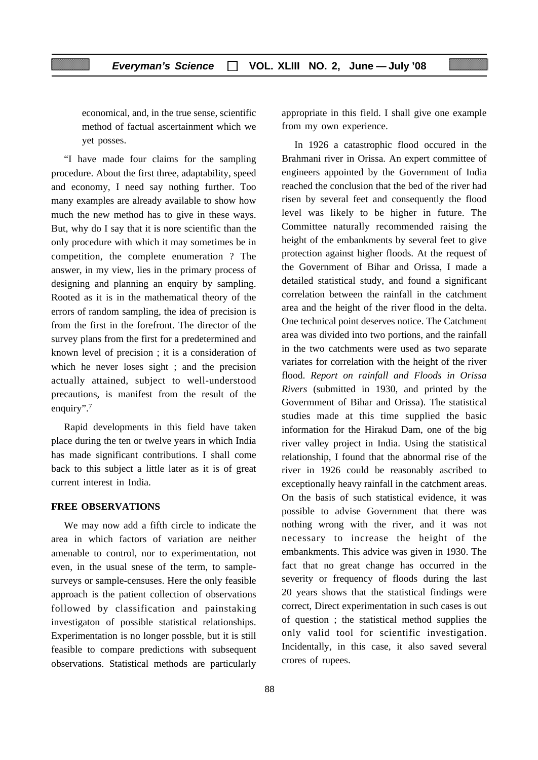economical, and, in the true sense, scientific method of factual ascertainment which we yet posses.

"I have made four claims for the sampling procedure. About the first three, adaptability, speed and economy, I need say nothing further. Too many examples are already available to show how much the new method has to give in these ways. But, why do I say that it is nore scientific than the only procedure with which it may sometimes be in competition, the complete enumeration ? The answer, in my view, lies in the primary process of designing and planning an enquiry by sampling. Rooted as it is in the mathematical theory of the errors of random sampling, the idea of precision is from the first in the forefront. The director of the survey plans from the first for a predetermined and known level of precision ; it is a consideration of which he never loses sight ; and the precision actually attained, subject to well-understood precautions, is manifest from the result of the enquiry".[7]

Rapid developments in this field have taken place during the ten or twelve years in which India has made significant contributions. I shall come back to this subject a little later as it is of great current interest in India.

**FREE OBSERVATIONS**

We may now add a fifth circle to indicate the area in which factors of variation are neither amenable to control, nor to experimentation, not even, in the usual snese of the term, to sample-surveys or sample-censuses. Here the only feasible approach is the patient collection of observations followed by classification and painstaking investigaton of possible statistical relationships. Experimentation is no longer possble, but it is still feasible to compare predictions with subsequent observations. Statistical methods are particularly appropriate in this field. I shall give one example from my own experience.

In 1926 a catastrophic flood occured in the Brahmani river in Orissa. An expert committee of engineers appointed by the Government of India reached the conclusion that the bed of the river had risen by several feet and consequently the flood level was likely to be higher in future. The Committee naturally recommended raising the height of the embankments by several feet to give protection against higher floods. At the request of the Government of Bihar and Orissa, I made a detailed statistical study, and found a significant correlation between the rainfall in the catchment area and the height of the river flood in the delta. One technical point deserves notice. The Catchment area was divided into two portions, and the rainfall in the two catchments were used as two separate variates for correlation with the height of the river flood. *Report on rainfall and Floods in Orissa Rivers* (submitted in 1930, and printed by the Govermment of Bihar and Orissa). The statistical studies made at this time supplied the basic information for the Hirakud Dam, one of the big river valley project in India. Using the statistical relationship, I found that the abnormal rise of the river in 1926 could be reasonably ascribed to exceptionally heavy rainfall in the catchment areas. On the basis of such statistical evidence, it was possible to advise Government that there was nothing wrong with the river, and it was not necessary to increase the height of the embankments. This advice was given in 1930. The fact that no great change has occurred in the severity or frequency of floods during the last 20 years shows that the statistical findings were correct, Direct experimentation in such cases is out of question ; the statistical method supplies the only valid tool for scientific investigation. Incidentally, in this case, it also saved several crores of rupees.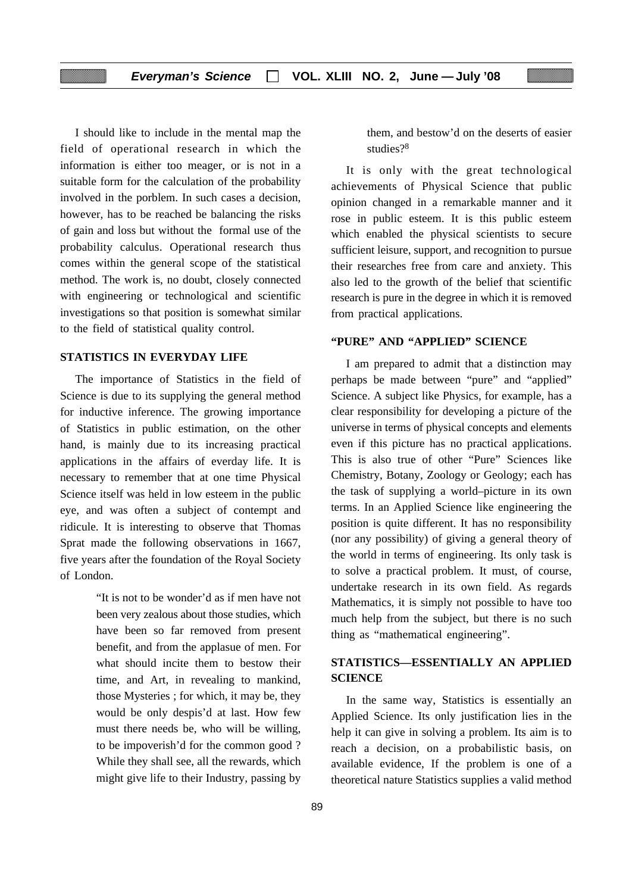I should like to include in the mental map the field of operational research in which the information is either too meager, or is not in a suitable form for the calculation of the probability involved in the porblem. In such cases a decision, however, has to be reached be balancing the risks of gain and loss but without the formal use of the probability calculus. Operational research thus comes within the general scope of the statistical method. The work is, no doubt, closely connected with engineering or technological and scientific investigations so that position is somewhat similar to the field of statistical quality control.

## STATISTICS IN EVERYDAY LIFE

The importance of Statistics in the field of Science is due to its supplying the general method for inductive inference. The growing importance of Statistics in public estimation, on the other hand, is mainly due to its increasing practical applications in the affairs of everday life. It is necessary to remember that at one time Physical Science itself was held in low esteem in the public eye, and was often a subject of contempt and ridicule. It is interesting to observe that Thomas Sprat made the following observations in 1667, five years after the foundation of the Royal Society of London.

> "It is not to be wonder'd as if men have not been very zealous about those studies, which have been so far removed from present benefit, and from the applasue of men. For what should incite them to bestow their time, and Art, in revealing to mankind, those Mysteries ; for which, it may be, they would be only despis'd at last. How few must there needs be, who will be willing, to be impoverish'd for the common good ? While they shall see, all the rewards, which might give life to their Industry, passing by them, and bestow'd on the deserts of easier studies?[8]

It is only with the great technological achievements of Physical Science that public opinion changed in a remarkable manner and it rose in public esteem. It is this public esteem which enabled the physical scientists to secure sufficient leisure, support, and recognition to pursue their researches free from care and anxiety. This also led to the growth of the belief that scientific research is pure in the degree in which it is removed from practical applications.

## "PURE" AND "APPLIED" SCIENCE

I am prepared to admit that a distinction may perhaps be made between "pure" and "applied" Science. A subject like Physics, for example, has a clear responsibility for developing a picture of the universe in terms of physical concepts and elements even if this picture has no practical applications. This is also true of other "Pure" Sciences like Chemistry, Botany, Zoology or Geology; each has the task of supplying a world–picture in its own terms. In an Applied Science like engineering the position is quite different. It has no responsibility (nor any possibility) of giving a general theory of the world in terms of engineering. Its only task is to solve a practical problem. It must, of course, undertake research in its own field. As regards Mathematics, it is simply not possible to have too much help from the subject, but there is no such thing as "mathematical engineering".

## STATISTICS—ESSENTIALLY AN APPLIED SCIENCE

In the same way, Statistics is essentially an Applied Science. Its only justification lies in the help it can give in solving a problem. Its aim is to reach a decision, on a probabilistic basis, on available evidence, If the problem is one of a theoretical nature Statistics supplies a valid method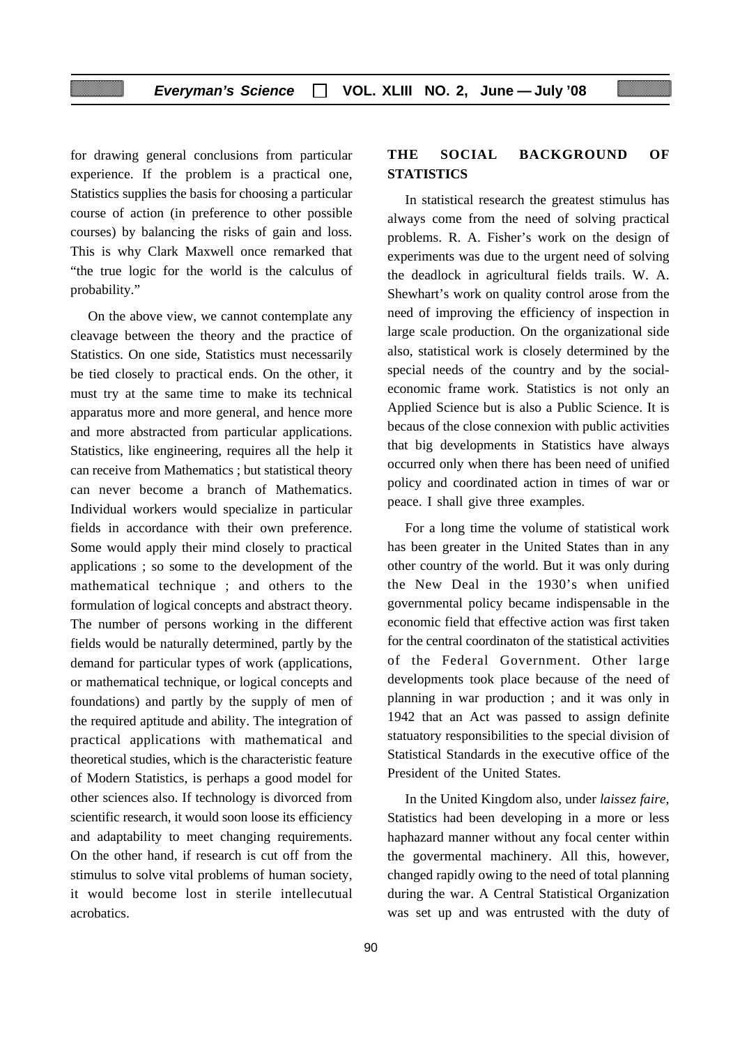for drawing general conclusions from particular experience. If the problem is a practical one, Statistics supplies the basis for choosing a particular course of action (in preference to other possible courses) by balancing the risks of gain and loss. This is why Clark Maxwell once remarked that "the true logic for the world is the calculus of probability."

On the above view, we cannot contemplate any cleavage between the theory and the practice of Statistics. On one side, Statistics must necessarily be tied closely to practical ends. On the other, it must try at the same time to make its technical apparatus more and more general, and hence more and more abstracted from particular applications. Statistics, like engineering, requires all the help it can receive from Mathematics ; but statistical theory can never become a branch of Mathematics. Individual workers would specialize in particular fields in accordance with their own preference. Some would apply their mind closely to practical applications ; so some to the development of the mathematical technique ; and others to the formulation of logical concepts and abstract theory. The number of persons working in the different fields would be naturally determined, partly by the demand for particular types of work (applications, or mathematical technique, or logical concepts and foundations) and partly by the supply of men of the required aptitude and ability. The integration of practical applications with mathematical and theoretical studies, which is the characteristic feature of Modern Statistics, is perhaps a good model for other sciences also. If technology is divorced from scientific research, it would soon loose its efficiency and adaptability to meet changing requirements. On the other hand, if research is cut off from the stimulus to solve vital problems of human society, it would become lost in sterile intellecutual acrobatics.

## THE SOCIAL BACKGROUND OF STATISTICS

In statistical research the greatest stimulus has always come from the need of solving practical problems. R. A. Fisher's work on the design of experiments was due to the urgent need of solving the deadlock in agricultural fields trails. W. A. Shewhart's work on quality control arose from the need of improving the efficiency of inspection in large scale production. On the organizational side also, statistical work is closely determined by the special needs of the country and by the social-economic frame work. Statistics is not only an Applied Science but is also a Public Science. It is becaus of the close connexion with public activities that big developments in Statistics have always occurred only when there has been need of unified policy and coordinated action in times of war or peace. I shall give three examples.

For a long time the volume of statistical work has been greater in the United States than in any other country of the world. But it was only during the New Deal in the 1930's when unified governmental policy became indispensable in the economic field that effective action was first taken for the central coordinaton of the statistical activities of the Federal Government. Other large developments took place because of the need of planning in war production ; and it was only in 1942 that an Act was passed to assign definite statuatory responsibilities to the special division of Statistical Standards in the executive office of the President of the United States.

In the United Kingdom also, under *laissez faire,* Statistics had been developing in a more or less haphazard manner without any focal center within the govermental machinery. All this, however, changed rapidly owing to the need of total planning during the war. A Central Statistical Organization was set up and was entrusted with the duty of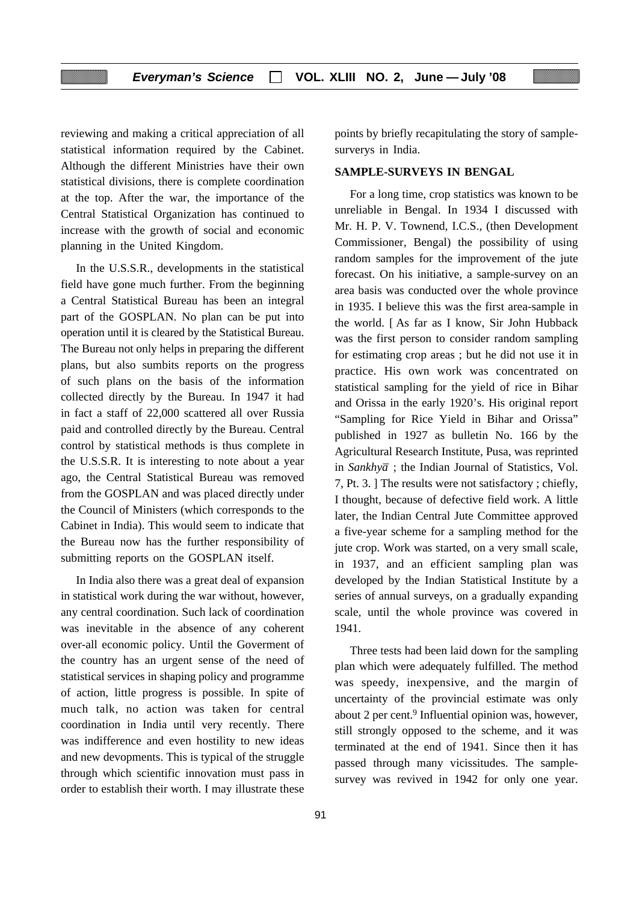reviewing and making a critical appreciation of all statistical information required by the Cabinet. Although the different Ministries have their own statistical divisions, there is complete coordination at the top. After the war, the importance of the Central Statistical Organization has continued to increase with the growth of social and economic planning in the United Kingdom.

In the U.S.S.R., developments in the statistical field have gone much further. From the beginning a Central Statistical Bureau has been an integral part of the GOSPLAN. No plan can be put into operation until it is cleared by the Statistical Bureau. The Bureau not only helps in preparing the different plans, but also sumbits reports on the progress of such plans on the basis of the information collected directly by the Bureau. In 1947 it had in fact a staff of 22,000 scattered all over Russia paid and controlled directly by the Bureau. Central control by statistical methods is thus complete in the U.S.S.R. It is interesting to note about a year ago, the Central Statistical Bureau was removed from the GOSPLAN and was placed directly under the Council of Ministers (which corresponds to the Cabinet in India). This would seem to indicate that the Bureau now has the further responsibility of submitting reports on the GOSPLAN itself.

In India also there was a great deal of expansion in statistical work during the war without, however, any central coordination. Such lack of coordination was inevitable in the absence of any coherent over-all economic policy. Until the Goverment of the country has an urgent sense of the need of statistical services in shaping policy and programme of action, little progress is possible. In spite of much talk, no action was taken for central coordination in India until very recently. There was indifference and even hostility to new ideas and new devopments. This is typical of the struggle through which scientific innovation must pass in order to establish their worth. I may illustrate these points by briefly recapitulating the story of sample-surverys in India.

## SAMPLE-SURVEYS IN BENGAL

For a long time, crop statistics was known to be unreliable in Bengal. In 1934 I discussed with Mr. H. P. V. Townend, I.C.S., (then Development Commissioner, Bengal) the possibility of using random samples for the improvement of the jute forecast. On his initiative, a sample-survey on an area basis was conducted over the whole province in 1935. I believe this was the first area-sample in the world. [ As far as I know, Sir John Hubback was the first person to consider random sampling for estimating crop areas ; but he did not use it in practice. His own work was concentrated on statistical sampling for the yield of rice in Bihar and Orissa in the early 1920's. His original report "Sampling for Rice Yield in Bihar and Orissa" published in 1927 as bulletin No. 166 by the Agricultural Research Institute, Pusa, was reprinted in *Sankhyā* ; the Indian Journal of Statistics, Vol. 7, Pt. 3. ] The results were not satisfactory ; chiefly, I thought, because of defective field work. A little later, the Indian Central Jute Committee approved a five-year scheme for a sampling method for the jute crop. Work was started, on a very small scale, in 1937, and an efficient sampling plan was developed by the Indian Statistical Institute by a series of annual surveys, on a gradually expanding scale, until the whole province was covered in 1941.

Three tests had been laid down for the sampling plan which were adequately fulfilled. The method was speedy, inexpensive, and the margin of uncertainty of the provincial estimate was only about 2 per cent.[9] Influential opinion was, however, still strongly opposed to the scheme, and it was terminated at the end of 1941. Since then it has passed through many vicissitudes. The sample-survey was revived in 1942 for only one year.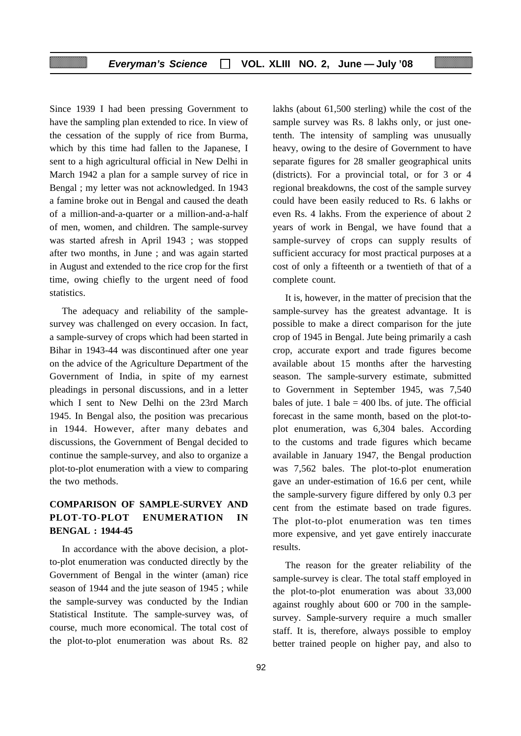Since 1939 I had been pressing Government to have the sampling plan extended to rice. In view of the cessation of the supply of rice from Burma, which by this time had fallen to the Japanese, I sent to a high agricultural official in New Delhi in March 1942 a plan for a sample survey of rice in Bengal ; my letter was not acknowledged. In 1943 a famine broke out in Bengal and caused the death of a million-and-a-quarter or a million-and-a-half of men, women, and children. The sample-survey was started afresh in April 1943 ; was stopped after two months, in June ; and was again started in August and extended to the rice crop for the first time, owing chiefly to the urgent need of food statistics.

The adequacy and reliability of the sample-survey was challenged on every occasion. In fact, a sample-survey of crops which had been started in Bihar in 1943-44 was discontinued after one year on the advice of the Agriculture Department of the Government of India, in spite of my earnest pleadings in personal discussions, and in a letter which I sent to New Delhi on the 23rd March 1945. In Bengal also, the position was precarious in 1944. However, after many debates and discussions, the Government of Bengal decided to continue the sample-survey, and also to organize a plot-to-plot enumeration with a view to comparing the two methods.

## COMPARISON OF SAMPLE-SURVEY AND PLOT-TO-PLOT ENUMERATION IN BENGAL : 1944-45

In accordance with the above decision, a plot-to-plot enumeration was conducted directly by the Government of Bengal in the winter (aman) rice season of 1944 and the jute season of 1945 ; while the sample-survey was conducted by the Indian Statistical Institute. The sample-survey was, of course, much more economical. The total cost of the plot-to-plot enumeration was about Rs. 82 lakhs (about 61,500 sterling) while the cost of the sample survey was Rs. 8 lakhs only, or just one-tenth. The intensity of sampling was unusually heavy, owing to the desire of Government to have separate figures for 28 smaller geographical units (districts). For a provincial total, or for 3 or 4 regional breakdowns, the cost of the sample survey could have been easily reduced to Rs. 6 lakhs or even Rs. 4 lakhs. From the experience of about 2 years of work in Bengal, we have found that a sample-survey of crops can supply results of sufficient accuracy for most practical purposes at a cost of only a fifteenth or a twentieth of that of a complete count.

It is, however, in the matter of precision that the sample-survey has the greatest advantage. It is possible to make a direct comparison for the jute crop of 1945 in Bengal. Jute being primarily a cash crop, accurate export and trade figures become available about 15 months after the harvesting season. The sample-survery estimate, submitted to Government in September 1945, was 7,540 bales of jute. 1 bale = 400 lbs. of jute. The official forecast in the same month, based on the plot-to-plot enumeration, was 6,304 bales. According to the customs and trade figures which became available in January 1947, the Bengal production was 7,562 bales. The plot-to-plot enumeration gave an under-estimation of 16.6 per cent, while the sample-survery figure differed by only 0.3 per cent from the estimate based on trade figures. The plot-to-plot enumeration was ten times more expensive, and yet gave entirely inaccurate results.

The reason for the greater reliability of the sample-survey is clear. The total staff employed in the plot-to-plot enumeration was about 33,000 against roughly about 600 or 700 in the sample-survey. Sample-survery require a much smaller staff. It is, therefore, always possible to employ better trained people on higher pay, and also to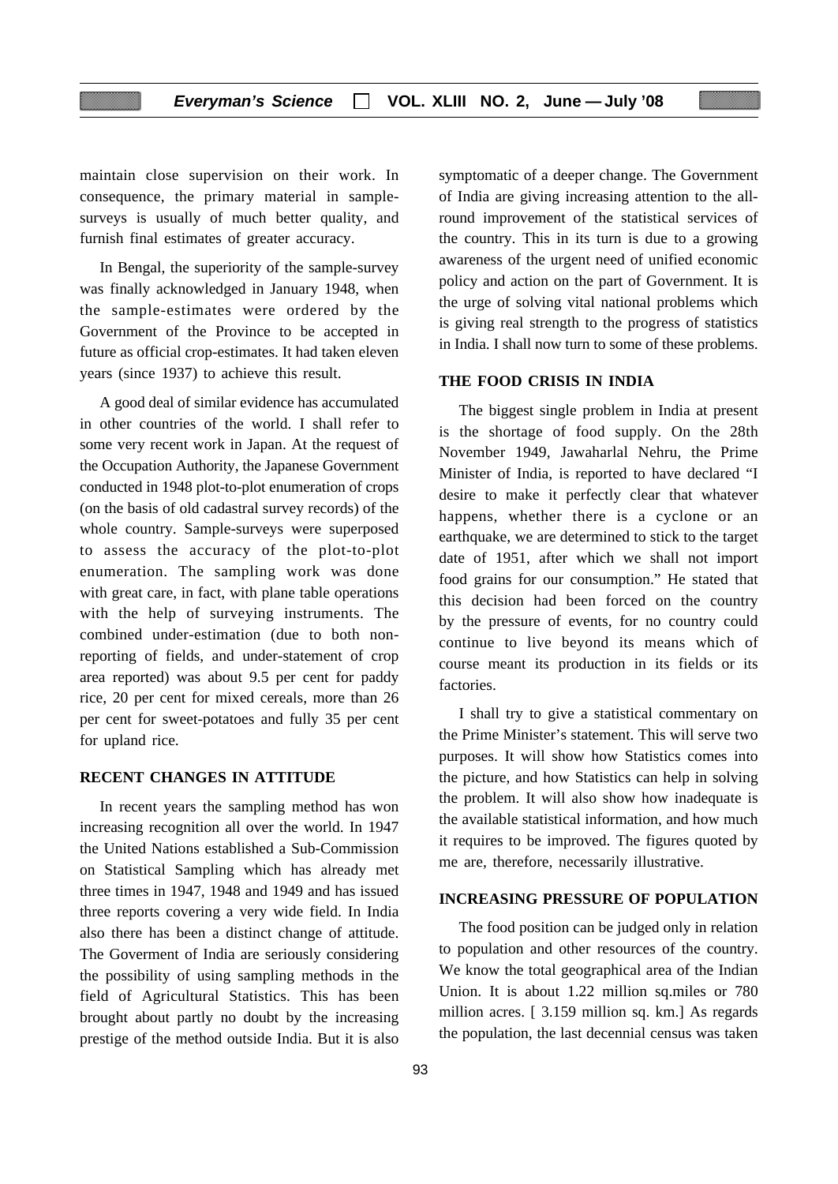maintain close supervision on their work. In consequence, the primary material in sample-surveys is usually of much better quality, and furnish final estimates of greater accuracy.

In Bengal, the superiority of the sample-survey was finally acknowledged in January 1948, when the sample-estimates were ordered by the Government of the Province to be accepted in future as official crop-estimates. It had taken eleven years (since 1937) to achieve this result.

A good deal of similar evidence has accumulated in other countries of the world. I shall refer to some very recent work in Japan. At the request of the Occupation Authority, the Japanese Government conducted in 1948 plot-to-plot enumeration of crops (on the basis of old cadastral survey records) of the whole country. Sample-surveys were superposed to assess the accuracy of the plot-to-plot enumeration. The sampling work was done with great care, in fact, with plane table operations with the help of surveying instruments. The combined under-estimation (due to both non-reporting of fields, and under-statement of crop area reported) was about 9.5 per cent for paddy rice, 20 per cent for mixed cereals, more than 26 per cent for sweet-potatoes and fully 35 per cent for upland rice.

## RECENT CHANGES IN ATTITUDE

In recent years the sampling method has won increasing recognition all over the world. In 1947 the United Nations established a Sub-Commission on Statistical Sampling which has already met three times in 1947, 1948 and 1949 and has issued three reports covering a very wide field. In India also there has been a distinct change of attitude. The Goverment of India are seriously considering the possibility of using sampling methods in the field of Agricultural Statistics. This has been brought about partly no doubt by the increasing prestige of the method outside India. But it is also symptomatic of a deeper change. The Government of India are giving increasing attention to the all-round improvement of the statistical services of the country. This in its turn is due to a growing awareness of the urgent need of unified economic policy and action on the part of Government. It is the urge of solving vital national problems which is giving real strength to the progress of statistics in India. I shall now turn to some of these problems.

## THE FOOD CRISIS IN INDIA

The biggest single problem in India at present is the shortage of food supply. On the 28th November 1949, Jawaharlal Nehru, the Prime Minister of India, is reported to have declared "I desire to make it perfectly clear that whatever happens, whether there is a cyclone or an earthquake, we are determined to stick to the target date of 1951, after which we shall not import food grains for our consumption." He stated that this decision had been forced on the country by the pressure of events, for no country could continue to live beyond its means which of course meant its production in its fields or its factories.

I shall try to give a statistical commentary on the Prime Minister's statement. This will serve two purposes. It will show how Statistics comes into the picture, and how Statistics can help in solving the problem. It will also show how inadequate is the available statistical information, and how much it requires to be improved. The figures quoted by me are, therefore, necessarily illustrative.

## INCREASING PRESSURE OF POPULATION

The food position can be judged only in relation to population and other resources of the country. We know the total geographical area of the Indian Union. It is about 1.22 million sq.miles or 780 million acres. [ 3.159 million sq. km.] As regards the population, the last decennial census was taken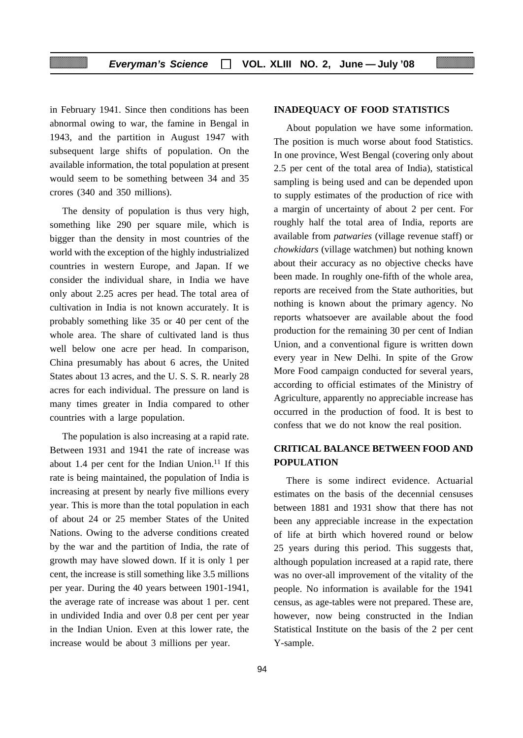in February 1941. Since then conditions has been abnormal owing to war, the famine in Bengal in 1943, and the partition in August 1947 with subsequent large shifts of population. On the available information, the total population at present would seem to be something between 34 and 35 crores (340 and 350 millions).

The density of population is thus very high, something like 290 per square mile, which is bigger than the density in most countries of the world with the exception of the highly industrialized countries in western Europe, and Japan. If we consider the individual share, in India we have only about 2.25 acres per head. The total area of cultivation in India is not known accurately. It is probably something like 35 or 40 per cent of the whole area. The share of cultivated land is thus well below one acre per head. In comparison, China presumably has about 6 acres, the United States about 13 acres, and the U. S. S. R. nearly 28 acres for each individual. The pressure on land is many times greater in India compared to other countries with a large population.

The population is also increasing at a rapid rate. Between 1931 and 1941 the rate of increase was about 1.4 per cent for the Indian Union.[11] If this rate is being maintained, the population of India is increasing at present by nearly five millions every year. This is more than the total population in each of about 24 or 25 member States of the United Nations. Owing to the adverse conditions created by the war and the partition of India, the rate of growth may have slowed down. If it is only 1 per cent, the increase is still something like 3.5 millions per year. During the 40 years between 1901-1941, the average rate of increase was about 1 per. cent in undivided India and over 0.8 per cent per year in the Indian Union. Even at this lower rate, the increase would be about 3 millions per year.

## INADEQUACY OF FOOD STATISTICS

About population we have some information. The position is much worse about food Statistics. In one province, West Bengal (covering only about 2.5 per cent of the total area of India), statistical sampling is being used and can be depended upon to supply estimates of the production of rice with a margin of uncertainty of about 2 per cent. For roughly half the total area of India, reports are available from *patwaries* (village revenue staff) or *chowkidars* (village watchmen) but nothing known about their accuracy as no objective checks have been made. In roughly one-fifth of the whole area, reports are received from the State authorities, but nothing is known about the primary agency. No reports whatsoever are available about the food production for the remaining 30 per cent of Indian Union, and a conventional figure is written down every year in New Delhi. In spite of the Grow More Food campaign conducted for several years, according to official estimates of the Ministry of Agriculture, apparently no appreciable increase has occurred in the production of food. It is best to confess that we do not know the real position.

## CRITICAL BALANCE BETWEEN FOOD AND POPULATION

There is some indirect evidence. Actuarial estimates on the basis of the decennial censuses between 1881 and 1931 show that there has not been any appreciable increase in the expectation of life at birth which hovered round or below 25 years during this period. This suggests that, although population increased at a rapid rate, there was no over-all improvement of the vitality of the people. No information is available for the 1941 census, as age-tables were not prepared. These are, however, now being constructed in the Indian Statistical Institute on the basis of the 2 per cent Y-sample.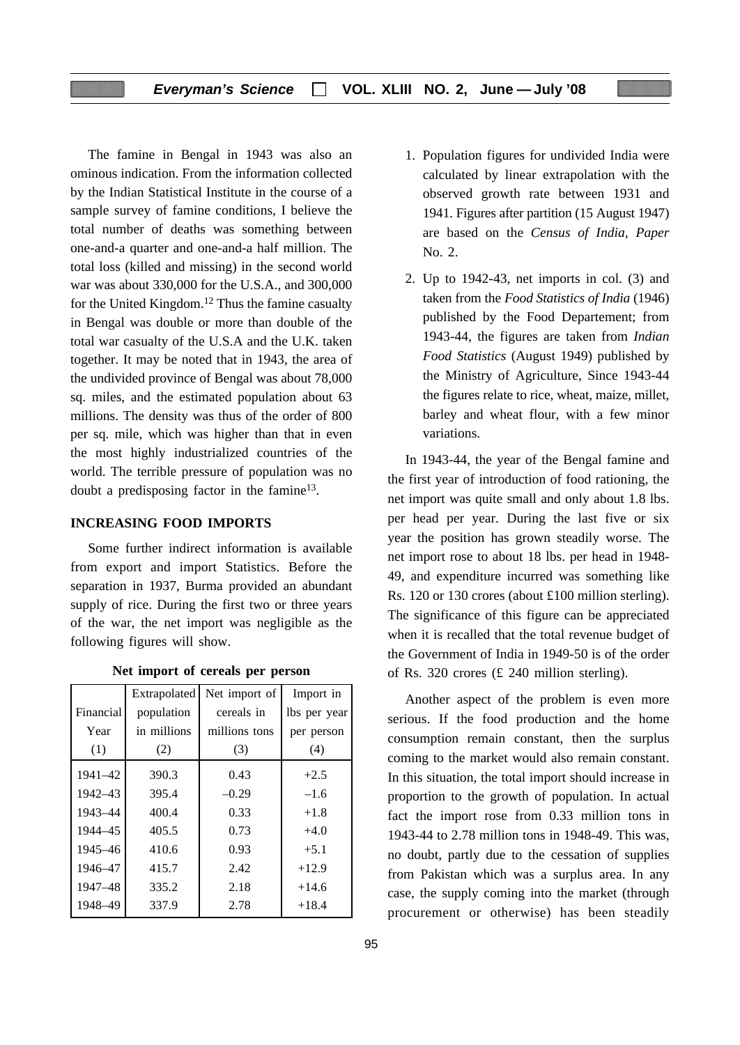The famine in Bengal in 1943 was also an ominous indication. From the information collected by the Indian Statistical Institute in the course of a sample survey of famine conditions, I believe the total number of deaths was something between one-and-a quarter and one-and-a half million. The total loss (killed and missing) in the second world war was about 330,000 for the U.S.A., and 300,000 for the United Kingdom.[12] Thus the famine casualty in Bengal was double or more than double of the total war casualty of the U.S.A and the U.K. taken together. It may be noted that in 1943, the area of the undivided province of Bengal was about 78,000 sq. miles, and the estimated population about 63 millions. The density was thus of the order of 800 per sq. mile, which was higher than that in even the most highly industrialized countries of the world. The terrible pressure of population was no doubt a predisposing factor in the famine[13].

## INCREASING FOOD IMPORTS

Some further indirect information is available from export and import Statistics. Before the separation in 1937, Burma provided an abundant supply of rice. During the first two or three years of the war, the net import was negligible as the following figures will show.

**Net import of cereals per person**

| Financial Year (1) | Extrapolated population in millions (2) | Net import of cereals in millions tons (3) | Import in lbs per year per person (4) |
|---|---|---|---|
| 1941–42 | 390.3 | 0.43 | +2.5 |
| 1942–43 | 395.4 | –0.29 | –1.6 |
| 1943–44 | 400.4 | 0.33 | +1.8 |
| 1944–45 | 405.5 | 0.73 | +4.0 |
| 1945–46 | 410.6 | 0.93 | +5.1 |
| 1946–47 | 415.7 | 2.42 | +12.9 |
| 1947–48 | 335.2 | 2.18 | +14.6 |
| 1948–49 | 337.9 | 2.78 | +18.4 |

1. Population figures for undivided India were calculated by linear extrapolation with the observed growth rate between 1931 and 1941. Figures after partition (15 August 1947) are based on the *Census of India, Paper* No. 2.

2. Up to 1942-43, net imports in col. (3) and taken from the *Food Statistics of India* (1946) published by the Food Departement; from 1943-44, the figures are taken from *Indian Food Statistics* (August 1949) published by the Ministry of Agriculture, Since 1943-44 the figures relate to rice, wheat, maize, millet, barley and wheat flour, with a few minor variations.

In 1943-44, the year of the Bengal famine and the first year of introduction of food rationing, the net import was quite small and only about 1.8 lbs. per head per year. During the last five or six year the position has grown steadily worse. The net import rose to about 18 lbs. per head in 1948-49, and expenditure incurred was something like Rs. 120 or 130 crores (about £100 million sterling). The significance of this figure can be appreciated when it is recalled that the total revenue budget of the Government of India in 1949-50 is of the order of Rs. 320 crores (£ 240 million sterling).

Another aspect of the problem is even more serious. If the food production and the home consumption remain constant, then the surplus coming to the market would also remain constant. In this situation, the total import should increase in proportion to the growth of population. In actual fact the import rose from 0.33 million tons in 1943-44 to 2.78 million tons in 1948-49. This was, no doubt, partly due to the cessation of supplies from Pakistan which was a surplus area. In any case, the supply coming into the market (through procurement or otherwise) has been steadily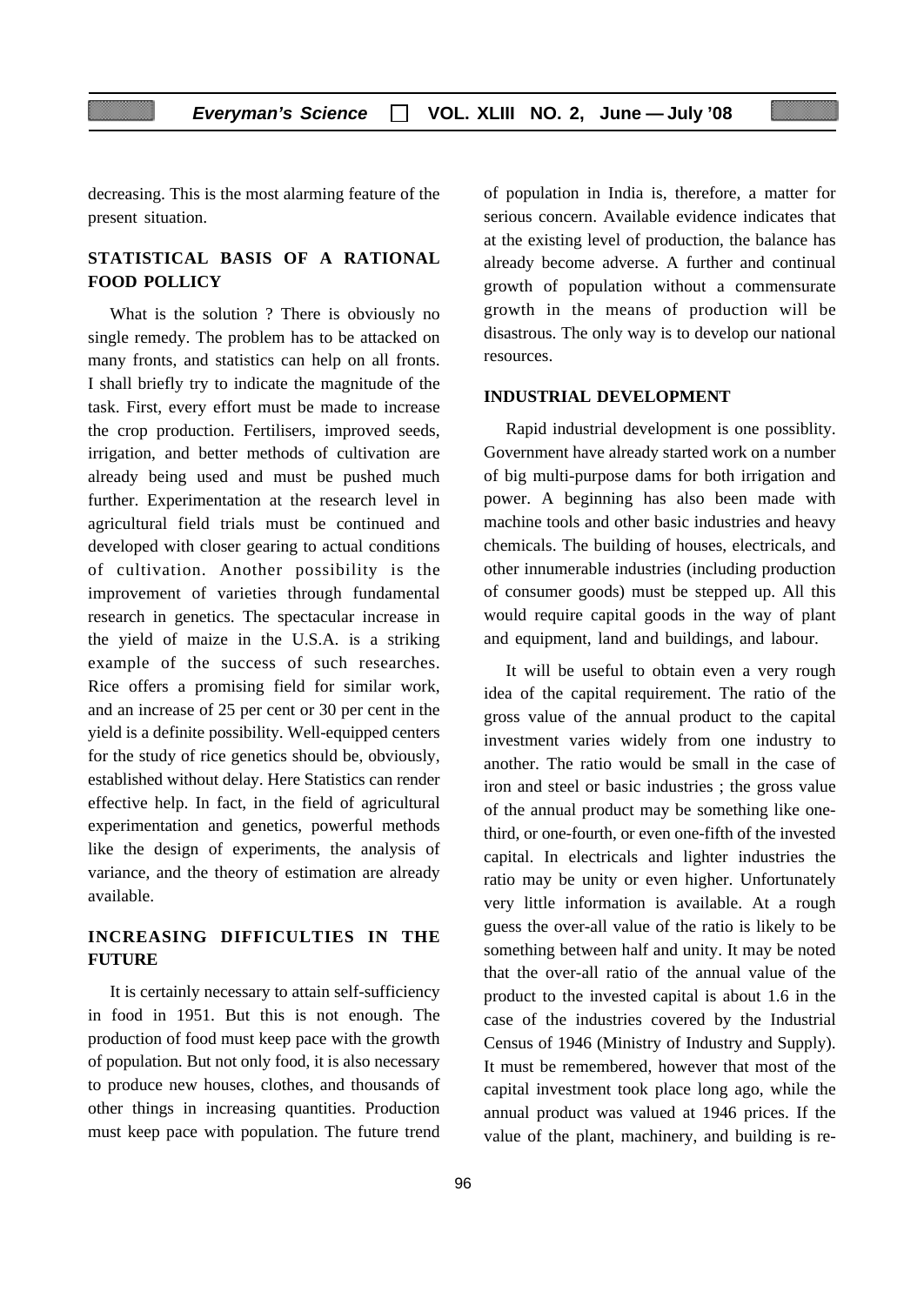decreasing. This is the most alarming feature of the present situation.

## STATISTICAL BASIS OF A RATIONAL FOOD POLLICY

What is the solution ? There is obviously no single remedy. The problem has to be attacked on many fronts, and statistics can help on all fronts. I shall briefly try to indicate the magnitude of the task. First, every effort must be made to increase the crop production. Fertilisers, improved seeds, irrigation, and better methods of cultivation are already being used and must be pushed much further. Experimentation at the research level in agricultural field trials must be continued and developed with closer gearing to actual conditions of cultivation. Another possibility is the improvement of varieties through fundamental research in genetics. The spectacular increase in the yield of maize in the U.S.A. is a striking example of the success of such researches. Rice offers a promising field for similar work, and an increase of 25 per cent or 30 per cent in the yield is a definite possibility. Well-equipped centers for the study of rice genetics should be, obviously, established without delay. Here Statistics can render effective help. In fact, in the field of agricultural experimentation and genetics, powerful methods like the design of experiments, the analysis of variance, and the theory of estimation are already available.

## INCREASING DIFFICULTIES IN THE FUTURE

It is certainly necessary to attain self-sufficiency in food in 1951. But this is not enough. The production of food must keep pace with the growth of population. But not only food, it is also necessary to produce new houses, clothes, and thousands of other things in increasing quantities. Production must keep pace with population. The future trend of population in India is, therefore, a matter for serious concern. Available evidence indicates that at the existing level of production, the balance has already become adverse. A further and continual growth of population without a commensurate growth in the means of production will be disastrous. The only way is to develop our national resources.

## INDUSTRIAL DEVELOPMENT

Rapid industrial development is one possiblity. Government have already started work on a number of big multi-purpose dams for both irrigation and power. A beginning has also been made with machine tools and other basic industries and heavy chemicals. The building of houses, electricals, and other innumerable industries (including production of consumer goods) must be stepped up. All this would require capital goods in the way of plant and equipment, land and buildings, and labour.

It will be useful to obtain even a very rough idea of the capital requirement. The ratio of the gross value of the annual product to the capital investment varies widely from one industry to another. The ratio would be small in the case of iron and steel or basic industries ; the gross value of the annual product may be something like one-third, or one-fourth, or even one-fifth of the invested capital. In electricals and lighter industries the ratio may be unity or even higher. Unfortunately very little information is available. At a rough guess the over-all value of the ratio is likely to be something between half and unity. It may be noted that the over-all ratio of the annual value of the product to the invested capital is about 1.6 in the case of the industries covered by the Industrial Census of 1946 (Ministry of Industry and Supply). It must be remembered, however that most of the capital investment took place long ago, while the annual product was valued at 1946 prices. If the value of the plant, machinery, and building is re-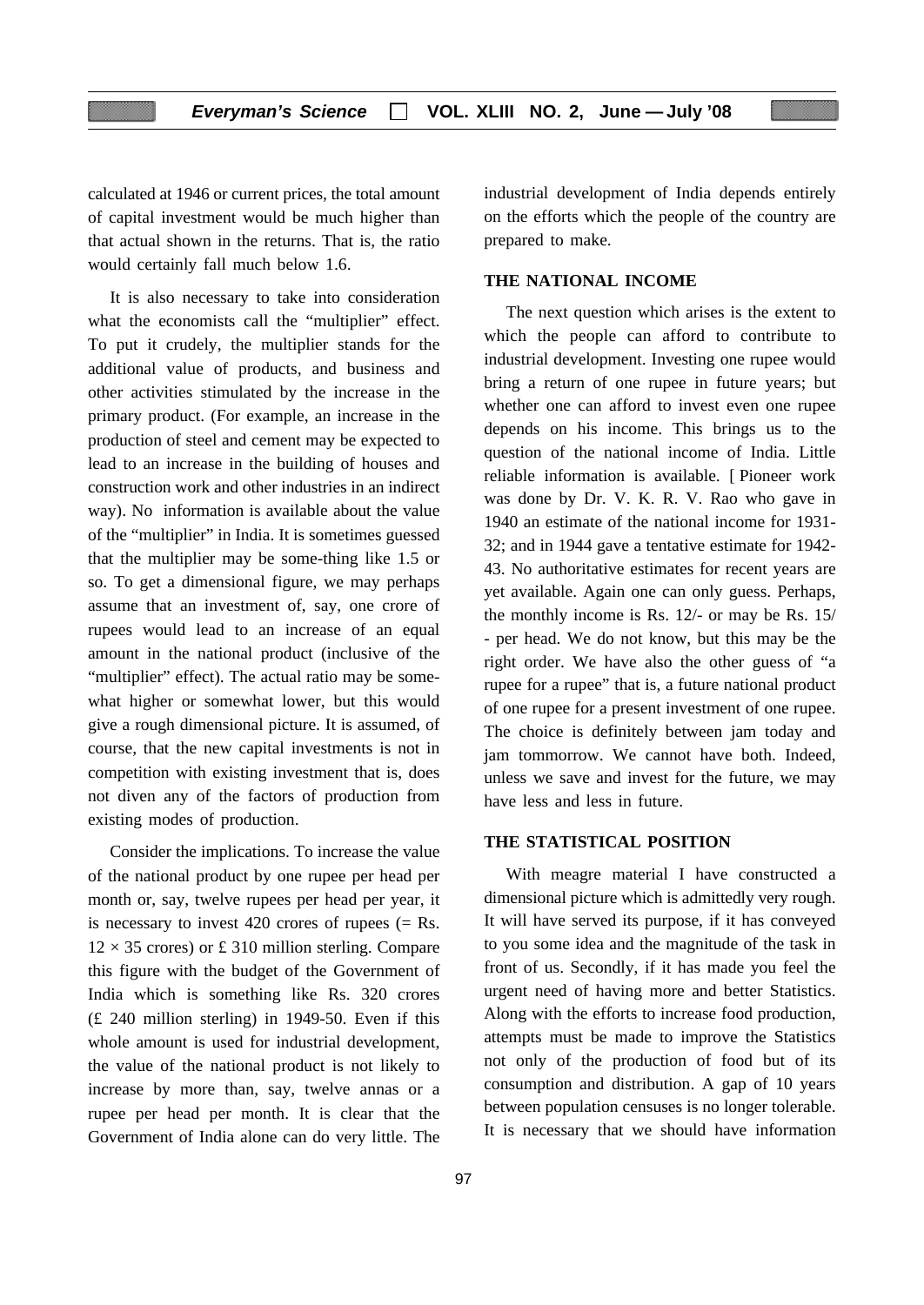calculated at 1946 or current prices, the total amount of capital investment would be much higher than that actual shown in the returns. That is, the ratio would certainly fall much below 1.6.

It is also necessary to take into consideration what the economists call the "multiplier" effect. To put it crudely, the multiplier stands for the additional value of products, and business and other activities stimulated by the increase in the primary product. (For example, an increase in the production of steel and cement may be expected to lead to an increase in the building of houses and construction work and other industries in an indirect way). No information is available about the value of the "multiplier" in India. It is sometimes guessed that the multiplier may be some-thing like 1.5 or so. To get a dimensional figure, we may perhaps assume that an investment of, say, one crore of rupees would lead to an increase of an equal amount in the national product (inclusive of the "multiplier" effect). The actual ratio may be some-what higher or somewhat lower, but this would give a rough dimensional picture. It is assumed, of course, that the new capital investments is not in competition with existing investment that is, does not diven any of the factors of production from existing modes of production.

Consider the implications. To increase the value of the national product by one rupee per head per month or, say, twelve rupees per head per year, it is necessary to invest 420 crores of rupees (= Rs. $12 \times 35$ crores) or £ 310 million sterling. Compare this figure with the budget of the Government of India which is something like Rs. 320 crores (£ 240 million sterling) in 1949-50. Even if this whole amount is used for industrial development, the value of the national product is not likely to increase by more than, say, twelve annas or a rupee per head per month. It is clear that the Government of India alone can do very little. The industrial development of India depends entirely on the efforts which the people of the country are prepared to make.

## THE NATIONAL INCOME

The next question which arises is the extent to which the people can afford to contribute to industrial development. Investing one rupee would bring a return of one rupee in future years; but whether one can afford to invest even one rupee depends on his income. This brings us to the question of the national income of India. Little reliable information is available. [ Pioneer work was done by Dr. V. K. R. V. Rao who gave in 1940 an estimate of the national income for 1931-32; and in 1944 gave a tentative estimate for 1942-43. No authoritative estimates for recent years are yet available. Again one can only guess. Perhaps, the monthly income is Rs. 12/- or may be Rs. 15/- per head. We do not know, but this may be the right order. We have also the other guess of "a rupee for a rupee" that is, a future national product of one rupee for a present investment of one rupee. The choice is definitely between jam today and jam tommorrow. We cannot have both. Indeed, unless we save and invest for the future, we may have less and less in future.

## THE STATISTICAL POSITION

With meagre material I have constructed a dimensional picture which is admittedly very rough. It will have served its purpose, if it has conveyed to you some idea and the magnitude of the task in front of us. Secondly, if it has made you feel the urgent need of having more and better Statistics. Along with the efforts to increase food production, attempts must be made to improve the Statistics not only of the production of food but of its consumption and distribution. A gap of 10 years between population censuses is no longer tolerable. It is necessary that we should have information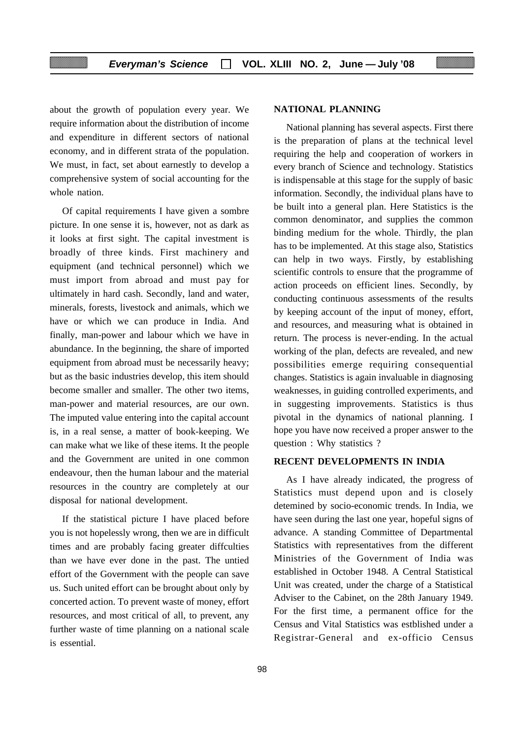about the growth of population every year. We require information about the distribution of income and expenditure in different sectors of national economy, and in different strata of the population. We must, in fact, set about earnestly to develop a comprehensive system of social accounting for the whole nation.

Of capital requirements I have given a sombre picture. In one sense it is, however, not as dark as it looks at first sight. The capital investment is broadly of three kinds. First machinery and equipment (and technical personnel) which we must import from abroad and must pay for ultimately in hard cash. Secondly, land and water, minerals, forests, livestock and animals, which we have or which we can produce in India. And finally, man-power and labour which we have in abundance. In the beginning, the share of imported equipment from abroad must be necessarily heavy; but as the basic industries develop, this item should become smaller and smaller. The other two items, man-power and material resources, are our own. The imputed value entering into the capital account is, in a real sense, a matter of book-keeping. We can make what we like of these items. It the people and the Government are united in one common endeavour, then the human labour and the material resources in the country are completely at our disposal for national development.

If the statistical picture I have placed before you is not hopelessly wrong, then we are in difficult times and are probably facing greater diffculties than we have ever done in the past. The untied effort of the Government with the people can save us. Such united effort can be brought about only by concerted action. To prevent waste of money, effort resources, and most critical of all, to prevent, any further waste of time planning on a national scale is essential.

## NATIONAL PLANNING

National planning has several aspects. First there is the preparation of plans at the technical level requiring the help and cooperation of workers in every branch of Science and technology. Statistics is indispensable at this stage for the supply of basic information. Secondly, the individual plans have to be built into a general plan. Here Statistics is the common denominator, and supplies the common binding medium for the whole. Thirdly, the plan has to be implemented. At this stage also, Statistics can help in two ways. Firstly, by establishing scientific controls to ensure that the programme of action proceeds on efficient lines. Secondly, by conducting continuous assessments of the results by keeping account of the input of money, effort, and resources, and measuring what is obtained in return. The process is never-ending. In the actual working of the plan, defects are revealed, and new possibilities emerge requiring consequential changes. Statistics is again invaluable in diagnosing weaknesses, in guiding controlled experiments, and in suggesting improvements. Statistics is thus pivotal in the dynamics of national planning. I hope you have now received a proper answer to the question : Why statistics ?

## RECENT DEVELOPMENTS IN INDIA

As I have already indicated, the progress of Statistics must depend upon and is closely detemined by socio-economic trends. In India, we have seen during the last one year, hopeful signs of advance. A standing Committee of Departmental Statistics with representatives from the different Ministries of the Government of India was established in October 1948. A Central Statistical Unit was created, under the charge of a Statistical Adviser to the Cabinet, on the 28th January 1949. For the first time, a permanent office for the Census and Vital Statistics was estblished under a Registrar-General and ex-officio Census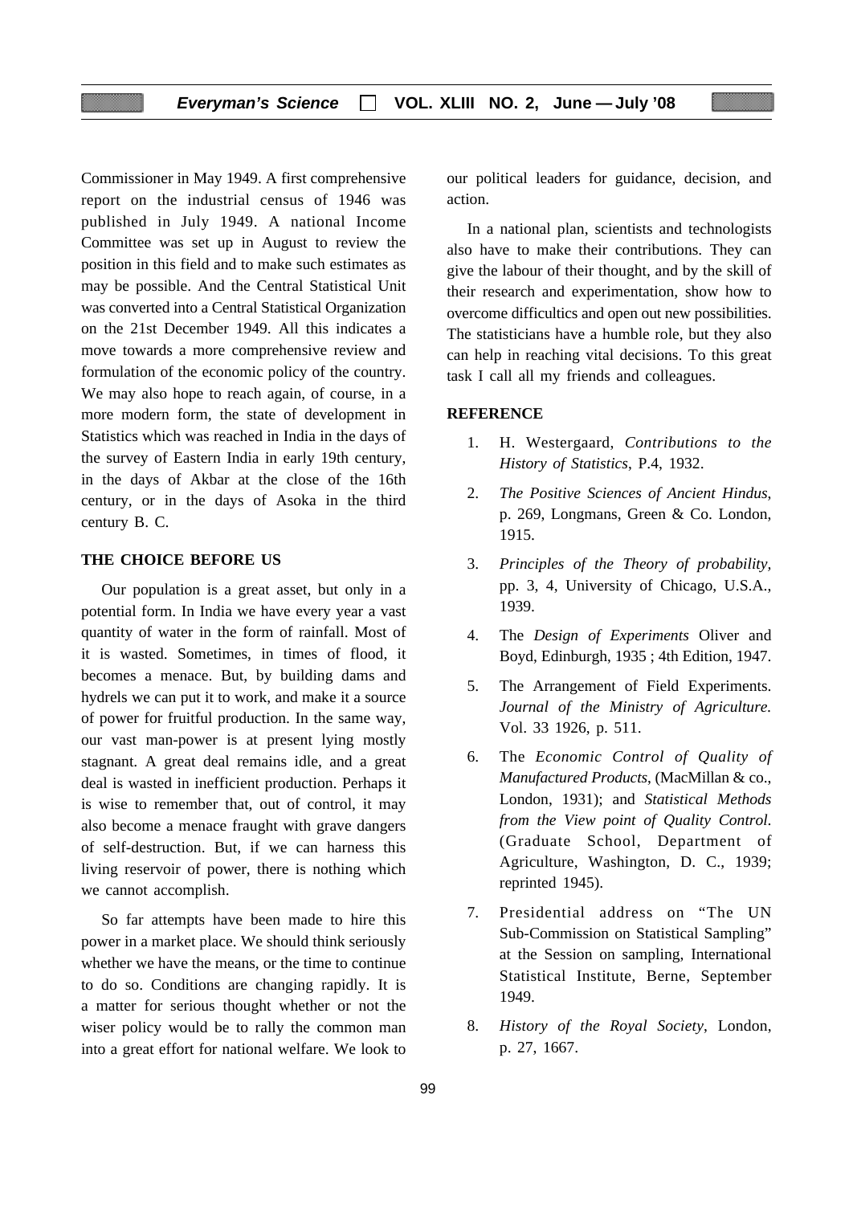Commissioner in May 1949. A first comprehensive report on the industrial census of 1946 was published in July 1949. A national Income Committee was set up in August to review the position in this field and to make such estimates as may be possible. And the Central Statistical Unit was converted into a Central Statistical Organization on the 21st December 1949. All this indicates a move towards a more comprehensive review and formulation of the economic policy of the country. We may also hope to reach again, of course, in a more modern form, the state of development in Statistics which was reached in India in the days of the survey of Eastern India in early 19th century, in the days of Akbar at the close of the 16th century, or in the days of Asoka in the third century B. C.

## THE CHOICE BEFORE US

Our population is a great asset, but only in a potential form. In India we have every year a vast quantity of water in the form of rainfall. Most of it is wasted. Sometimes, in times of flood, it becomes a menace. But, by building dams and hydrels we can put it to work, and make it a source of power for fruitful production. In the same way, our vast man-power is at present lying mostly stagnant. A great deal remains idle, and a great deal is wasted in inefficient production. Perhaps it is wise to remember that, out of control, it may also become a menace fraught with grave dangers of self-destruction. But, if we can harness this living reservoir of power, there is nothing which we cannot accomplish.

So far attempts have been made to hire this power in a market place. We should think seriously whether we have the means, or the time to continue to do so. Conditions are changing rapidly. It is a matter for serious thought whether or not the wiser policy would be to rally the common man into a great effort for national welfare. We look to our political leaders for guidance, decision, and action.

In a national plan, scientists and technologists also have to make their contributions. They can give the labour of their thought, and by the skill of their research and experimentation, show how to overcome difficultics and open out new possibilities. The statisticians have a humble role, but they also can help in reaching vital decisions. To this great task I call all my friends and colleagues.

## REFERENCE

1. H. Westergaard, *Contributions to the History of Statistics*, P.4, 1932.
2. *The Positive Sciences of Ancient Hindus*, p. 269, Longmans, Green & Co. London, 1915.
3. *Principles of the Theory of probability*, pp. 3, 4, University of Chicago, U.S.A., 1939.
4. The *Design of Experiments* Oliver and Boyd, Edinburgh, 1935 ; 4th Edition, 1947.
5. The Arrangement of Field Experiments. *Journal of the Ministry of Agriculture.* Vol. 33 1926, p. 511.
6. The *Economic Control of Quality of Manufactured Products*, (MacMillan & co., London, 1931); and *Statistical Methods from the View point of Quality Control.* (Graduate School, Department of Agriculture, Washington, D. C., 1939; reprinted 1945).
7. Presidential address on "The UN Sub-Commission on Statistical Sampling" at the Session on sampling, International Statistical Institute, Berne, September 1949.
8. *History of the Royal Society*, London, p. 27, 1667.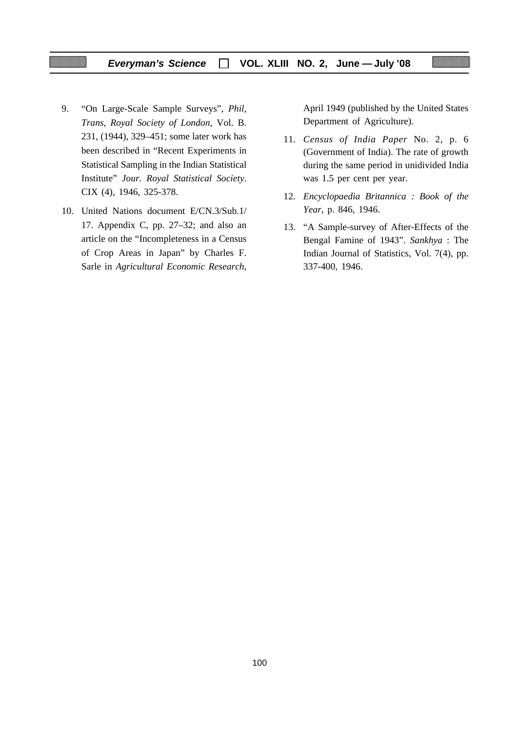9. "On Large-Scale Sample Surveys", *Phil, Trans, Royal Society of London*, Vol. B. 231, (1944), 329–451; some later work has been described in "Recent Experiments in Statistical Sampling in the Indian Statistical Institute" *Jour. Royal Statistical Society*. CIX (4), 1946, 325-378.

10. United Nations document E/CN.3/Sub.1/17. Appendix C, pp. 27–32; and also an article on the "Incompleteness in a Census of Crop Areas in Japan" by Charles F. Sarle in *Agricultural Economic Research*, April 1949 (published by the United States Department of Agriculture).

11. *Census of India Paper* No. 2, p. 6 (Government of India). The rate of growth during the same period in unidivided India was 1.5 per cent per year.

12. *Encyclopaedia Britannica : Book of the Year*, p. 846, 1946.

13. "A Sample-survey of After-Effects of the Bengal Famine of 1943". *Sankhya* : The Indian Journal of Statistics, Vol. 7(4), pp. 337-400, 1946.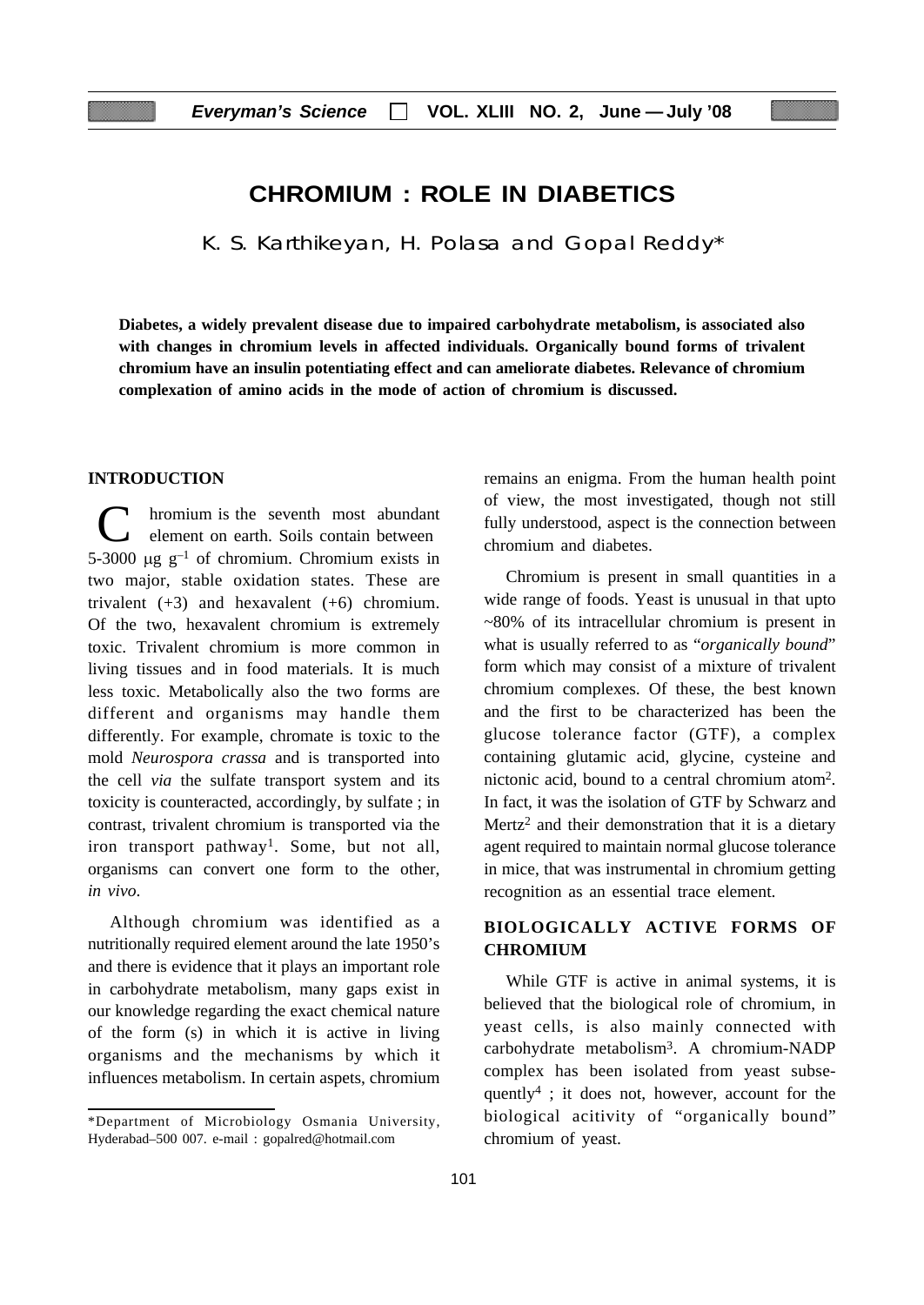# CHROMIUM : ROLE IN DIABETICS

K. S. Karthikeyan, H. Polasa and Gopal Reddy*

**Diabetes, a widely prevalent disease due to impaired carbohydrate metabolism, is associated also with changes in chromium levels in affected individuals. Organically bound forms of trivalent chromium have an insulin potentiating effect and can ameliorate diabetes. Relevance of chromium complexation of amino acids in the mode of action of chromium is discussed.**

## INTRODUCTION

Chromium is the seventh most abundant element on earth. Soils contain between 5-3000 μg $g^{-1}$ of chromium. Chromium exists in two major, stable oxidation states. These are trivalent (+3) and hexavalent (+6) chromium. Of the two, hexavalent chromium is extremely toxic. Trivalent chromium is more common in living tissues and in food materials. It is much less toxic. Metabolically also the two forms are different and organisms may handle them differently. For example, chromate is toxic to the mold *Neurospora crassa* and is transported into the cell *via* the sulfate transport system and its toxicity is counteracted, accordingly, by sulfate ; in contrast, trivalent chromium is transported via the iron transport pathway[1]. Some, but not all, organisms can convert one form to the other, *in vivo*.

Although chromium was identified as a nutritionally required element around the late 1950's and there is evidence that it plays an important role in carbohydrate metabolism, many gaps exist in our knowledge regarding the exact chemical nature of the form (s) in which it is active in living organisms and the mechanisms by which it influences metabolism. In certain aspets, chromium remains an enigma. From the human health point of view, the most investigated, though not still fully understood, aspect is the connection between chromium and diabetes.

Chromium is present in small quantities in a wide range of foods. Yeast is unusual in that upto ~80% of its intracellular chromium is present in what is usually referred to as "*organically bound*" form which may consist of a mixture of trivalent chromium complexes. Of these, the best known and the first to be characterized has been the glucose tolerance factor (GTF), a complex containing glutamic acid, glycine, cysteine and nictonic acid, bound to a central chromium atom[2]. In fact, it was the isolation of GTF by Schwarz and Mertz[2] and their demonstration that it is a dietary agent required to maintain normal glucose tolerance in mice, that was instrumental in chromium getting recognition as an essential trace element.

## BIOLOGICALLY ACTIVE FORMS OF CHROMIUM

While GTF is active in animal systems, it is believed that the biological role of chromium, in yeast cells, is also mainly connected with carbohydrate metabolism[3]. A chromium-NADP complex has been isolated from yeast subsequently[4] ; it does not, however, account for the biological acitivity of "organically bound" chromium of yeast.

*Department of Microbiology Osmania University, Hyderabad–500 007. e-mail : gopalred@hotmail.com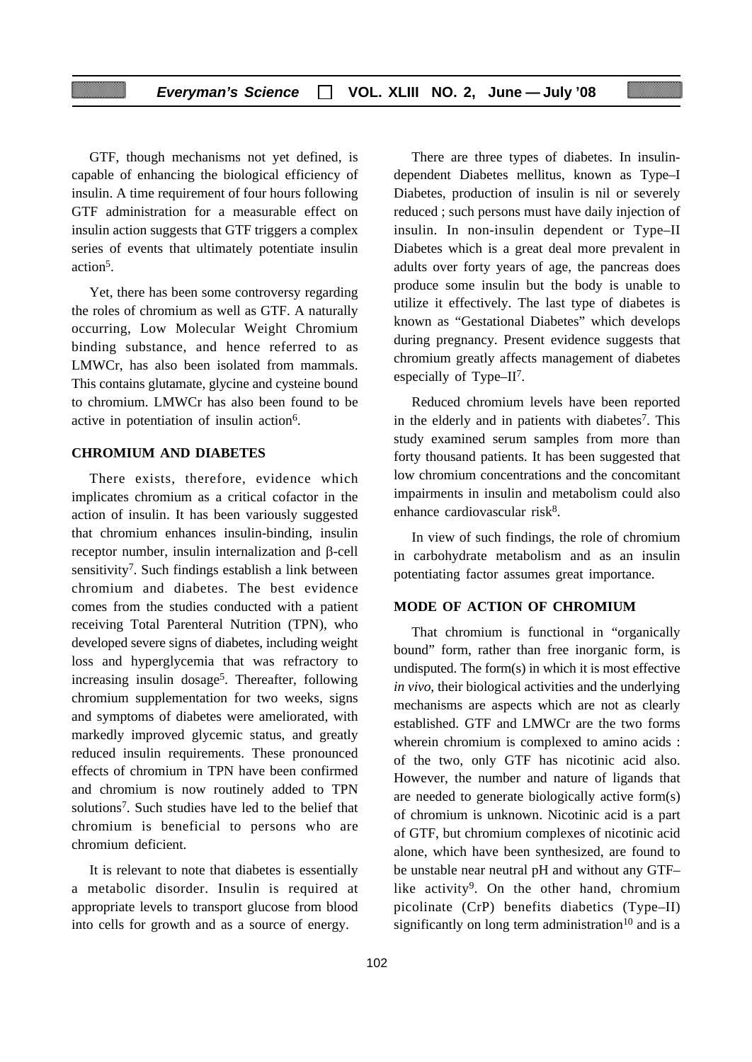GTF, though mechanisms not yet defined, is capable of enhancing the biological efficiency of insulin. A time requirement of four hours following GTF administration for a measurable effect on insulin action suggests that GTF triggers a complex series of events that ultimately potentiate insulin action[5].

Yet, there has been some controversy regarding the roles of chromium as well as GTF. A naturally occurring, Low Molecular Weight Chromium binding substance, and hence referred to as LMWCr, has also been isolated from mammals. This contains glutamate, glycine and cysteine bound to chromium. LMWCr has also been found to be active in potentiation of insulin action[6].

## CHROMIUM AND DIABETES

There exists, therefore, evidence which implicates chromium as a critical cofactor in the action of insulin. It has been variously suggested that chromium enhances insulin-binding, insulin receptor number, insulin internalization and β-cell sensitivity[7]. Such findings establish a link between chromium and diabetes. The best evidence comes from the studies conducted with a patient receiving Total Parenteral Nutrition (TPN), who developed severe signs of diabetes, including weight loss and hyperglycemia that was refractory to increasing insulin dosage[5]. Thereafter, following chromium supplementation for two weeks, signs and symptoms of diabetes were ameliorated, with markedly improved glycemic status, and greatly reduced insulin requirements. These pronounced effects of chromium in TPN have been confirmed and chromium is now routinely added to TPN solutions[7]. Such studies have led to the belief that chromium is beneficial to persons who are chromium deficient.

It is relevant to note that diabetes is essentially a metabolic disorder. Insulin is required at appropriate levels to transport glucose from blood into cells for growth and as a source of energy.

There are three types of diabetes. In insulin-dependent Diabetes mellitus, known as Type–I Diabetes, production of insulin is nil or severely reduced ; such persons must have daily injection of insulin. In non-insulin dependent or Type–II Diabetes which is a great deal more prevalent in adults over forty years of age, the pancreas does produce some insulin but the body is unable to utilize it effectively. The last type of diabetes is known as "Gestational Diabetes" which develops during pregnancy. Present evidence suggests that chromium greatly affects management of diabetes especially of Type–II[7].

Reduced chromium levels have been reported in the elderly and in patients with diabetes[7]. This study examined serum samples from more than forty thousand patients. It has been suggested that low chromium concentrations and the concomitant impairments in insulin and metabolism could also enhance cardiovascular risk[8].

In view of such findings, the role of chromium in carbohydrate metabolism and as an insulin potentiating factor assumes great importance.

## MODE OF ACTION OF CHROMIUM

That chromium is functional in "organically bound" form, rather than free inorganic form, is undisputed. The form(s) in which it is most effective *in vivo*, their biological activities and the underlying mechanisms are aspects which are not as clearly established. GTF and LMWCr are the two forms wherein chromium is complexed to amino acids : of the two, only GTF has nicotinic acid also. However, the number and nature of ligands that are needed to generate biologically active form(s) of chromium is unknown. Nicotinic acid is a part of GTF, but chromium complexes of nicotinic acid alone, which have been synthesized, are found to be unstable near neutral pH and without any GTF–like activity[9]. On the other hand, chromium picolinate (CrP) benefits diabetics (Type–II) significantly on long term administration[10] and is a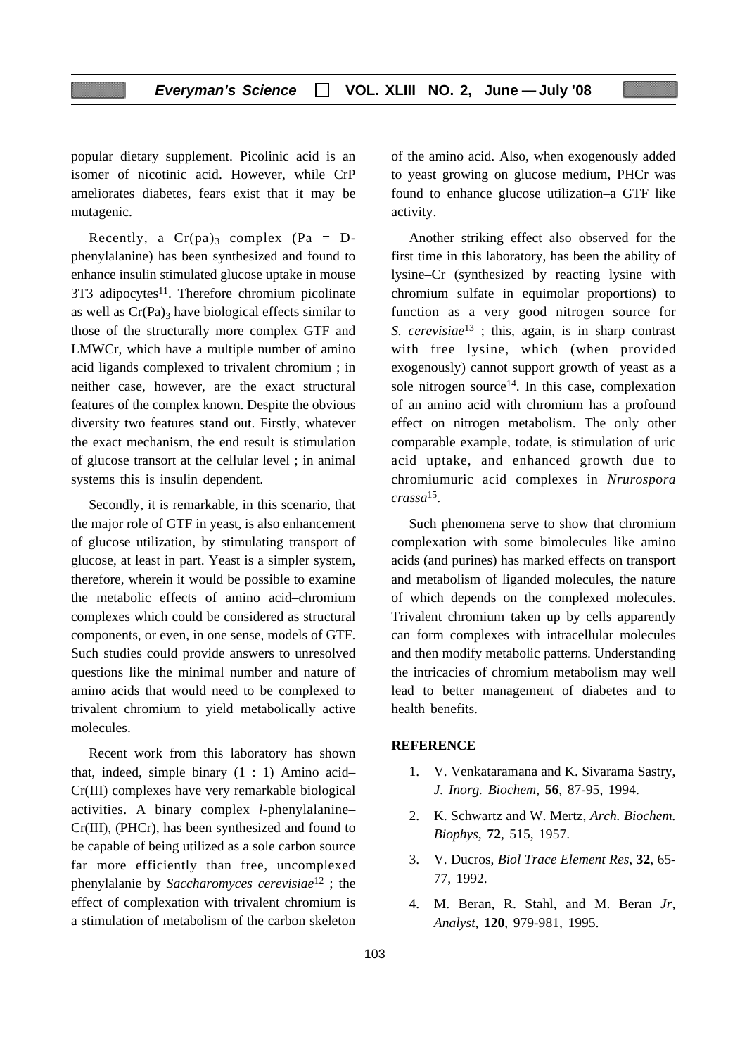popular dietary supplement. Picolinic acid is an isomer of nicotinic acid. However, while CrP ameliorates diabetes, fears exist that it may be mutagenic.

Recently, a $Cr(pa)_3$ complex (Pa = D-phenylalanine) has been synthesized and found to enhance insulin stimulated glucose uptake in mouse 3T3 adipocytes[11]. Therefore chromium picolinate as well as $Cr(Pa)_3$ have biological effects similar to those of the structurally more complex GTF and LMWCr, which have a multiple number of amino acid ligands complexed to trivalent chromium ; in neither case, however, are the exact structural features of the complex known. Despite the obvious diversity two features stand out. Firstly, whatever the exact mechanism, the end result is stimulation of glucose transort at the cellular level ; in animal systems this is insulin dependent.

Secondly, it is remarkable, in this scenario, that the major role of GTF in yeast, is also enhancement of glucose utilization, by stimulating transport of glucose, at least in part. Yeast is a simpler system, therefore, wherein it would be possible to examine the metabolic effects of amino acid–chromium complexes which could be considered as structural components, or even, in one sense, models of GTF. Such studies could provide answers to unresolved questions like the minimal number and nature of amino acids that would need to be complexed to trivalent chromium to yield metabolically active molecules.

Recent work from this laboratory has shown that, indeed, simple binary (1 : 1) Amino acid–Cr(III) complexes have very remarkable biological activities. A binary complex *l*-phenylalanine–Cr(III), (PHCr), has been synthesized and found to be capable of being utilized as a sole carbon source far more efficiently than free, uncomplexed phenylalanie by *Saccharomyces cerevisiae*[12] ; the effect of complexation with trivalent chromium is a stimulation of metabolism of the carbon skeleton of the amino acid. Also, when exogenously added to yeast growing on glucose medium, PHCr was found to enhance glucose utilization–a GTF like activity.

Another striking effect also observed for the first time in this laboratory, has been the ability of lysine–Cr (synthesized by reacting lysine with chromium sulfate in equimolar proportions) to function as a very good nitrogen source for *S. cerevisiae*[13] ; this, again, is in sharp contrast with free lysine, which (when provided exogenously) cannot support growth of yeast as a sole nitrogen source[14]. In this case, complexation of an amino acid with chromium has a profound effect on nitrogen metabolism. The only other comparable example, todate, is stimulation of uric acid uptake, and enhanced growth due to chromiumuric acid complexes in *Nrurospora crassa*[15].

Such phenomena serve to show that chromium complexation with some bimolecules like amino acids (and purines) has marked effects on transport and metabolism of liganded molecules, the nature of which depends on the complexed molecules. Trivalent chromium taken up by cells apparently can form complexes with intracellular molecules and then modify metabolic patterns. Understanding the intricacies of chromium metabolism may well lead to better management of diabetes and to health benefits.

**REFERENCE**

1. V. Venkataramana and K. Sivarama Sastry, *J. Inorg. Biochem,* **56**, 87-95, 1994.
2. K. Schwartz and W. Mertz, *Arch. Biochem. Biophys*, **72**, 515, 1957.
3. V. Ducros, *Biol Trace Element Res*, **32**, 65-77, 1992.
4. M. Beran, R. Stahl, and M. Beran *Jr, Analyst,* **120**, 979-981, 1995.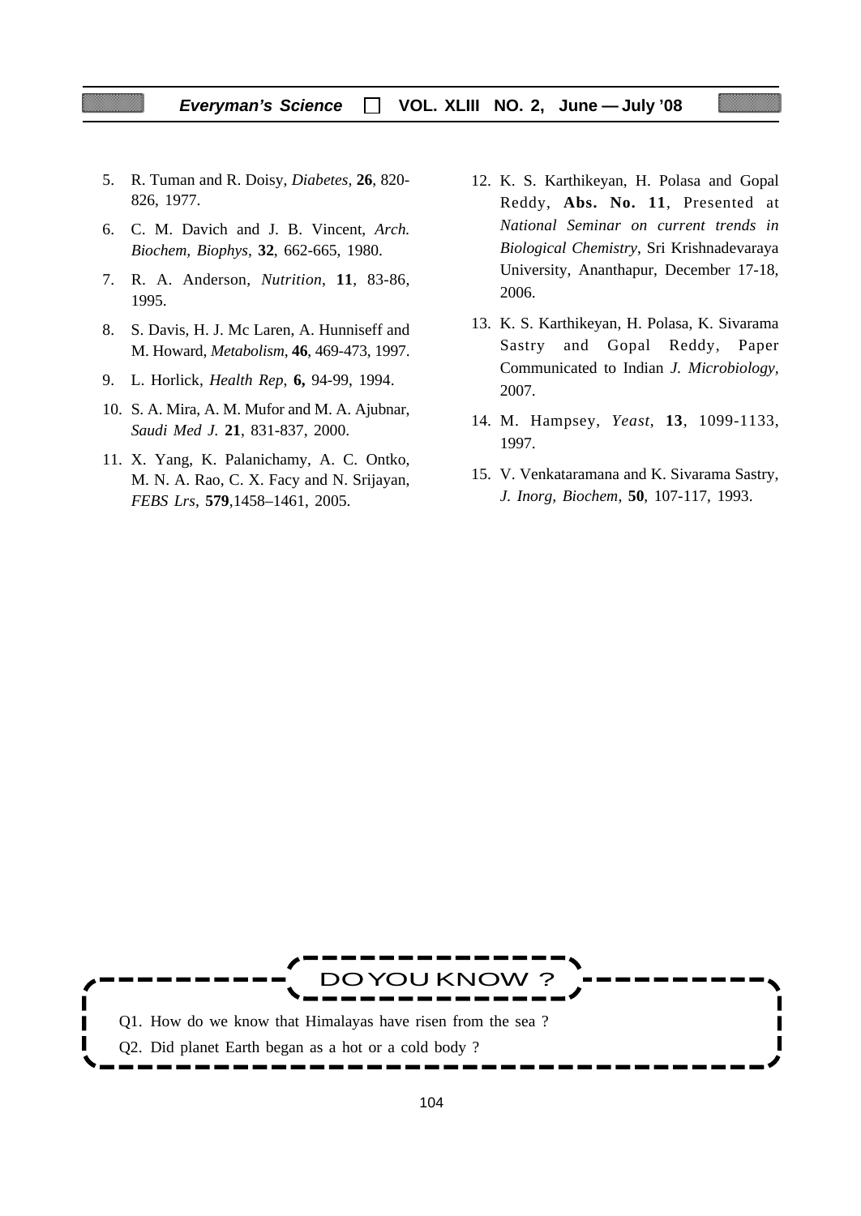5. R. Tuman and R. Doisy, *Diabetes*, **26**, 820-826, 1977.

6. C. M. Davich and J. B. Vincent, *Arch. Biochem, Biophys*, **32**, 662-665, 1980.

7. R. A. Anderson, *Nutrition*, **11**, 83-86, 1995.

8. S. Davis, H. J. Mc Laren, A. Hunniseff and M. Howard, *Metabolism*, **46**, 469-473, 1997.

9. L. Horlick, *Health Rep*, **6,** 94-99, 1994.

10. S. A. Mira, A. M. Mufor and M. A. Ajubnar, *Saudi Med J*. **21**, 831-837, 2000.

11. X. Yang, K. Palanichamy, A. C. Ontko, M. N. A. Rao, C. X. Facy and N. Srijayan, *FEBS Lrs*, **579**,1458–1461, 2005.

12. K. S. Karthikeyan, H. Polasa and Gopal Reddy, **Abs. No. 11**, Presented at *National Seminar on current trends in Biological Chemistry*, Sri Krishnadevaraya University, Ananthapur, December 17-18, 2006.

13. K. S. Karthikeyan, H. Polasa, K. Sivarama Sastry and Gopal Reddy, Paper Communicated to Indian *J. Microbiology*, 2007.

14. M. Hampsey, *Yeast*, **13**, 1099-1133, 1997.

15. V. Venkataramana and K. Sivarama Sastry, *J. Inorg, Biochem*, **50**, 107-117, 1993.

## DO YOU KNOW ?

Q1. How do we know that Himalayas have risen from the sea ?

Q2. Did planet Earth began as a hot or a cold body ?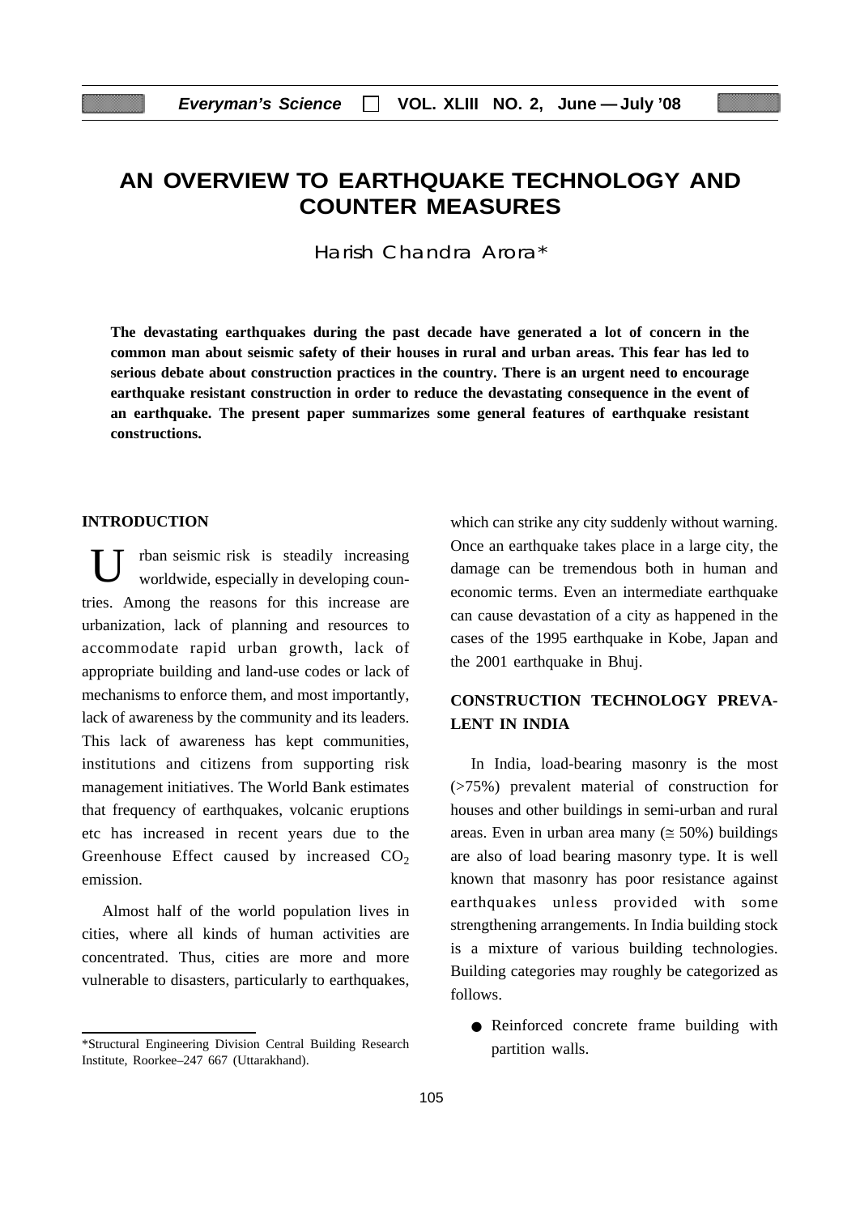# AN OVERVIEW TO EARTHQUAKE TECHNOLOGY AND COUNTER MEASURES

Harish Chandra Arora*

**The devastating earthquakes during the past decade have generated a lot of concern in the common man about seismic safety of their houses in rural and urban areas. This fear has led to serious debate about construction practices in the country. There is an urgent need to encourage earthquake resistant construction in order to reduce the devastating consequence in the event of an earthquake. The present paper summarizes some general features of earthquake resistant constructions.**

## INTRODUCTION

Urban seismic risk is steadily increasing worldwide, especially in developing countries. Among the reasons for this increase are urbanization, lack of planning and resources to accommodate rapid urban growth, lack of appropriate building and land-use codes or lack of mechanisms to enforce them, and most importantly, lack of awareness by the community and its leaders. This lack of awareness has kept communities, institutions and citizens from supporting risk management initiatives. The World Bank estimates that frequency of earthquakes, volcanic eruptions etc has increased in recent years due to the Greenhouse Effect caused by increased $CO_2$ emission.

Almost half of the world population lives in cities, where all kinds of human activities are concentrated. Thus, cities are more and more vulnerable to disasters, particularly to earthquakes, which can strike any city suddenly without warning. Once an earthquake takes place in a large city, the damage can be tremendous both in human and economic terms. Even an intermediate earthquake can cause devastation of a city as happened in the cases of the 1995 earthquake in Kobe, Japan and the 2001 earthquake in Bhuj.

## CONSTRUCTION TECHNOLOGY PREVALENT IN INDIA

In India, load-bearing masonry is the most (>75%) prevalent material of construction for houses and other buildings in semi-urban and rural areas. Even in urban area many ($\cong$ 50%) buildings are also of load bearing masonry type. It is well known that masonry has poor resistance against earthquakes unless provided with some strengthening arrangements. In India building stock is a mixture of various building technologies. Building categories may roughly be categorized as follows.

- Reinforced concrete frame building with partition walls.

*Structural Engineering Division Central Building Research Institute, Roorkee–247 667 (Uttarakhand).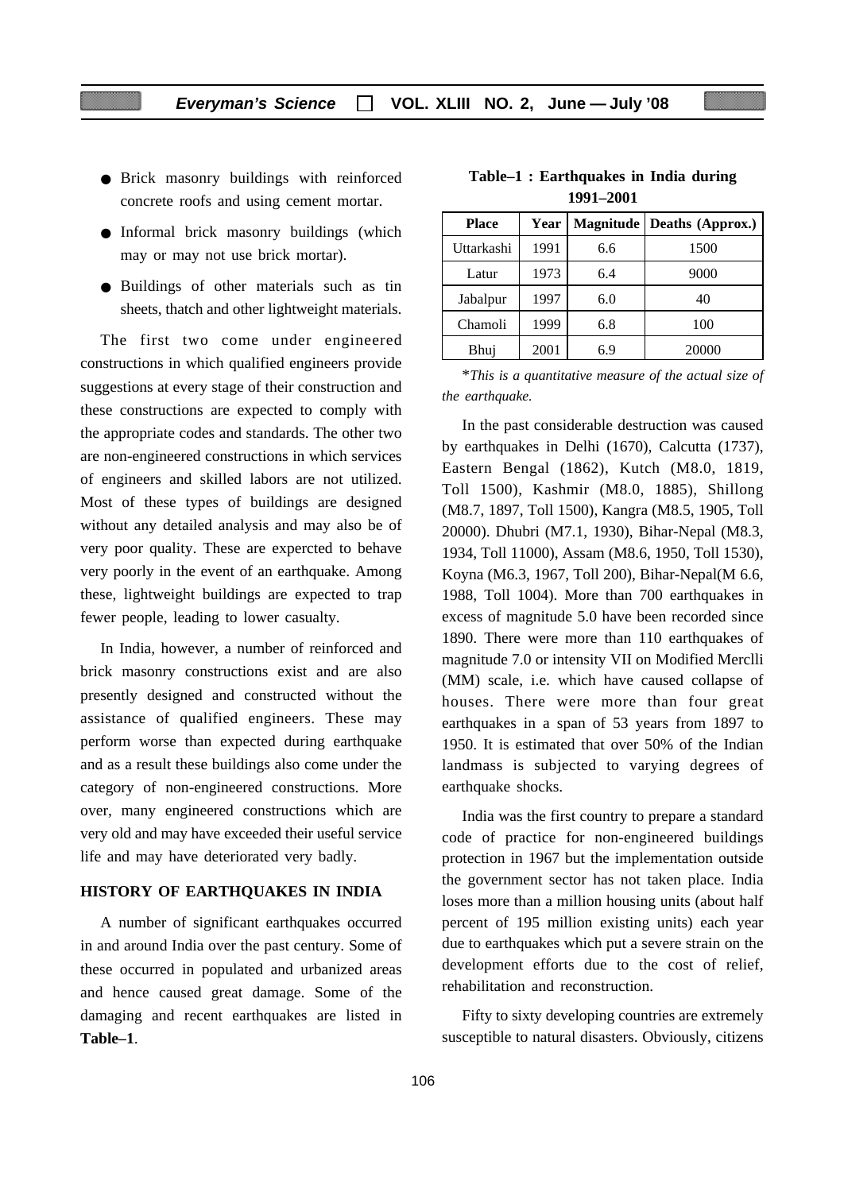- Brick masonry buildings with reinforced concrete roofs and using cement mortar.
- Informal brick masonry buildings (which may or may not use brick mortar).
- Buildings of other materials such as tin sheets, thatch and other lightweight materials.

The first two come under engineered constructions in which qualified engineers provide suggestions at every stage of their construction and these constructions are expected to comply with the appropriate codes and standards. The other two are non-engineered constructions in which services of engineers and skilled labors are not utilized. Most of these types of buildings are designed without any detailed analysis and may also be of very poor quality. These are expercted to behave very poorly in the event of an earthquake. Among these, lightweight buildings are expected to trap fewer people, leading to lower casualty.

In India, however, a number of reinforced and brick masonry constructions exist and are also presently designed and constructed without the assistance of qualified engineers. These may perform worse than expected during earthquake and as a result these buildings also come under the category of non-engineered constructions. More over, many engineered constructions which are very old and may have exceeded their useful service life and may have deteriorated very badly.

## HISTORY OF EARTHQUAKES IN INDIA

A number of significant earthquakes occurred in and around India over the past century. Some of these occurred in populated and urbanized areas and hence caused great damage. Some of the damaging and recent earthquakes are listed in **Table–1**.

**Table–1 : Earthquakes in India during 1991–2001**

| Place | Year | Magnitude | Deaths (Approx.) |
|---|---|---|---|
| Uttarkashi | 1991 | 6.6 | 1500 |
| Latur | 1973 | 6.4 | 9000 |
| Jabalpur | 1997 | 6.0 | 40 |
| Chamoli | 1999 | 6.8 | 100 |
| Bhuj | 2001 | 6.9 | 20000 |

*\*This is a quantitative measure of the actual size of the earthquake.*

In the past considerable destruction was caused by earthquakes in Delhi (1670), Calcutta (1737), Eastern Bengal (1862), Kutch (M8.0, 1819, Toll 1500), Kashmir (M8.0, 1885), Shillong (M8.7, 1897, Toll 1500), Kangra (M8.5, 1905, Toll 20000). Dhubri (M7.1, 1930), Bihar-Nepal (M8.3, 1934, Toll 11000), Assam (M8.6, 1950, Toll 1530), Koyna (M6.3, 1967, Toll 200), Bihar-Nepal(M 6.6, 1988, Toll 1004). More than 700 earthquakes in excess of magnitude 5.0 have been recorded since 1890. There were more than 110 earthquakes of magnitude 7.0 or intensity VII on Modified Merclli (MM) scale, i.e. which have caused collapse of houses. There were more than four great earthquakes in a span of 53 years from 1897 to 1950. It is estimated that over 50% of the Indian landmass is subjected to varying degrees of earthquake shocks.

India was the first country to prepare a standard code of practice for non-engineered buildings protection in 1967 but the implementation outside the government sector has not taken place. India loses more than a million housing units (about half percent of 195 million existing units) each year due to earthquakes which put a severe strain on the development efforts due to the cost of relief, rehabilitation and reconstruction.

Fifty to sixty developing countries are extremely susceptible to natural disasters. Obviously, citizens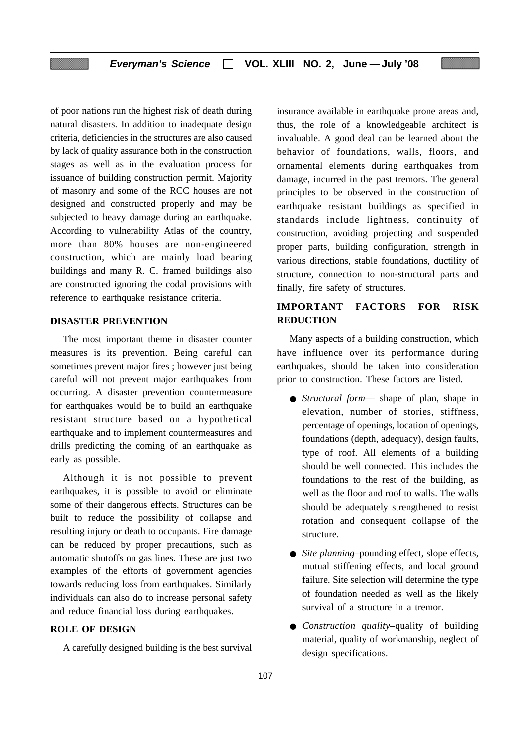of poor nations run the highest risk of death during natural disasters. In addition to inadequate design criteria, deficiencies in the structures are also caused by lack of quality assurance both in the construction stages as well as in the evaluation process for issuance of building construction permit. Majority of masonry and some of the RCC houses are not designed and constructed properly and may be subjected to heavy damage during an earthquake. According to vulnerability Atlas of the country, more than 80% houses are non-engineered construction, which are mainly load bearing buildings and many R. C. framed buildings also are constructed ignoring the codal provisions with reference to earthquake resistance criteria.

## DISASTER PREVENTION

The most important theme in disaster counter measures is its prevention. Being careful can sometimes prevent major fires ; however just being careful will not prevent major earthquakes from occurring. A disaster prevention countermeasure for earthquakes would be to build an earthquake resistant structure based on a hypothetical earthquake and to implement countermeasures and drills predicting the coming of an earthquake as early as possible.

Although it is not possible to prevent earthquakes, it is possible to avoid or eliminate some of their dangerous effects. Structures can be built to reduce the possibility of collapse and resulting injury or death to occupants. Fire damage can be reduced by proper precautions, such as automatic shutoffs on gas lines. These are just two examples of the efforts of government agencies towards reducing loss from earthquakes. Similarly individuals can also do to increase personal safety and reduce financial loss during earthquakes.

## ROLE OF DESIGN

A carefully designed building is the best survival insurance available in earthquake prone areas and, thus, the role of a knowledgeable architect is invaluable. A good deal can be learned about the behavior of foundations, walls, floors, and ornamental elements during earthquakes from damage, incurred in the past tremors. The general principles to be observed in the construction of earthquake resistant buildings as specified in standards include lightness, continuity of construction, avoiding projecting and suspended proper parts, building configuration, strength in various directions, stable foundations, ductility of structure, connection to non-structural parts and finally, fire safety of structures.

## IMPORTANT FACTORS FOR RISK REDUCTION

Many aspects of a building construction, which have influence over its performance during earthquakes, should be taken into consideration prior to construction. These factors are listed.

- *Structural form*— shape of plan, shape in elevation, number of stories, stiffness, percentage of openings, location of openings, foundations (depth, adequacy), design faults, type of roof. All elements of a building should be well connected. This includes the foundations to the rest of the building, as well as the floor and roof to walls. The walls should be adequately strengthened to resist rotation and consequent collapse of the structure.
- *Site planning*–pounding effect, slope effects, mutual stiffening effects, and local ground failure. Site selection will determine the type of foundation needed as well as the likely survival of a structure in a tremor.
- *Construction quality*–quality of building material, quality of workmanship, neglect of design specifications.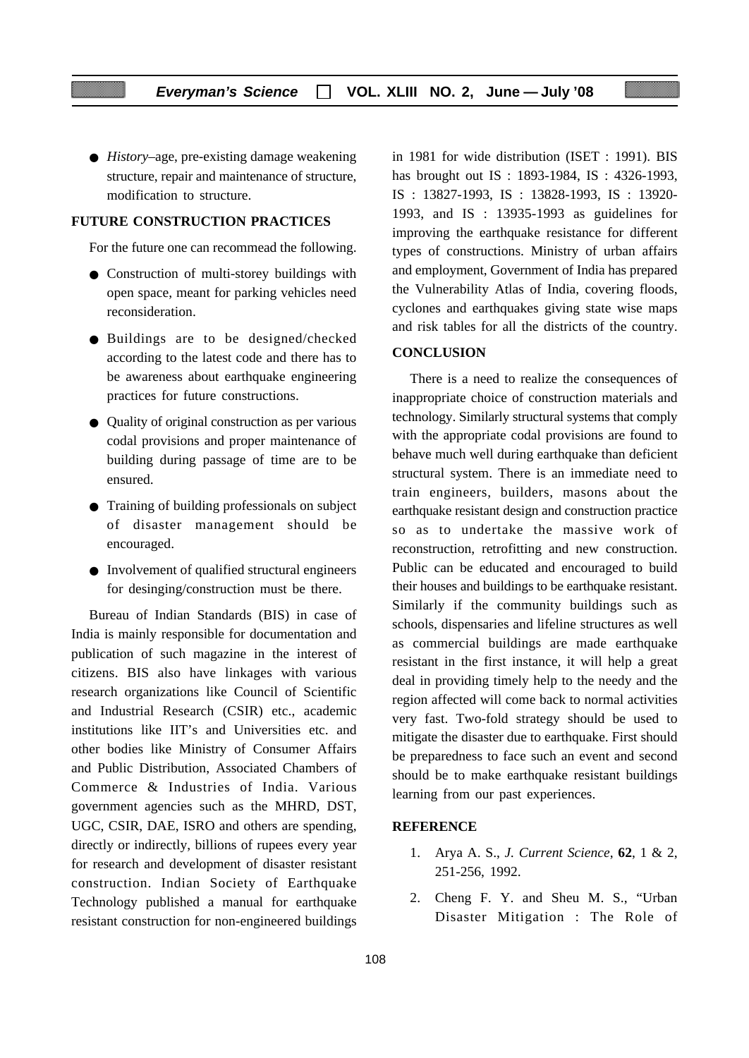- *History*–age, pre-existing damage weakening structure, repair and maintenance of structure, modification to structure.

## FUTURE CONSTRUCTION PRACTICES

For the future one can recommead the following.

- Construction of multi-storey buildings with open space, meant for parking vehicles need reconsideration.
- Buildings are to be designed/checked according to the latest code and there has to be awareness about earthquake engineering practices for future constructions.
- Quality of original construction as per various codal provisions and proper maintenance of building during passage of time are to be ensured.
- Training of building professionals on subject of disaster management should be encouraged.
- Involvement of qualified structural engineers for desinging/construction must be there.

Bureau of Indian Standards (BIS) in case of India is mainly responsible for documentation and publication of such magazine in the interest of citizens. BIS also have linkages with various research organizations like Council of Scientific and Industrial Research (CSIR) etc., academic institutions like IIT's and Universities etc. and other bodies like Ministry of Consumer Affairs and Public Distribution, Associated Chambers of Commerce & Industries of India. Various government agencies such as the MHRD, DST, UGC, CSIR, DAE, ISRO and others are spending, directly or indirectly, billions of rupees every year for research and development of disaster resistant construction. Indian Society of Earthquake Technology published a manual for earthquake resistant construction for non-engineered buildings in 1981 for wide distribution (ISET : 1991). BIS has brought out IS : 1893-1984, IS : 4326-1993, IS : 13827-1993, IS : 13828-1993, IS : 13920-1993, and IS : 13935-1993 as guidelines for improving the earthquake resistance for different types of constructions. Ministry of urban affairs and employment, Government of India has prepared the Vulnerability Atlas of India, covering floods, cyclones and earthquakes giving state wise maps and risk tables for all the districts of the country.

## CONCLUSION

There is a need to realize the consequences of inappropriate choice of construction materials and technology. Similarly structural systems that comply with the appropriate codal provisions are found to behave much well during earthquake than deficient structural system. There is an immediate need to train engineers, builders, masons about the earthquake resistant design and construction practice so as to undertake the massive work of reconstruction, retrofitting and new construction. Public can be educated and encouraged to build their houses and buildings to be earthquake resistant. Similarly if the community buildings such as schools, dispensaries and lifeline structures as well as commercial buildings are made earthquake resistant in the first instance, it will help a great deal in providing timely help to the needy and the region affected will come back to normal activities very fast. Two-fold strategy should be used to mitigate the disaster due to earthquake. First should be preparedness to face such an event and second should be to make earthquake resistant buildings learning from our past experiences.

## REFERENCE

1. Arya A. S., *J. Current Science*, **62**, 1 & 2, 251-256, 1992.
2. Cheng F. Y. and Sheu M. S., "Urban Disaster Mitigation : The Role of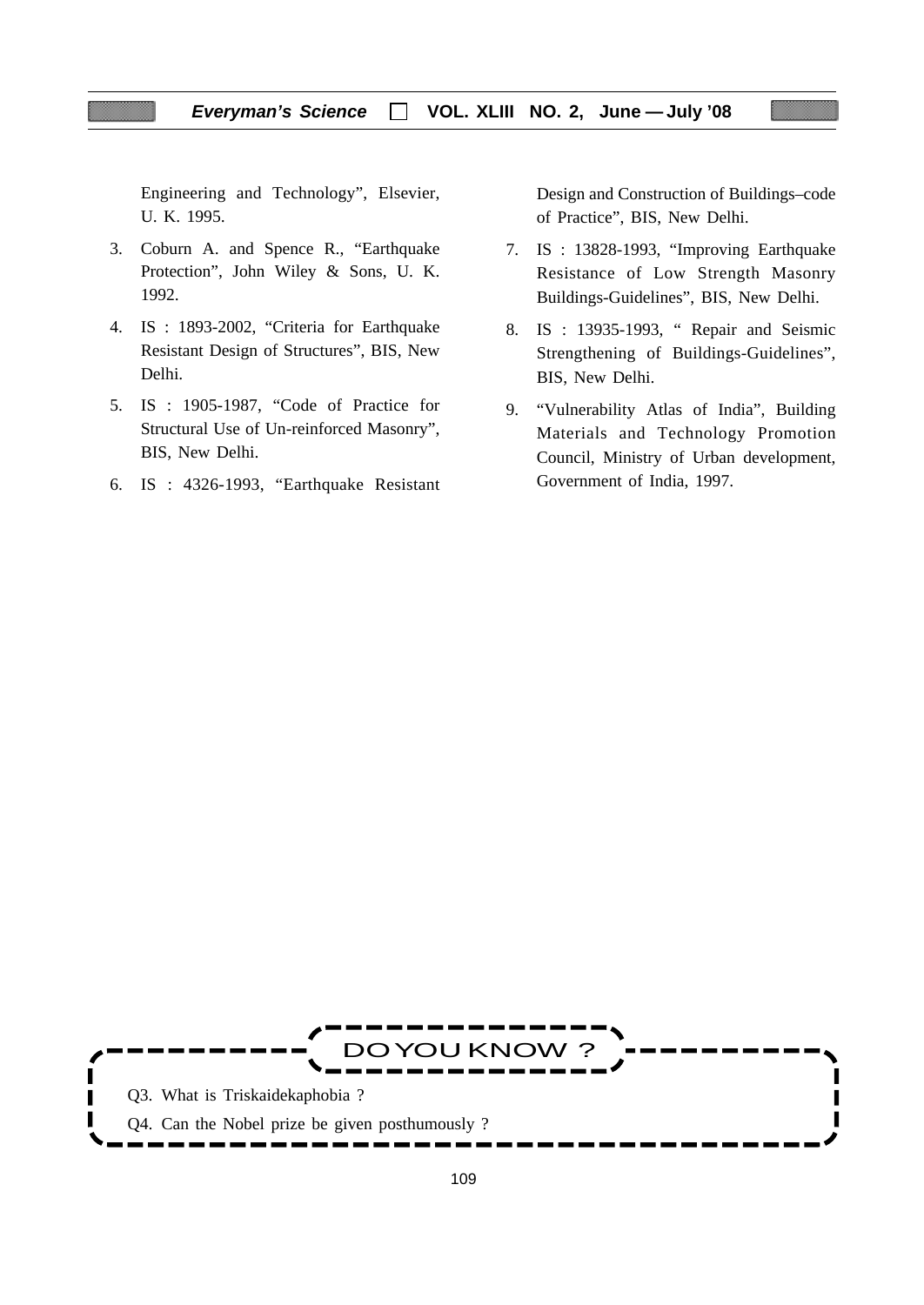Engineering and Technology", Elsevier, U. K. 1995.

3. Coburn A. and Spence R., "Earthquake Protection", John Wiley & Sons, U. K. 1992.
4. IS : 1893-2002, "Criteria for Earthquake Resistant Design of Structures", BIS, New Delhi.
5. IS : 1905-1987, "Code of Practice for Structural Use of Un-reinforced Masonry", BIS, New Delhi.
6. IS : 4326-1993, "Earthquake Resistant Design and Construction of Buildings–code of Practice", BIS, New Delhi.
7. IS : 13828-1993, "Improving Earthquake Resistance of Low Strength Masonry Buildings-Guidelines", BIS, New Delhi.
8. IS : 13935-1993, " Repair and Seismic Strengthening of Buildings-Guidelines", BIS, New Delhi.
9. "Vulnerability Atlas of India", Building Materials and Technology Promotion Council, Ministry of Urban development, Government of India, 1997.

**DO YOU KNOW ?**

Q3. What is Triskaidekaphobia ?

Q4. Can the Nobel prize be given posthumously ?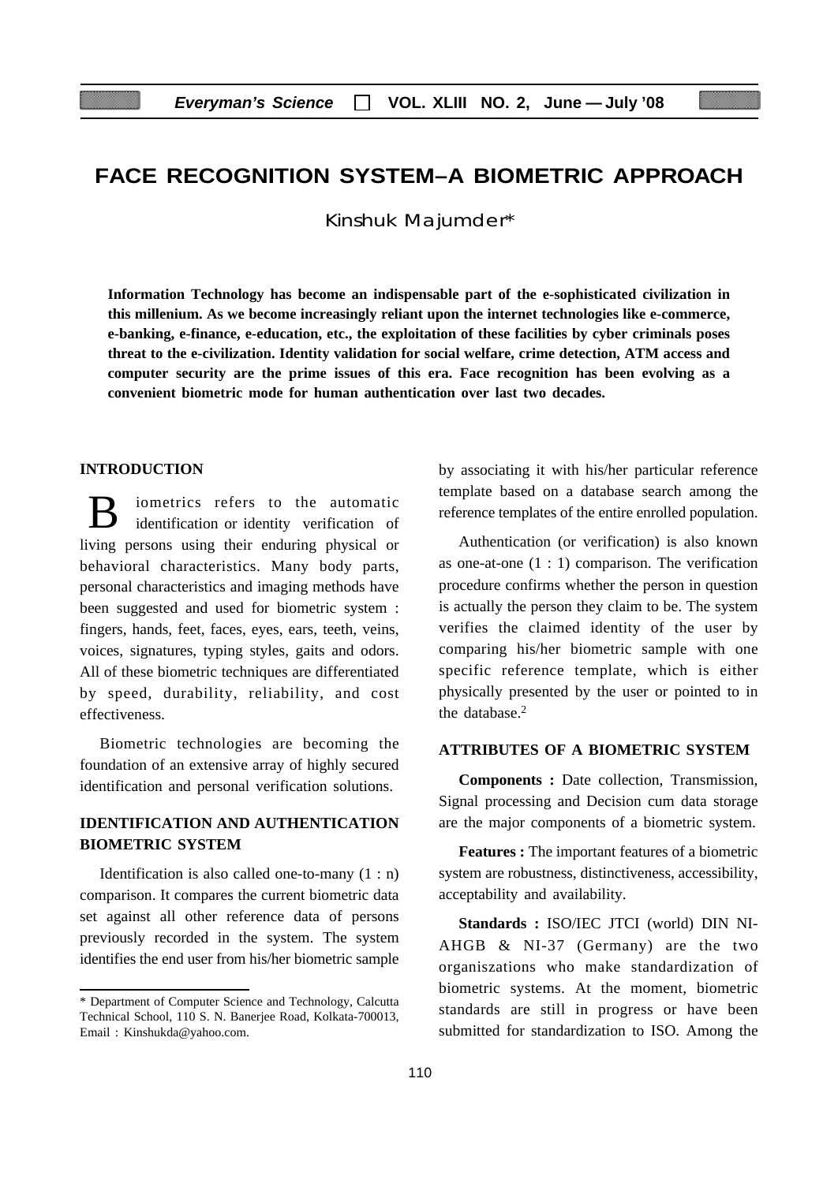# FACE RECOGNITION SYSTEM–A BIOMETRIC APPROACH

Kinshuk Majumder*

**Information Technology has become an indispensable part of the e-sophisticated civilization in this millenium. As we become increasingly reliant upon the internet technologies like e-commerce, e-banking, e-finance, e-education, etc., the exploitation of these facilities by cyber criminals poses threat to the e-civilization. Identity validation for social welfare, crime detection, ATM access and computer security are the prime issues of this era. Face recognition has been evolving as a convenient biometric mode for human authentication over last two decades.**

## INTRODUCTION

Biometrics refers to the automatic identification or identity verification of living persons using their enduring physical or behavioral characteristics. Many body parts, personal characteristics and imaging methods have been suggested and used for biometric system : fingers, hands, feet, faces, eyes, ears, teeth, veins, voices, signatures, typing styles, gaits and odors. All of these biometric techniques are differentiated by speed, durability, reliability, and cost effectiveness.

Biometric technologies are becoming the foundation of an extensive array of highly secured identification and personal verification solutions.

## IDENTIFICATION AND AUTHENTICATION BIOMETRIC SYSTEM

Identification is also called one-to-many (1 : n) comparison. It compares the current biometric data set against all other reference data of persons previously recorded in the system. The system identifies the end user from his/her biometric sample by associating it with his/her particular reference template based on a database search among the reference templates of the entire enrolled population.

Authentication (or verification) is also known as one-at-one (1 : 1) comparison. The verification procedure confirms whether the person in question is actually the person they claim to be. The system verifies the claimed identity of the user by comparing his/her biometric sample with one specific reference template, which is either physically presented by the user or pointed to in the database.[2]

## ATTRIBUTES OF A BIOMETRIC SYSTEM

**Components :** Date collection, Transmission, Signal processing and Decision cum data storage are the major components of a biometric system.

**Features :** The important features of a biometric system are robustness, distinctiveness, accessibility, acceptability and availability.

**Standards :** ISO/IEC JTCI (world) DIN NI-AHGB & NI-37 (Germany) are the two organiszations who make standardization of biometric systems. At the moment, biometric standards are still in progress or have been submitted for standardization to ISO. Among the

---

\* Department of Computer Science and Technology, Calcutta Technical School, 110 S. N. Banerjee Road, Kolkata-700013, Email : Kinshukda@yahoo.com.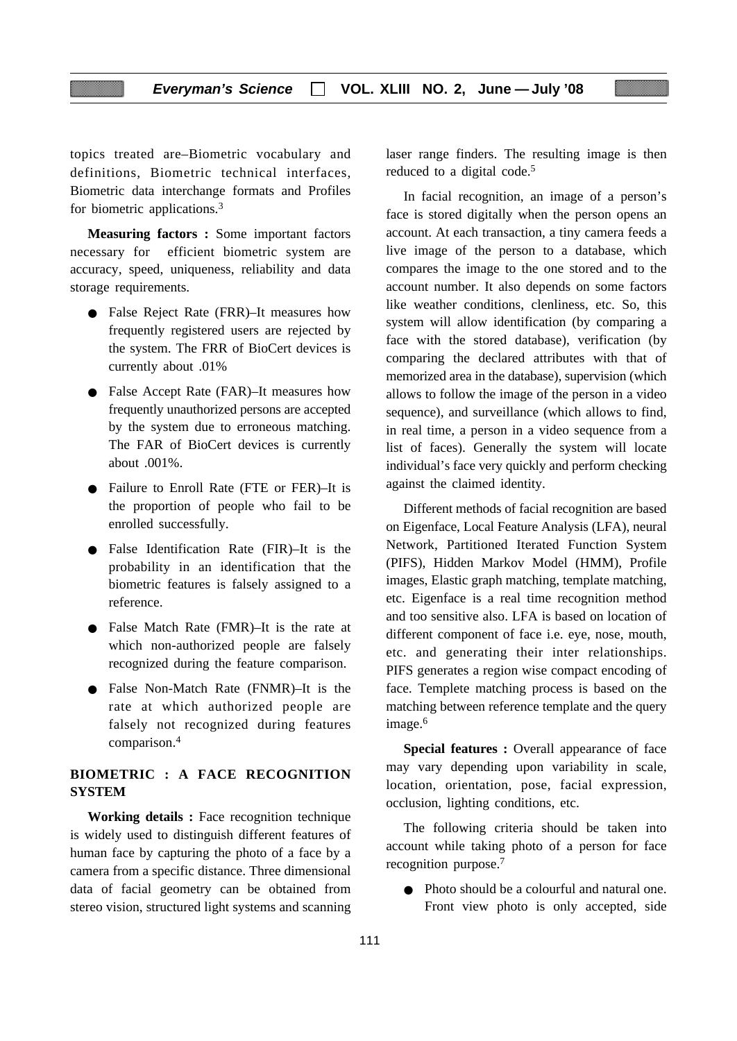topics treated are–Biometric vocabulary and definitions, Biometric technical interfaces, Biometric data interchange formats and Profiles for biometric applications.[3]

**Measuring factors :** Some important factors necessary for efficient biometric system are accuracy, speed, uniqueness, reliability and data storage requirements.

- False Reject Rate (FRR)–It measures how frequently registered users are rejected by the system. The FRR of BioCert devices is currently about .01%
- False Accept Rate (FAR)–It measures how frequently unauthorized persons are accepted by the system due to erroneous matching. The FAR of BioCert devices is currently about .001%.
- Failure to Enroll Rate (FTE or FER)–It is the proportion of people who fail to be enrolled successfully.
- False Identification Rate (FIR)–It is the probability in an identification that the biometric features is falsely assigned to a reference.
- False Match Rate (FMR)–It is the rate at which non-authorized people are falsely recognized during the feature comparison.
- False Non-Match Rate (FNMR)–It is the rate at which authorized people are falsely not recognized during features comparison.[4]

## BIOMETRIC : A FACE RECOGNITION SYSTEM

**Working details :** Face recognition technique is widely used to distinguish different features of human face by capturing the photo of a face by a camera from a specific distance. Three dimensional data of facial geometry can be obtained from stereo vision, structured light systems and scanning laser range finders. The resulting image is then reduced to a digital code.[5]

In facial recognition, an image of a person's face is stored digitally when the person opens an account. At each transaction, a tiny camera feeds a live image of the person to a database, which compares the image to the one stored and to the account number. It also depends on some factors like weather conditions, clenliness, etc. So, this system will allow identification (by comparing a face with the stored database), verification (by comparing the declared attributes with that of memorized area in the database), supervision (which allows to follow the image of the person in a video sequence), and surveillance (which allows to find, in real time, a person in a video sequence from a list of faces). Generally the system will locate individual's face very quickly and perform checking against the claimed identity.

Different methods of facial recognition are based on Eigenface, Local Feature Analysis (LFA), neural Network, Partitioned Iterated Function System (PIFS), Hidden Markov Model (HMM), Profile images, Elastic graph matching, template matching, etc. Eigenface is a real time recognition method and too sensitive also. LFA is based on location of different component of face i.e. eye, nose, mouth, etc. and generating their inter relationships. PIFS generates a region wise compact encoding of face. Templete matching process is based on the matching between reference template and the query image.[6]

**Special features :** Overall appearance of face may vary depending upon variability in scale, location, orientation, pose, facial expression, occlusion, lighting conditions, etc.

The following criteria should be taken into account while taking photo of a person for face recognition purpose.[7]

- Photo should be a colourful and natural one. Front view photo is only accepted, side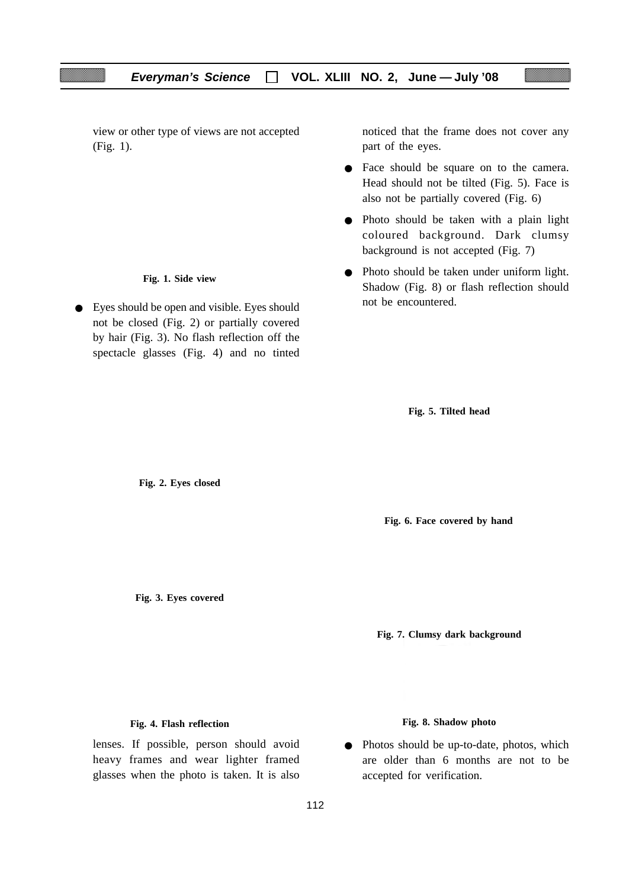view or other type of views are not accepted (Fig. 1).

**Fig. 1. Side view**

- Eyes should be open and visible. Eyes should not be closed (Fig. 2) or partially covered by hair (Fig. 3). No flash reflection off the spectacle glasses (Fig. 4) and no tinted

**Fig. 2. Eyes closed**

**Fig. 3. Eyes covered**

**Fig. 4. Flash reflection**

lenses. If possible, person should avoid heavy frames and wear lighter framed glasses when the photo is taken. It is also noticed that the frame does not cover any part of the eyes.

- Face should be square on to the camera. Head should not be tilted (Fig. 5). Face is also not be partially covered (Fig. 6)
- Photo should be taken with a plain light coloured background. Dark clumsy background is not accepted (Fig. 7)
- Photo should be taken under uniform light. Shadow (Fig. 8) or flash reflection should not be encountered.

**Fig. 5. Tilted head**

**Fig. 6. Face covered by hand**

**Fig. 7. Clumsy dark background**

**Fig. 8. Shadow photo**

- Photos should be up-to-date, photos, which are older than 6 months are not to be accepted for verification.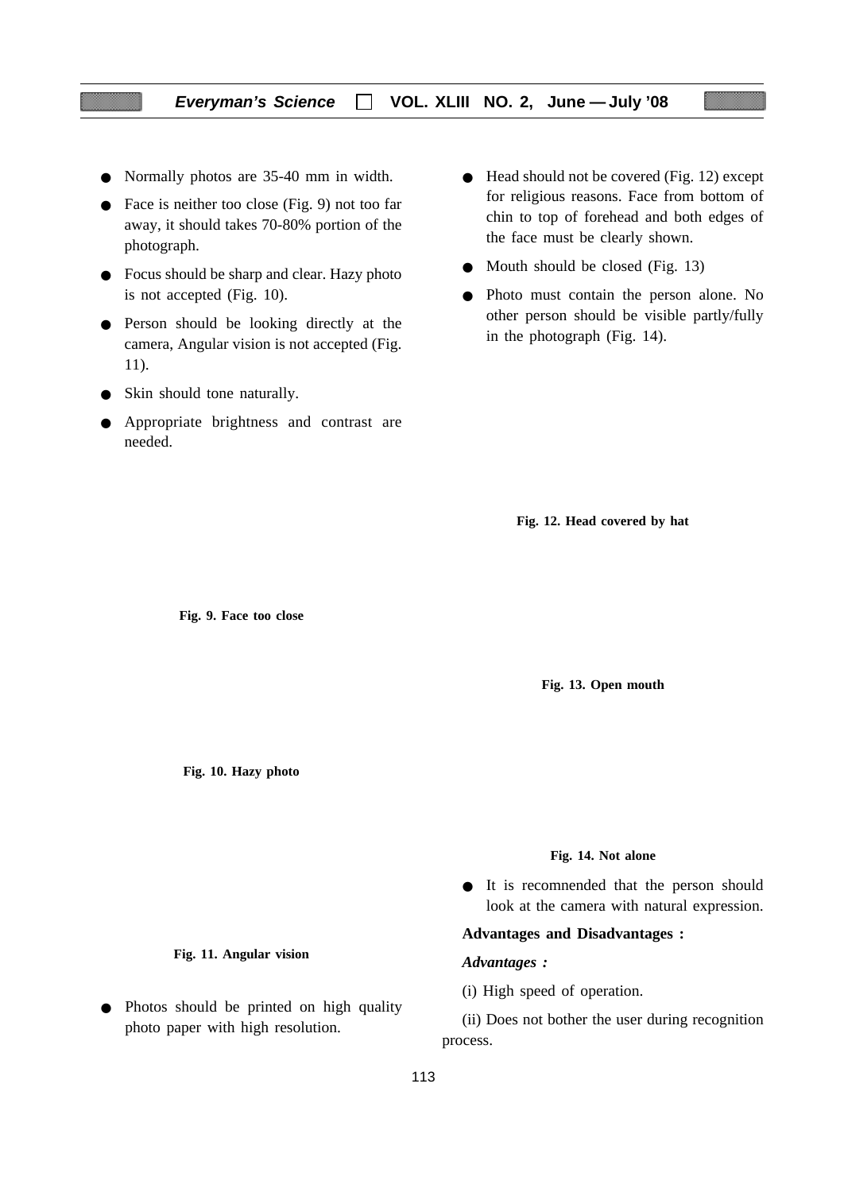- Normally photos are 35-40 mm in width.
- Face is neither too close (Fig. 9) not too far away, it should takes 70-80% portion of the photograph.
- Focus should be sharp and clear. Hazy photo is not accepted (Fig. 10).
- Person should be looking directly at the camera, Angular vision is not accepted (Fig. 11).
- Skin should tone naturally.
- Appropriate brightness and contrast are needed.

**Fig. 9. Face too close**

**Fig. 10. Hazy photo**

**Fig. 11. Angular vision**

- Photos should be printed on high quality photo paper with high resolution.
- Head should not be covered (Fig. 12) except for religious reasons. Face from bottom of chin to top of forehead and both edges of the face must be clearly shown.
- Mouth should be closed (Fig. 13)
- Photo must contain the person alone. No other person should be visible partly/fully in the photograph (Fig. 14).

**Fig. 12. Head covered by hat**

**Fig. 13. Open mouth**

**Fig. 14. Not alone**

- It is recomnended that the person should look at the camera with natural expression.

**Advantages and Disadvantages :**

***Advantages :***

(i) High speed of operation.

(ii) Does not bother the user during recognition process.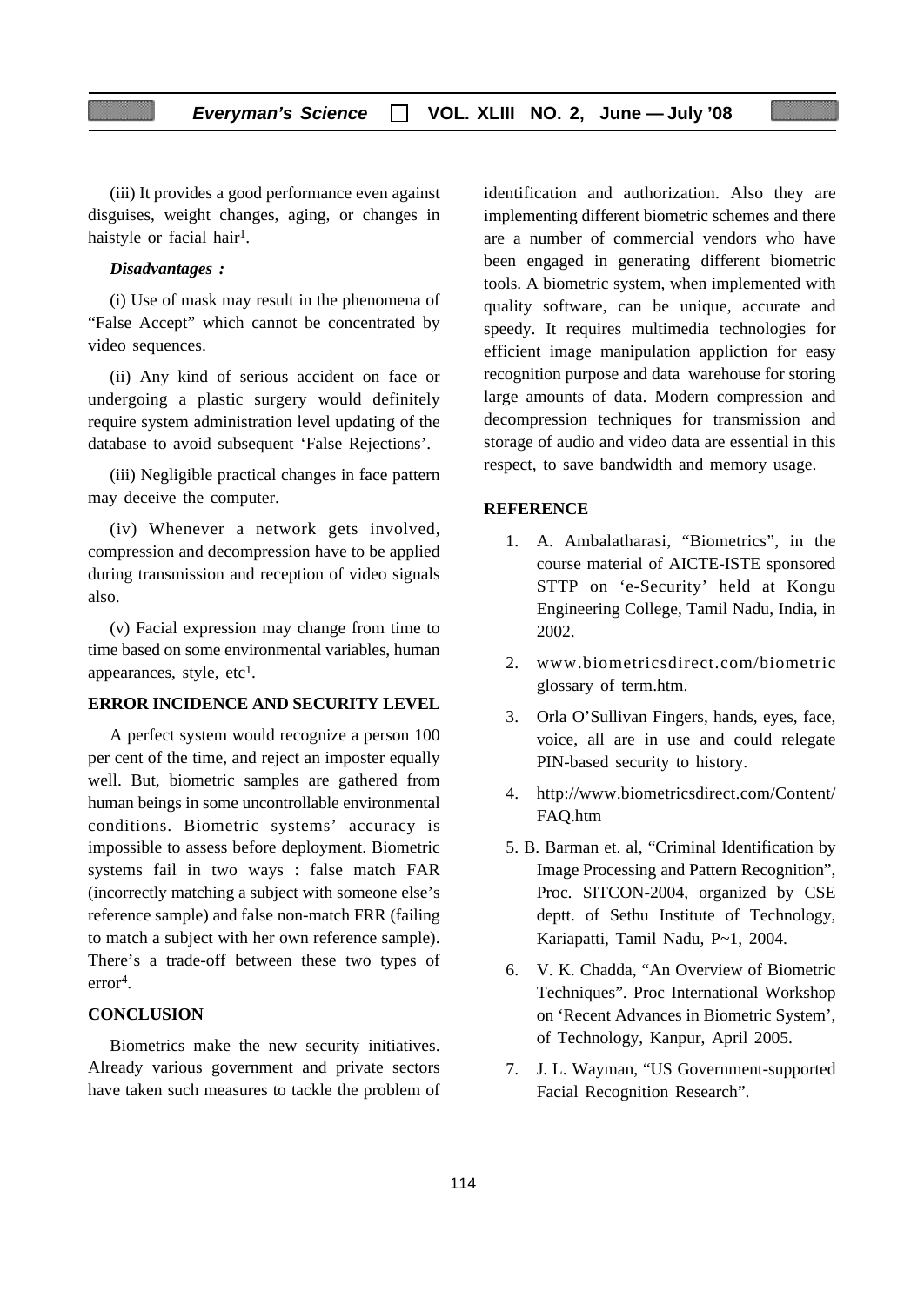(iii) It provides a good performance even against disguises, weight changes, aging, or changes in haistyle or facial hair[1].

***Disadvantages :***

(i) Use of mask may result in the phenomena of "False Accept" which cannot be concentrated by video sequences.

(ii) Any kind of serious accident on face or undergoing a plastic surgery would definitely require system administration level updating of the database to avoid subsequent 'False Rejections'.

(iii) Negligible practical changes in face pattern may deceive the computer.

(iv) Whenever a network gets involved, compression and decompression have to be applied during transmission and reception of video signals also.

(v) Facial expression may change from time to time based on some environmental variables, human appearances, style, etc[1].

## ERROR INCIDENCE AND SECURITY LEVEL

A perfect system would recognize a person 100 per cent of the time, and reject an imposter equally well. But, biometric samples are gathered from human beings in some uncontrollable environmental conditions. Biometric systems' accuracy is impossible to assess before deployment. Biometric systems fail in two ways : false match FAR (incorrectly matching a subject with someone else's reference sample) and false non-match FRR (failing to match a subject with her own reference sample). There's a trade-off between these two types of error[4].

## CONCLUSION

Biometrics make the new security initiatives. Already various government and private sectors have taken such measures to tackle the problem of identification and authorization. Also they are implementing different biometric schemes and there are a number of commercial vendors who have been engaged in generating different biometric tools. A biometric system, when implemented with quality software, can be unique, accurate and speedy. It requires multimedia technologies for efficient image manipulation appliction for easy recognition purpose and data warehouse for storing large amounts of data. Modern compression and decompression techniques for transmission and storage of audio and video data are essential in this respect, to save bandwidth and memory usage.

## REFERENCE

1. A. Ambalatharasi, "Biometrics", in the course material of AICTE-ISTE sponsored STTP on 'e-Security' held at Kongu Engineering College, Tamil Nadu, India, in 2002.
2. www.biometricsdirect.com/biometric glossary of term.htm.
3. Orla O'Sullivan Fingers, hands, eyes, face, voice, all are in use and could relegate PIN-based security to history.
4. http://www.biometricsdirect.com/Content/FAQ.htm
5. B. Barman et. al, "Criminal Identification by Image Processing and Pattern Recognition", Proc. SITCON-2004, organized by CSE deptt. of Sethu Institute of Technology, Kariapatti, Tamil Nadu, P~1, 2004.
6. V. K. Chadda, "An Overview of Biometric Techniques". Proc International Workshop on 'Recent Advances in Biometric System', of Technology, Kanpur, April 2005.
7. J. L. Wayman, "US Government-supported Facial Recognition Research".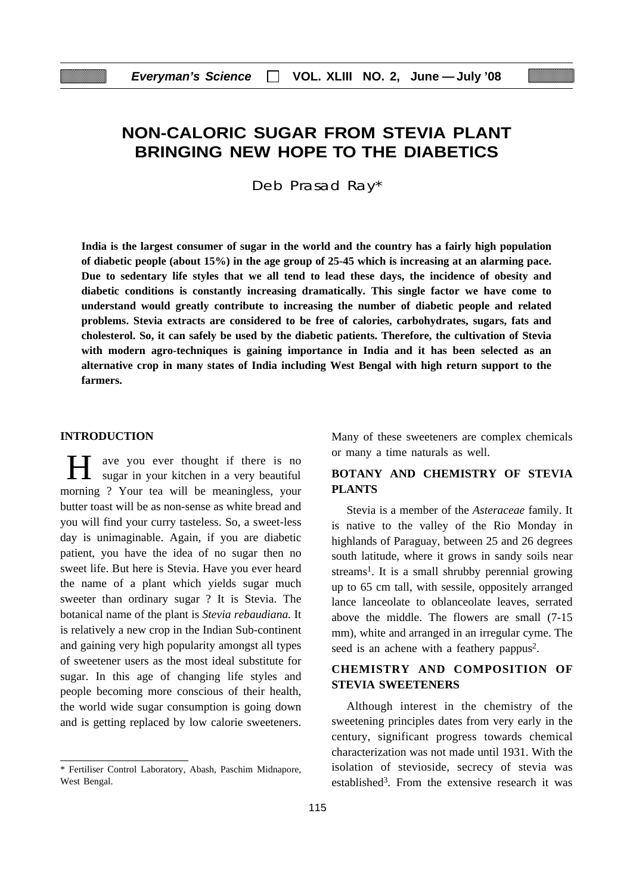# NON-CALORIC SUGAR FROM STEVIA PLANT BRINGING NEW HOPE TO THE DIABETICS

Deb Prasad Ray*

**India is the largest consumer of sugar in the world and the country has a fairly high population of diabetic people (about 15%) in the age group of 25-45 which is increasing at an alarming pace. Due to sedentary life styles that we all tend to lead these days, the incidence of obesity and diabetic conditions is constantly increasing dramatically. This single factor we have come to understand would greatly contribute to increasing the number of diabetic people and related problems. Stevia extracts are considered to be free of calories, carbohydrates, sugars, fats and cholesterol. So, it can safely be used by the diabetic patients. Therefore, the cultivation of Stevia with modern agro-techniques is gaining importance in India and it has been selected as an alternative crop in many states of India including West Bengal with high return support to the farmers.**

## INTRODUCTION

Have you ever thought if there is no sugar in your kitchen in a very beautiful morning ? Your tea will be meaningless, your butter toast will be as non-sense as white bread and you will find your curry tasteless. So, a sweet-less day is unimaginable. Again, if you are diabetic patient, you have the idea of no sugar then no sweet life. But here is Stevia. Have you ever heard the name of a plant which yields sugar much sweeter than ordinary sugar ? It is Stevia. The botanical name of the plant is *Stevia rebaudiana.* It is relatively a new crop in the Indian Sub-continent and gaining very high popularity amongst all types of sweetener users as the most ideal substitute for sugar. In this age of changing life styles and people becoming more conscious of their health, the world wide sugar consumption is going down and is getting replaced by low calorie sweeteners. Many of these sweeteners are complex chemicals or many a time naturals as well.

## BOTANY AND CHEMISTRY OF STEVIA PLANTS

Stevia is a member of the *Asteraceae* family. It is native to the valley of the Rio Monday in highlands of Paraguay, between 25 and 26 degrees south latitude, where it grows in sandy soils near streams[1]. It is a small shrubby perennial growing up to 65 cm tall, with sessile, oppositely arranged lance lanceolate to oblanceolate leaves, serrated above the middle. The flowers are small (7-15 mm), white and arranged in an irregular cyme. The seed is an achene with a feathery pappus[2].

## CHEMISTRY AND COMPOSITION OF STEVIA SWEETENERS

Although interest in the chemistry of the sweetening principles dates from very early in the century, significant progress towards chemical characterization was not made until 1931. With the isolation of stevioside, secrecy of stevia was established[3]. From the extensive research it was

---

\* Fertiliser Control Laboratory, Abash, Paschim Midnapore, West Bengal.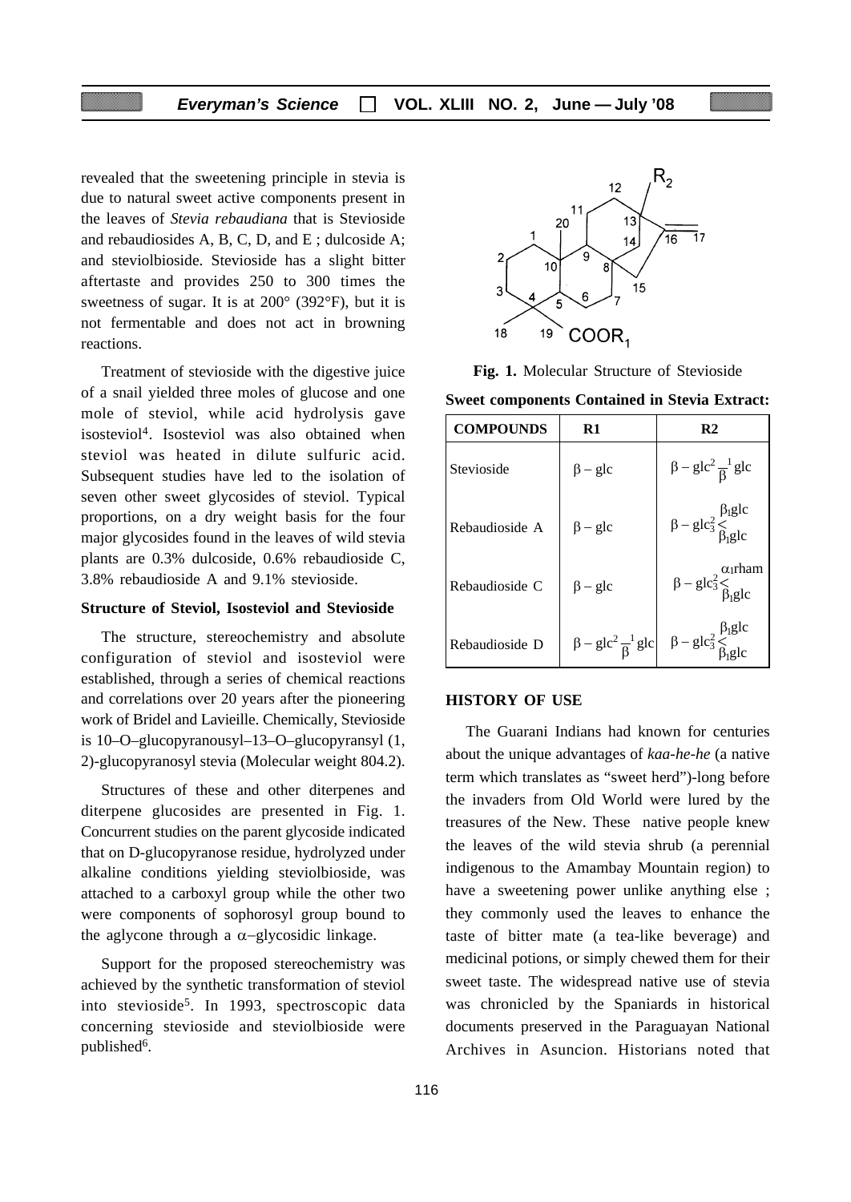revealed that the sweetening principle in stevia is due to natural sweet active components present in the leaves of *Stevia rebaudiana* that is Stevioside and rebaudiosides A, B, C, D, and E ; dulcoside A; and steviolbioside. Stevioside has a slight bitter aftertaste and provides 250 to 300 times the sweetness of sugar. It is at 200° (392°F), but it is not fermentable and does not act in browning reactions.

Treatment of stevioside with the digestive juice of a snail yielded three moles of glucose and one mole of steviol, while acid hydrolysis gave isosteviol[4]. Isosteviol was also obtained when steviol was heated in dilute sulfuric acid. Subsequent studies have led to the isolation of seven other sweet glycosides of steviol. Typical proportions, on a dry weight basis for the four major glycosides found in the leaves of wild stevia plants are 0.3% dulcoside, 0.6% rebaudioside C, 3.8% rebaudioside A and 9.1% stevioside.

**Structure of Steviol, Isosteviol and Stevioside**

The structure, stereochemistry and absolute configuration of steviol and isosteviol were established, through a series of chemical reactions and correlations over 20 years after the pioneering work of Bridel and Lavieille. Chemically, Stevioside is 10–O–glucopyranousyl–13–O–glucopyransyl (1, 2)-glucopyranosyl stevia (Molecular weight 804.2).

Structures of these and other diterpenes and diterpene glucosides are presented in Fig. 1. Concurrent studies on the parent glycoside indicated that on D-glucopyranose residue, hydrolyzed under alkaline conditions yielding steviolbioside, was attached to a carboxyl group while the other two were components of sophorosyl group bound to the aglycone through a α–glycosidic linkage.

Support for the proposed stereochemistry was achieved by the synthetic transformation of steviol into stevioside[5]. In 1993, spectroscopic data concerning stevioside and steviolbioside were published[6].

**Fig. 1.** Molecular Structure of Stevioside

**Sweet components Contained in Stevia Extract:**

| COMPOUNDS | R1 | R2 |
|---|---|---|
| Stevioside | β – glc | $\beta - glc^2 \frac{1}{\beta} glc$ |
| Rebaudioside A | β – glc | $\beta - glc^2_3 <$ $\beta_1$glc, $\beta_1$glc |
| Rebaudioside C | β – glc | $\beta - glc^2_3 <$ $\alpha_1$rham, $\beta_1$glc |
| Rebaudioside D | $\beta - glc^2 \frac{1}{\beta} glc$ | $\beta - glc^2_3 <$ $\beta_1$glc, $\beta_1$glc |

**HISTORY OF USE**

The Guarani Indians had known for centuries about the unique advantages of *kaa-he-he* (a native term which translates as "sweet herd")-long before the invaders from Old World were lured by the treasures of the New. These native people knew the leaves of the wild stevia shrub (a perennial indigenous to the Amambay Mountain region) to have a sweetening power unlike anything else ; they commonly used the leaves to enhance the taste of bitter mate (a tea-like beverage) and medicinal potions, or simply chewed them for their sweet taste. The widespread native use of stevia was chronicled by the Spaniards in historical documents preserved in the Paraguayan National Archives in Asuncion. Historians noted that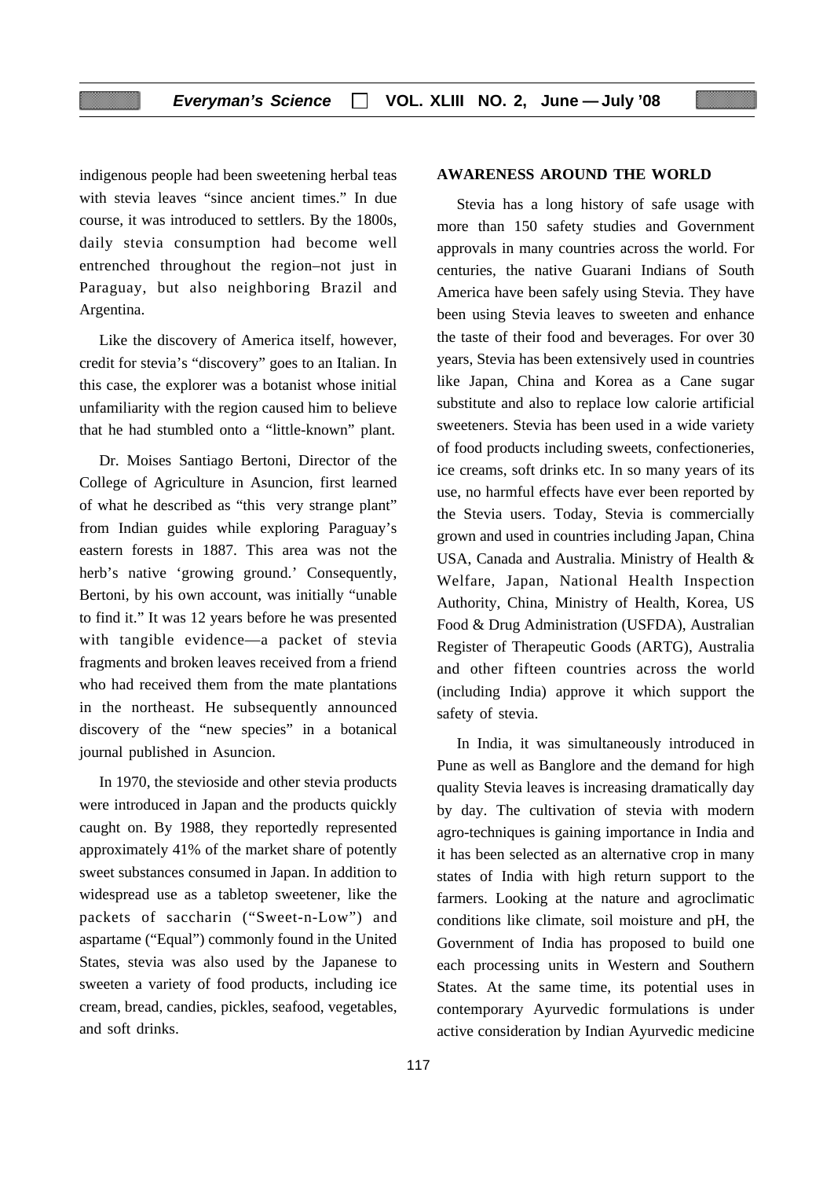indigenous people had been sweetening herbal teas with stevia leaves "since ancient times." In due course, it was introduced to settlers. By the 1800s, daily stevia consumption had become well entrenched throughout the region–not just in Paraguay, but also neighboring Brazil and Argentina.

Like the discovery of America itself, however, credit for stevia's "discovery" goes to an Italian. In this case, the explorer was a botanist whose initial unfamiliarity with the region caused him to believe that he had stumbled onto a "little-known" plant.

Dr. Moises Santiago Bertoni, Director of the College of Agriculture in Asuncion, first learned of what he described as "this very strange plant" from Indian guides while exploring Paraguay's eastern forests in 1887. This area was not the herb's native 'growing ground.' Consequently, Bertoni, by his own account, was initially "unable to find it." It was 12 years before he was presented with tangible evidence—a packet of stevia fragments and broken leaves received from a friend who had received them from the mate plantations in the northeast. He subsequently announced discovery of the "new species" in a botanical journal published in Asuncion.

In 1970, the stevioside and other stevia products were introduced in Japan and the products quickly caught on. By 1988, they reportedly represented approximately 41% of the market share of potently sweet substances consumed in Japan. In addition to widespread use as a tabletop sweetener, like the packets of saccharin ("Sweet-n-Low") and aspartame ("Equal") commonly found in the United States, stevia was also used by the Japanese to sweeten a variety of food products, including ice cream, bread, candies, pickles, seafood, vegetables, and soft drinks.

**AWARENESS AROUND THE WORLD**

Stevia has a long history of safe usage with more than 150 safety studies and Government approvals in many countries across the world. For centuries, the native Guarani Indians of South America have been safely using Stevia. They have been using Stevia leaves to sweeten and enhance the taste of their food and beverages. For over 30 years, Stevia has been extensively used in countries like Japan, China and Korea as a Cane sugar substitute and also to replace low calorie artificial sweeteners. Stevia has been used in a wide variety of food products including sweets, confectioneries, ice creams, soft drinks etc. In so many years of its use, no harmful effects have ever been reported by the Stevia users. Today, Stevia is commercially grown and used in countries including Japan, China USA, Canada and Australia. Ministry of Health & Welfare, Japan, National Health Inspection Authority, China, Ministry of Health, Korea, US Food & Drug Administration (USFDA), Australian Register of Therapeutic Goods (ARTG), Australia and other fifteen countries across the world (including India) approve it which support the safety of stevia.

In India, it was simultaneously introduced in Pune as well as Banglore and the demand for high quality Stevia leaves is increasing dramatically day by day. The cultivation of stevia with modern agro-techniques is gaining importance in India and it has been selected as an alternative crop in many states of India with high return support to the farmers. Looking at the nature and agroclimatic conditions like climate, soil moisture and pH, the Government of India has proposed to build one each processing units in Western and Southern States. At the same time, its potential uses in contemporary Ayurvedic formulations is under active consideration by Indian Ayurvedic medicine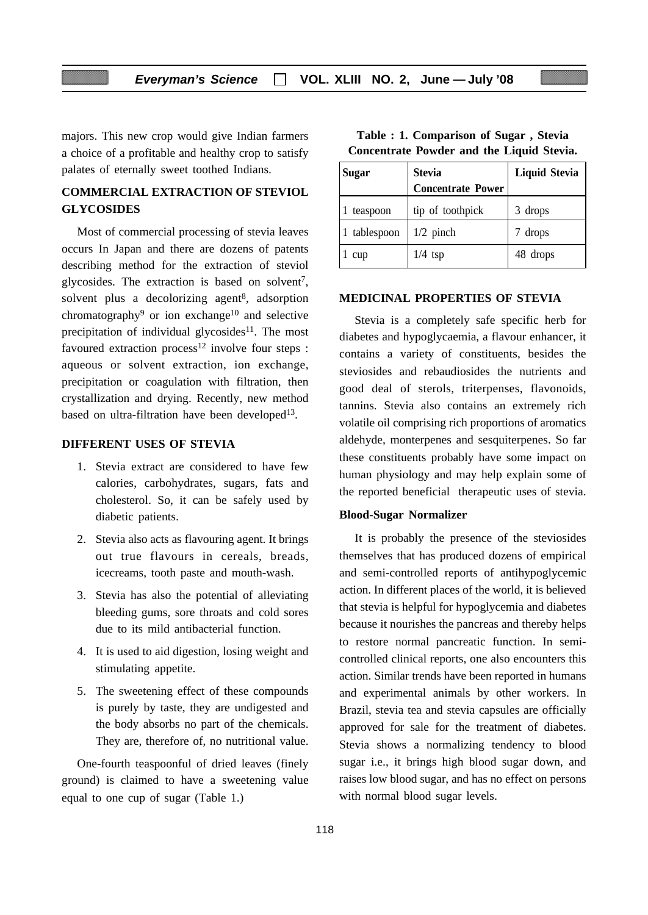majors. This new crop would give Indian farmers a choice of a profitable and healthy crop to satisfy palates of eternally sweet toothed Indians.

## COMMERCIAL EXTRACTION OF STEVIOL GLYCOSIDES

Most of commercial processing of stevia leaves occurs In Japan and there are dozens of patents describing method for the extraction of steviol glycosides. The extraction is based on solvent[7], solvent plus a decolorizing agent[8], adsorption chromatography[9] or ion exchange[10] and selective precipitation of individual glycosides[11]. The most favoured extraction process[12] involve four steps : aqueous or solvent extraction, ion exchange, precipitation or coagulation with filtration, then crystallization and drying. Recently, new method based on ultra-filtration have been developed[13].

## DIFFERENT USES OF STEVIA

1. Stevia extract are considered to have few calories, carbohydrates, sugars, fats and cholesterol. So, it can be safely used by diabetic patients.
2. Stevia also acts as flavouring agent. It brings out true flavours in cereals, breads, icecreams, tooth paste and mouth-wash.
3. Stevia has also the potential of alleviating bleeding gums, sore throats and cold sores due to its mild antibacterial function.
4. It is used to aid digestion, losing weight and stimulating appetite.
5. The sweetening effect of these compounds is purely by taste, they are undigested and the body absorbs no part of the chemicals. They are, therefore of, no nutritional value.

One-fourth teaspoonful of dried leaves (finely ground) is claimed to have a sweetening value equal to one cup of sugar (Table 1.)

**Table : 1. Comparison of Sugar , Stevia Concentrate Powder and the Liquid Stevia.**

| Sugar | Stevia Concentrate Power | Liquid Stevia |
|---|---|---|
| 1 teaspoon | tip of toothpick | 3 drops |
| 1 tablespoon | 1/2 pinch | 7 drops |
| 1 cup | 1/4 tsp | 48 drops |

## MEDICINAL PROPERTIES OF STEVIA

Stevia is a completely safe specific herb for diabetes and hypoglycaemia, a flavour enhancer, it contains a variety of constituents, besides the steviosides and rebaudiosides the nutrients and good deal of sterols, triterpenses, flavonoids, tannins. Stevia also contains an extremely rich volatile oil comprising rich proportions of aromatics aldehyde, monterpenes and sesquiterpenes. So far these constituents probably have some impact on human physiology and may help explain some of the reported beneficial therapeutic uses of stevia.

### Blood-Sugar Normalizer

It is probably the presence of the steviosides themselves that has produced dozens of empirical and semi-controlled reports of antihypoglycemic action. In different places of the world, it is believed that stevia is helpful for hypoglycemia and diabetes because it nourishes the pancreas and thereby helps to restore normal pancreatic function. In semi-controlled clinical reports, one also encounters this action. Similar trends have been reported in humans and experimental animals by other workers. In Brazil, stevia tea and stevia capsules are officially approved for sale for the treatment of diabetes. Stevia shows a normalizing tendency to blood sugar i.e., it brings high blood sugar down, and raises low blood sugar, and has no effect on persons with normal blood sugar levels.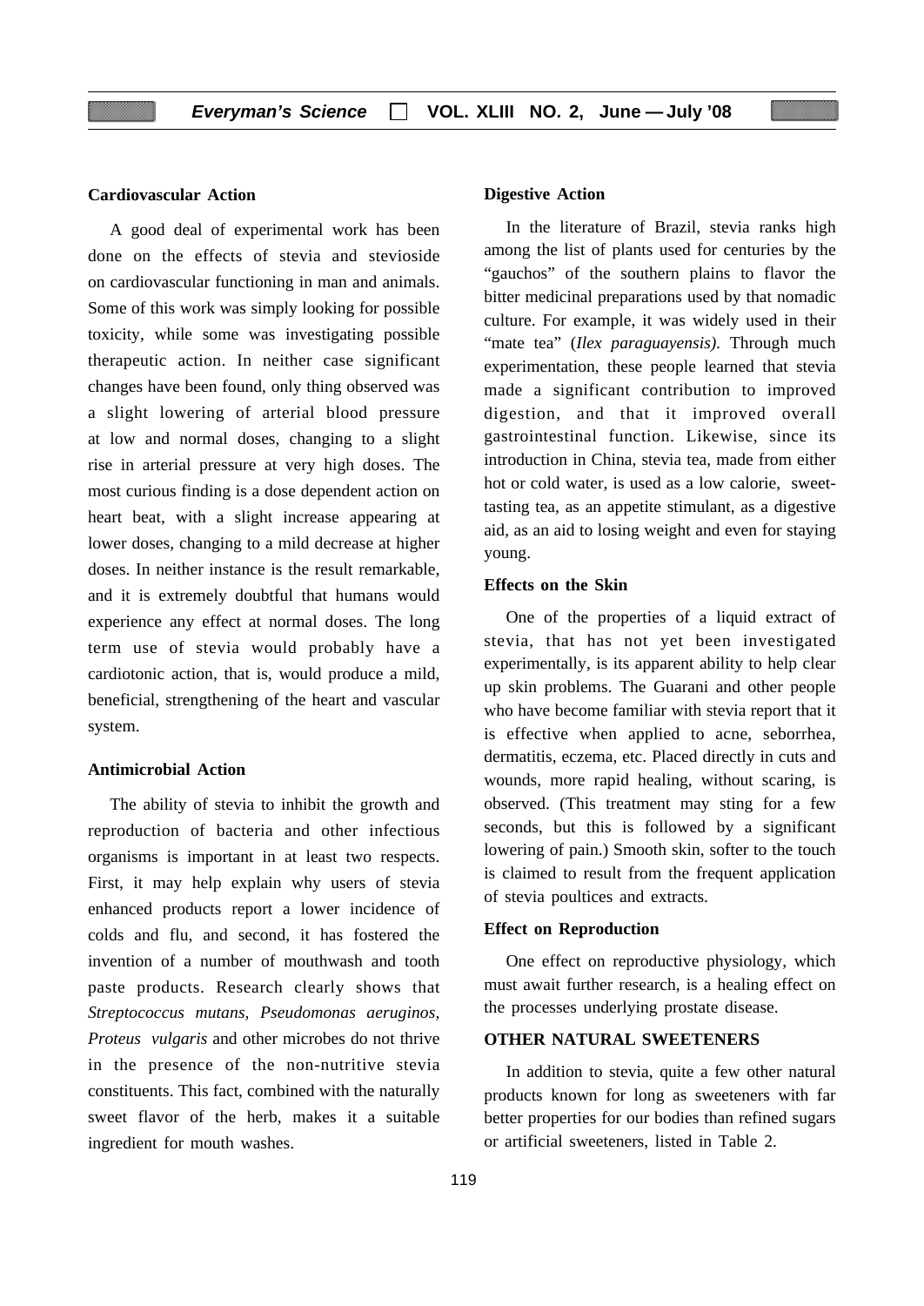## Cardiovascular Action

A good deal of experimental work has been done on the effects of stevia and stevioside on cardiovascular functioning in man and animals. Some of this work was simply looking for possible toxicity, while some was investigating possible therapeutic action. In neither case significant changes have been found, only thing observed was a slight lowering of arterial blood pressure at low and normal doses, changing to a slight rise in arterial pressure at very high doses. The most curious finding is a dose dependent action on heart beat, with a slight increase appearing at lower doses, changing to a mild decrease at higher doses. In neither instance is the result remarkable, and it is extremely doubtful that humans would experience any effect at normal doses. The long term use of stevia would probably have a cardiotonic action, that is, would produce a mild, beneficial, strengthening of the heart and vascular system.

## Antimicrobial Action

The ability of stevia to inhibit the growth and reproduction of bacteria and other infectious organisms is important in at least two respects. First, it may help explain why users of stevia enhanced products report a lower incidence of colds and flu, and second, it has fostered the invention of a number of mouthwash and tooth paste products. Research clearly shows that *Streptococcus mutans, Pseudomonas aeruginos, Proteus vulgaris* and other microbes do not thrive in the presence of the non-nutritive stevia constituents. This fact, combined with the naturally sweet flavor of the herb, makes it a suitable ingredient for mouth washes.

## Digestive Action

In the literature of Brazil, stevia ranks high among the list of plants used for centuries by the "gauchos" of the southern plains to flavor the bitter medicinal preparations used by that nomadic culture. For example, it was widely used in their "mate tea" (*Ilex paraguayensis).* Through much experimentation, these people learned that stevia made a significant contribution to improved digestion, and that it improved overall gastrointestinal function. Likewise, since its introduction in China, stevia tea, made from either hot or cold water, is used as a low calorie, sweet-tasting tea, as an appetite stimulant, as a digestive aid, as an aid to losing weight and even for staying young.

## Effects on the Skin

One of the properties of a liquid extract of stevia, that has not yet been investigated experimentally, is its apparent ability to help clear up skin problems. The Guarani and other people who have become familiar with stevia report that it is effective when applied to acne, seborrhea, dermatitis, eczema, etc. Placed directly in cuts and wounds, more rapid healing, without scaring, is observed. (This treatment may sting for a few seconds, but this is followed by a significant lowering of pain.) Smooth skin, softer to the touch is claimed to result from the frequent application of stevia poultices and extracts.

## Effect on Reproduction

One effect on reproductive physiology, which must await further research, is a healing effect on the processes underlying prostate disease.

## OTHER NATURAL SWEETENERS

In addition to stevia, quite a few other natural products known for long as sweeteners with far better properties for our bodies than refined sugars or artificial sweeteners, listed in Table 2.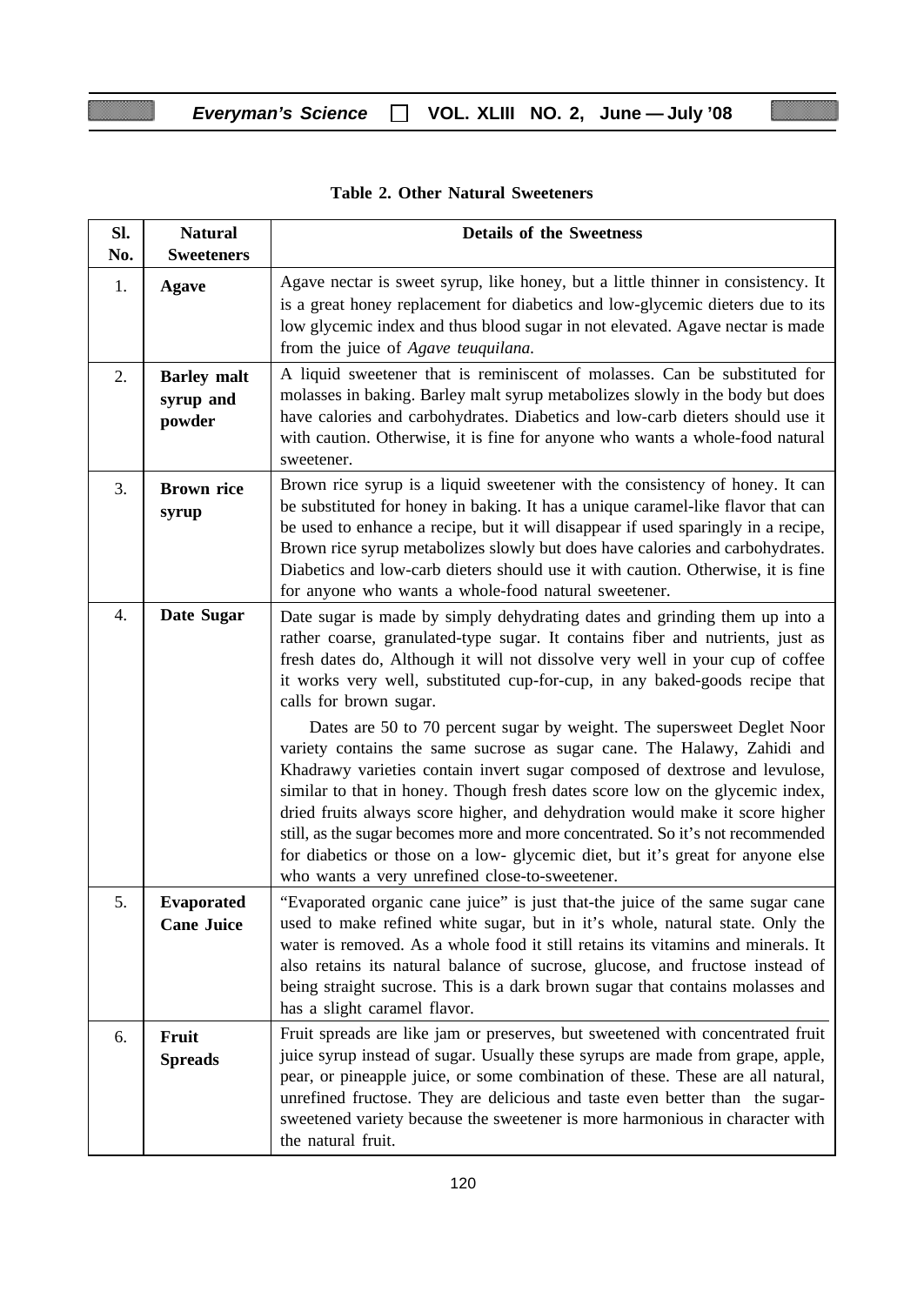**Table 2. Other Natural Sweeteners**

| Sl. No. | Natural Sweeteners | Details of the Sweetness |
|---|---|---|
| 1. | **Agave** | Agave nectar is sweet syrup, like honey, but a little thinner in consistency. It is a great honey replacement for diabetics and low-glycemic dieters due to its low glycemic index and thus blood sugar in not elevated. Agave nectar is made from the juice of *Agave teuquilana.* |
| 2. | **Barley malt syrup and powder** | A liquid sweetener that is reminiscent of molasses. Can be substituted for molasses in baking. Barley malt syrup metabolizes slowly in the body but does have calories and carbohydrates. Diabetics and low-carb dieters should use it with caution. Otherwise, it is fine for anyone who wants a whole-food natural sweetener. |
| 3. | **Brown rice syrup** | Brown rice syrup is a liquid sweetener with the consistency of honey. It can be substituted for honey in baking. It has a unique caramel-like flavor that can be used to enhance a recipe, but it will disappear if used sparingly in a recipe, Brown rice syrup metabolizes slowly but does have calories and carbohydrates. Diabetics and low-carb dieters should use it with caution. Otherwise, it is fine for anyone who wants a whole-food natural sweetener. |
| 4. | **Date Sugar** | Date sugar is made by simply dehydrating dates and grinding them up into a rather coarse, granulated-type sugar. It contains fiber and nutrients, just as fresh dates do, Although it will not dissolve very well in your cup of coffee it works very well, substituted cup-for-cup, in any baked-goods recipe that calls for brown sugar.<br><br>Dates are 50 to 70 percent sugar by weight. The supersweet Deglet Noor variety contains the same sucrose as sugar cane. The Halawy, Zahidi and Khadrawy varieties contain invert sugar composed of dextrose and levulose, similar to that in honey. Though fresh dates score low on the glycemic index, dried fruits always score higher, and dehydration would make it score higher still, as the sugar becomes more and more concentrated. So it's not recommended for diabetics or those on a low- glycemic diet, but it's great for anyone else who wants a very unrefined close-to-sweetener. |
| 5. | **Evaporated Cane Juice** | "Evaporated organic cane juice" is just that-the juice of the same sugar cane used to make refined white sugar, but in it's whole, natural state. Only the water is removed. As a whole food it still retains its vitamins and minerals. It also retains its natural balance of sucrose, glucose, and fructose instead of being straight sucrose. This is a dark brown sugar that contains molasses and has a slight caramel flavor. |
| 6. | **Fruit Spreads** | Fruit spreads are like jam or preserves, but sweetened with concentrated fruit juice syrup instead of sugar. Usually these syrups are made from grape, apple, pear, or pineapple juice, or some combination of these. These are all natural, unrefined fructose. They are delicious and taste even better than the sugar-sweetened variety because the sweetener is more harmonious in character with the natural fruit. |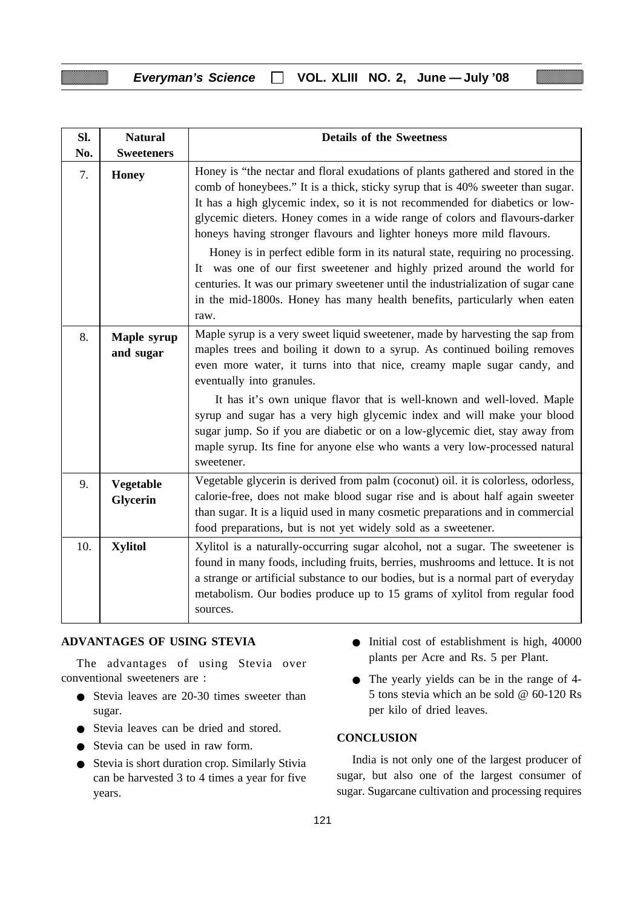| Sl. No. | Natural Sweeteners | Details of the Sweetness |
|---|---|---|
| 7. | **Honey** | Honey is "the nectar and floral exudations of plants gathered and stored in the comb of honeybees." It is a thick, sticky syrup that is 40% sweeter than sugar. It has a high glycemic index, so it is not recommended for diabetics or low-glycemic dieters. Honey comes in a wide range of colors and flavours-darker honeys having stronger flavours and lighter honeys more mild flavours. Honey is in perfect edible form in its natural state, requiring no processing. It was one of our first sweetener and highly prized around the world for centuries. It was our primary sweetener until the industrialization of sugar cane in the mid-1800s. Honey has many health benefits, particularly when eaten raw. |
| 8. | **Maple syrup and sugar** | Maple syrup is a very sweet liquid sweetener, made by harvesting the sap from maples trees and boiling it down to a syrup. As continued boiling removes even more water, it turns into that nice, creamy maple sugar candy, and eventually into granules. It has it's own unique flavor that is well-known and well-loved. Maple syrup and sugar has a very high glycemic index and will make your blood sugar jump. So if you are diabetic or on a low-glycemic diet, stay away from maple syrup. Its fine for anyone else who wants a very low-processed natural sweetener. |
| 9. | **Vegetable Glycerin** | Vegetable glycerin is derived from palm (coconut) oil. it is colorless, odorless, calorie-free, does not make blood sugar rise and is about half again sweeter than sugar. It is a liquid used in many cosmetic preparations and in commercial food preparations, but is not yet widely sold as a sweetener. |
| 10. | **Xylitol** | Xylitol is a naturally-occurring sugar alcohol, not a sugar. The sweetener is found in many foods, including fruits, berries, mushrooms and lettuce. It is not a strange or artificial substance to our bodies, but is a normal part of everyday metabolism. Our bodies produce up to 15 grams of xylitol from regular food sources. |

## ADVANTAGES OF USING STEVIA

The advantages of using Stevia over conventional sweeteners are :

- Stevia leaves are 20-30 times sweeter than sugar.
- Stevia leaves can be dried and stored.
- Stevia can be used in raw form.
- Stevia is short duration crop. Similarly Stivia can be harvested 3 to 4 times a year for five years.
- Initial cost of establishment is high, 40000 plants per Acre and Rs. 5 per Plant.
- The yearly yields can be in the range of 4-5 tons stevia which an be sold @ 60-120 Rs per kilo of dried leaves.

## CONCLUSION

India is not only one of the largest producer of sugar, but also one of the largest consumer of sugar. Sugarcane cultivation and processing requires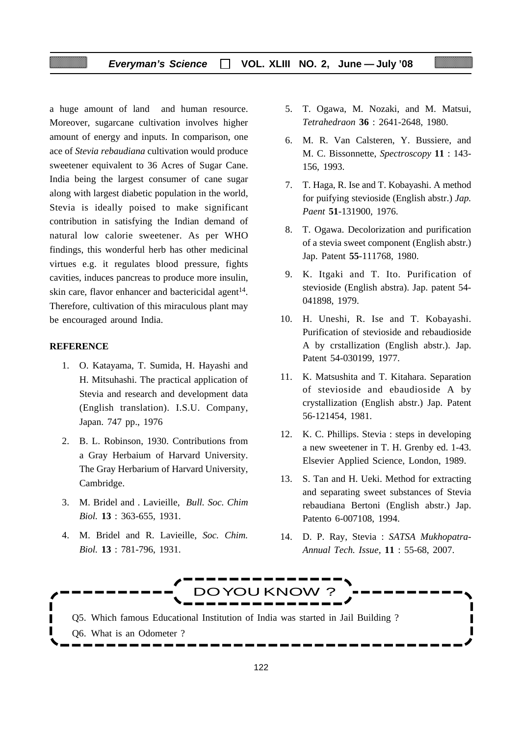a huge amount of land and human resource. Moreover, sugarcane cultivation involves higher amount of energy and inputs. In comparison, one ace of *Stevia rebaudiana* cultivation would produce sweetener equivalent to 36 Acres of Sugar Cane. India being the largest consumer of cane sugar along with largest diabetic population in the world, Stevia is ideally poised to make significant contribution in satisfying the Indian demand of natural low calorie sweetener. As per WHO findings, this wonderful herb has other medicinal virtues e.g. it regulates blood pressure, fights cavities, induces pancreas to produce more insulin, skin care, flavor enhancer and bactericidal agent[14]. Therefore, cultivation of this miraculous plant may be encouraged around India.

**REFERENCE**

1. O. Katayama, T. Sumida, H. Hayashi and H. Mitsuhashi. The practical application of Stevia and research and development data (English translation). I.S.U. Company, Japan. 747 pp., 1976
2. B. L. Robinson, 1930. Contributions from a Gray Herbaium of Harvard University. The Gray Herbarium of Harvard University, Cambridge.
3. M. Bridel and . Lavieille, *Bull. Soc. Chim Biol.* **13** : 363-655, 1931.
4. M. Bridel and R. Lavieille, *Soc. Chim. Biol.* **13** : 781-796, 1931.
5. T. Ogawa, M. Nozaki, and M. Matsui, *Tetrahedraon* **36** : 2641-2648, 1980.
6. M. R. Van Calsteren, Y. Bussiere, and M. C. Bissonnette, *Spectroscopy* **11** : 143-156, 1993.
7. T. Haga, R. Ise and T. Kobayashi. A method for puifying stevioside (English abstr.) *Jap. Paent* **51**-131900, 1976.
8. T. Ogawa. Decolorization and purification of a stevia sweet component (English abstr.) Jap. Patent **55**-111768, 1980.
9. K. Itgaki and T. Ito. Purification of stevioside (English abstra). Jap. patent 54-041898, 1979.
10. H. Uneshi, R. Ise and T. Kobayashi. Purification of stevioside and rebaudioside A by crstallization (English abstr.). Jap. Patent 54-030199, 1977.
11. K. Matsushita and T. Kitahara. Separation of stevioside and ebaudioside A by crystallization (English abstr.) Jap. Patent 56-121454, 1981.
12. K. C. Phillips. Stevia : steps in developing a new sweetener in T. H. Grenby ed. 1-43. Elsevier Applied Science, London, 1989.
13. S. Tan and H. Ueki. Method for extracting and separating sweet substances of Stevia rebaudiana Bertoni (English abstr.) Jap. Patento 6-007108, 1994.
14. D. P. Ray, Stevia : *SATSA Mukhopatra-Annual Tech. Issue,* **11** : 55-68, 2007.

**DO YOU KNOW ?**

Q5. Which famous Educational Institution of India was started in Jail Building ?

Q6. What is an Odometer ?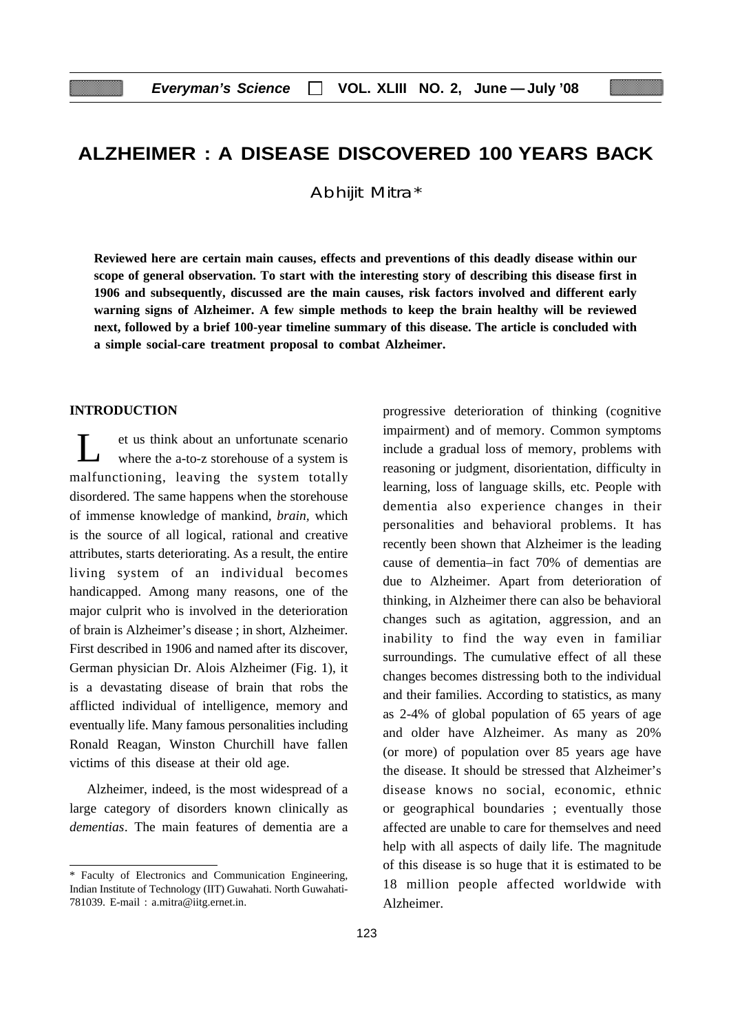# ALZHEIMER : A DISEASE DISCOVERED 100 YEARS BACK

Abhijit Mitra*

**Reviewed here are certain main causes, effects and preventions of this deadly disease within our scope of general observation. To start with the interesting story of describing this disease first in 1906 and subsequently, discussed are the main causes, risk factors involved and different early warning signs of Alzheimer. A few simple methods to keep the brain healthy will be reviewed next, followed by a brief 100-year timeline summary of this disease. The article is concluded with a simple social-care treatment proposal to combat Alzheimer.**

## INTRODUCTION

Let us think about an unfortunate scenario where the a-to-z storehouse of a system is malfunctioning, leaving the system totally disordered. The same happens when the storehouse of immense knowledge of mankind, *brain,* which is the source of all logical, rational and creative attributes, starts deteriorating. As a result, the entire living system of an individual becomes handicapped. Among many reasons, one of the major culprit who is involved in the deterioration of brain is Alzheimer's disease ; in short, Alzheimer. First described in 1906 and named after its discover, German physician Dr. Alois Alzheimer (Fig. 1), it is a devastating disease of brain that robs the afflicted individual of intelligence, memory and eventually life. Many famous personalities including Ronald Reagan, Winston Churchill have fallen victims of this disease at their old age.

Alzheimer, indeed, is the most widespread of a large category of disorders known clinically as *dementias*. The main features of dementia are a progressive deterioration of thinking (cognitive impairment) and of memory. Common symptoms include a gradual loss of memory, problems with reasoning or judgment, disorientation, difficulty in learning, loss of language skills, etc. People with dementia also experience changes in their personalities and behavioral problems. It has recently been shown that Alzheimer is the leading cause of dementia–in fact 70% of dementias are due to Alzheimer. Apart from deterioration of thinking, in Alzheimer there can also be behavioral changes such as agitation, aggression, and an inability to find the way even in familiar surroundings. The cumulative effect of all these changes becomes distressing both to the individual and their families. According to statistics, as many as 2-4% of global population of 65 years of age and older have Alzheimer. As many as 20% (or more) of population over 85 years age have the disease. It should be stressed that Alzheimer's disease knows no social, economic, ethnic or geographical boundaries ; eventually those affected are unable to care for themselves and need help with all aspects of daily life. The magnitude of this disease is so huge that it is estimated to be 18 million people affected worldwide with Alzheimer.

---

* Faculty of Electronics and Communication Engineering, Indian Institute of Technology (IIT) Guwahati. North Guwahati-781039. E-mail : a.mitra@iitg.ernet.in.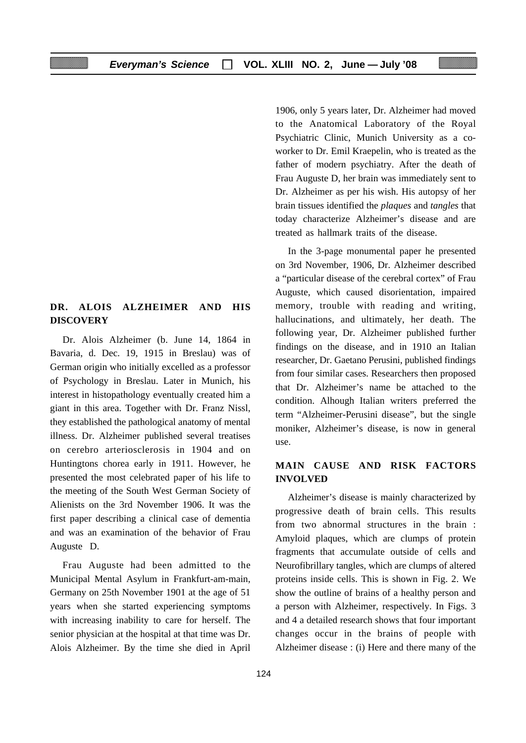## DR. ALOIS ALZHEIMER AND HIS DISCOVERY

Dr. Alois Alzheimer (b. June 14, 1864 in Bavaria, d. Dec. 19, 1915 in Breslau) was of German origin who initially excelled as a professor of Psychology in Breslau. Later in Munich, his interest in histopathology eventually created him a giant in this area. Together with Dr. Franz Nissl, they established the pathological anatomy of mental illness. Dr. Alzheimer published several treatises on cerebro arteriosclerosis in 1904 and on Huntingtons chorea early in 1911. However, he presented the most celebrated paper of his life to the meeting of the South West German Society of Alienists on the 3rd November 1906. It was the first paper describing a clinical case of dementia and was an examination of the behavior of Frau Auguste D.

Frau Auguste had been admitted to the Municipal Mental Asylum in Frankfurt-am-main, Germany on 25th November 1901 at the age of 51 years when she started experiencing symptoms with increasing inability to care for herself. The senior physician at the hospital at that time was Dr. Alois Alzheimer. By the time she died in April 1906, only 5 years later, Dr. Alzheimer had moved to the Anatomical Laboratory of the Royal Psychiatric Clinic, Munich University as a co-worker to Dr. Emil Kraepelin, who is treated as the father of modern psychiatry. After the death of Frau Auguste D, her brain was immediately sent to Dr. Alzheimer as per his wish. His autopsy of her brain tissues identified the *plaques* and *tangles* that today characterize Alzheimer's disease and are treated as hallmark traits of the disease.

In the 3-page monumental paper he presented on 3rd November, 1906, Dr. Alzheimer described a "particular disease of the cerebral cortex" of Frau Auguste, which caused disorientation, impaired memory, trouble with reading and writing, hallucinations, and ultimately, her death. The following year, Dr. Alzheimer published further findings on the disease, and in 1910 an Italian researcher, Dr. Gaetano Perusini, published findings from four similar cases. Researchers then proposed that Dr. Alzheimer's name be attached to the condition. Alhough Italian writers preferred the term "Alzheimer-Perusini disease", but the single moniker, Alzheimer's disease, is now in general use.

## MAIN CAUSE AND RISK FACTORS INVOLVED

Alzheimer's disease is mainly characterized by progressive death of brain cells. This results from two abnormal structures in the brain : Amyloid plaques, which are clumps of protein fragments that accumulate outside of cells and Neurofibrillary tangles, which are clumps of altered proteins inside cells. This is shown in Fig. 2. We show the outline of brains of a healthy person and a person with Alzheimer, respectively. In Figs. 3 and 4 a detailed research shows that four important changes occur in the brains of people with Alzheimer disease : (i) Here and there many of the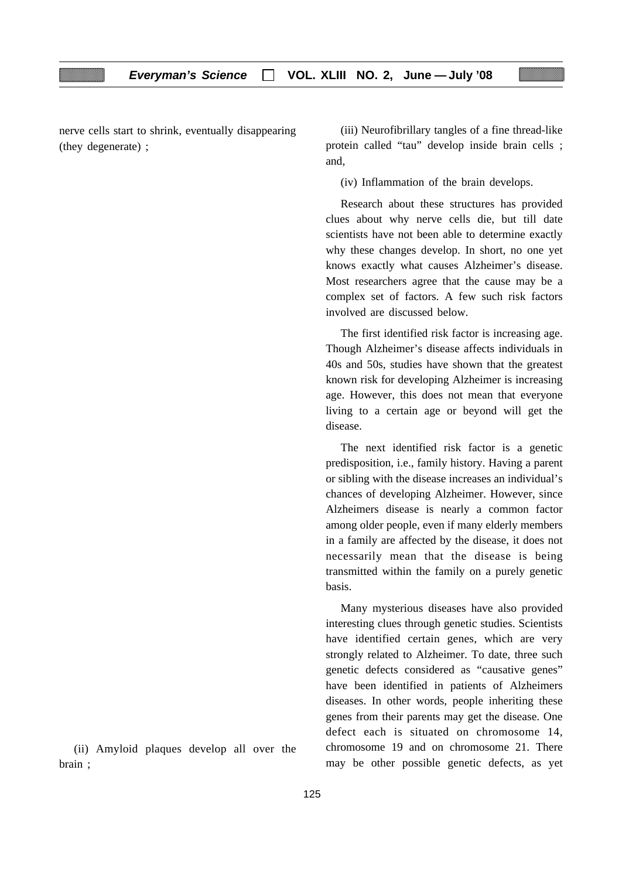nerve cells start to shrink, eventually disappearing (they degenerate) ;

(ii) Amyloid plaques develop all over the brain ;

(iii) Neurofibrillary tangles of a fine thread-like protein called "tau" develop inside brain cells ; and,

(iv) Inflammation of the brain develops.

Research about these structures has provided clues about why nerve cells die, but till date scientists have not been able to determine exactly why these changes develop. In short, no one yet knows exactly what causes Alzheimer's disease. Most researchers agree that the cause may be a complex set of factors. A few such risk factors involved are discussed below.

The first identified risk factor is increasing age. Though Alzheimer's disease affects individuals in 40s and 50s, studies have shown that the greatest known risk for developing Alzheimer is increasing age. However, this does not mean that everyone living to a certain age or beyond will get the disease.

The next identified risk factor is a genetic predisposition, i.e., family history. Having a parent or sibling with the disease increases an individual's chances of developing Alzheimer. However, since Alzheimers disease is nearly a common factor among older people, even if many elderly members in a family are affected by the disease, it does not necessarily mean that the disease is being transmitted within the family on a purely genetic basis.

Many mysterious diseases have also provided interesting clues through genetic studies. Scientists have identified certain genes, which are very strongly related to Alzheimer. To date, three such genetic defects considered as "causative genes" have been identified in patients of Alzheimers diseases. In other words, people inheriting these genes from their parents may get the disease. One defect each is situated on chromosome 14, chromosome 19 and on chromosome 21. There may be other possible genetic defects, as yet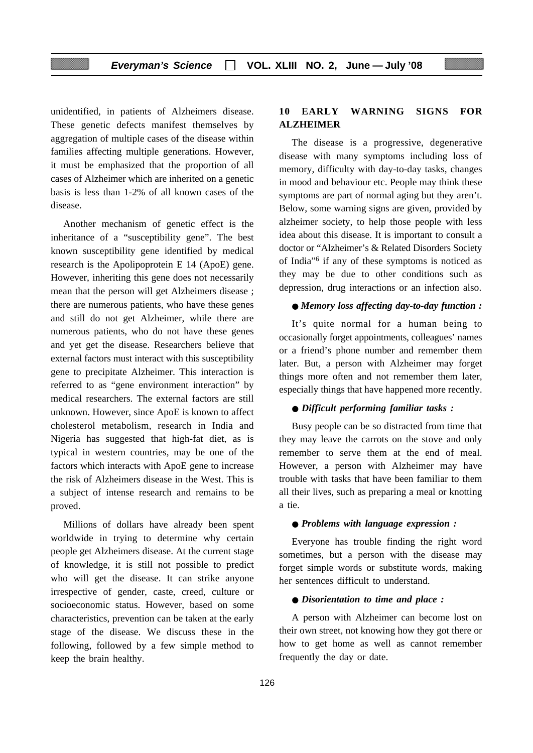unidentified, in patients of Alzheimers disease. These genetic defects manifest themselves by aggregation of multiple cases of the disease within families affecting multiple generations. However, it must be emphasized that the proportion of all cases of Alzheimer which are inherited on a genetic basis is less than 1-2% of all known cases of the disease.

Another mechanism of genetic effect is the inheritance of a "susceptibility gene". The best known susceptibility gene identified by medical research is the Apolipoprotein E 14 (ApoE) gene. However, inheriting this gene does not necessarily mean that the person will get Alzheimers disease ; there are numerous patients, who have these genes and still do not get Alzheimer, while there are numerous patients, who do not have these genes and yet get the disease. Researchers believe that external factors must interact with this susceptibility gene to precipitate Alzheimer. This interaction is referred to as "gene environment interaction" by medical researchers. The external factors are still unknown. However, since ApoE is known to affect cholesterol metabolism, research in India and Nigeria has suggested that high-fat diet, as is typical in western countries, may be one of the factors which interacts with ApoE gene to increase the risk of Alzheimers disease in the West. This is a subject of intense research and remains to be proved.

Millions of dollars have already been spent worldwide in trying to determine why certain people get Alzheimers disease. At the current stage of knowledge, it is still not possible to predict who will get the disease. It can strike anyone irrespective of gender, caste, creed, culture or socioeconomic status. However, based on some characteristics, prevention can be taken at the early stage of the disease. We discuss these in the following, followed by a few simple method to keep the brain healthy.

## 10 EARLY WARNING SIGNS FOR ALZHEIMER

The disease is a progressive, degenerative disease with many symptoms including loss of memory, difficulty with day-to-day tasks, changes in mood and behaviour etc. People may think these symptoms are part of normal aging but they aren't. Below, some warning signs are given, provided by alzheimer society, to help those people with less idea about this disease. It is important to consult a doctor or "Alzheimer's & Related Disorders Society of India"[6] if any of these symptoms is noticed as they may be due to other conditions such as depression, drug interactions or an infection also.

● ***Memory loss affecting day-to-day function :***

It's quite normal for a human being to occasionally forget appointments, colleagues' names or a friend's phone number and remember them later. But, a person with Alzheimer may forget things more often and not remember them later, especially things that have happened more recently.

● ***Difficult performing familiar tasks :***

Busy people can be so distracted from time that they may leave the carrots on the stove and only remember to serve them at the end of meal. However, a person with Alzheimer may have trouble with tasks that have been familiar to them all their lives, such as preparing a meal or knotting a tie.

● ***Problems with language expression :***

Everyone has trouble finding the right word sometimes, but a person with the disease may forget simple words or substitute words, making her sentences difficult to understand.

● ***Disorientation to time and place :***

A person with Alzheimer can become lost on their own street, not knowing how they got there or how to get home as well as cannot remember frequently the day or date.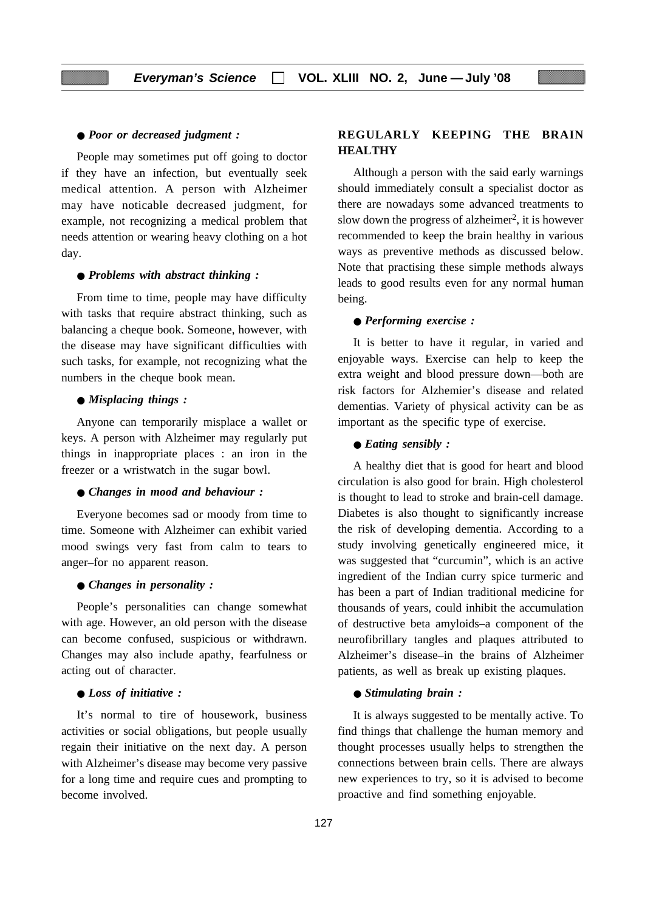● ***Poor or decreased judgment :***

People may sometimes put off going to doctor if they have an infection, but eventually seek medical attention. A person with Alzheimer may have noticable decreased judgment, for example, not recognizing a medical problem that needs attention or wearing heavy clothing on a hot day.

● ***Problems with abstract thinking :***

From time to time, people may have difficulty with tasks that require abstract thinking, such as balancing a cheque book. Someone, however, with the disease may have significant difficulties with such tasks, for example, not recognizing what the numbers in the cheque book mean.

● ***Misplacing things :***

Anyone can temporarily misplace a wallet or keys. A person with Alzheimer may regularly put things in inappropriate places : an iron in the freezer or a wristwatch in the sugar bowl.

● ***Changes in mood and behaviour :***

Everyone becomes sad or moody from time to time. Someone with Alzheimer can exhibit varied mood swings very fast from calm to tears to anger–for no apparent reason.

● ***Changes in personality :***

People's personalities can change somewhat with age. However, an old person with the disease can become confused, suspicious or withdrawn. Changes may also include apathy, fearfulness or acting out of character.

● ***Loss of initiative :***

It's normal to tire of housework, business activities or social obligations, but people usually regain their initiative on the next day. A person with Alzheimer's disease may become very passive for a long time and require cues and prompting to become involved.

## REGULARLY KEEPING THE BRAIN HEALTHY

Although a person with the said early warnings should immediately consult a specialist doctor as there are nowadays some advanced treatments to slow down the progress of alzheimer[2], it is however recommended to keep the brain healthy in various ways as preventive methods as discussed below. Note that practising these simple methods always leads to good results even for any normal human being.

● ***Performing exercise :***

It is better to have it regular, in varied and enjoyable ways. Exercise can help to keep the extra weight and blood pressure down—both are risk factors for Alzhemier's disease and related dementias. Variety of physical activity can be as important as the specific type of exercise.

● ***Eating sensibly :***

A healthy diet that is good for heart and blood circulation is also good for brain. High cholesterol is thought to lead to stroke and brain-cell damage. Diabetes is also thought to significantly increase the risk of developing dementia. According to a study involving genetically engineered mice, it was suggested that "curcumin", which is an active ingredient of the Indian curry spice turmeric and has been a part of Indian traditional medicine for thousands of years, could inhibit the accumulation of destructive beta amyloids–a component of the neurofibrillary tangles and plaques attributed to Alzheimer's disease–in the brains of Alzheimer patients, as well as break up existing plaques.

● ***Stimulating brain :***

It is always suggested to be mentally active. To find things that challenge the human memory and thought processes usually helps to strengthen the connections between brain cells. There are always new experiences to try, so it is advised to become proactive and find something enjoyable.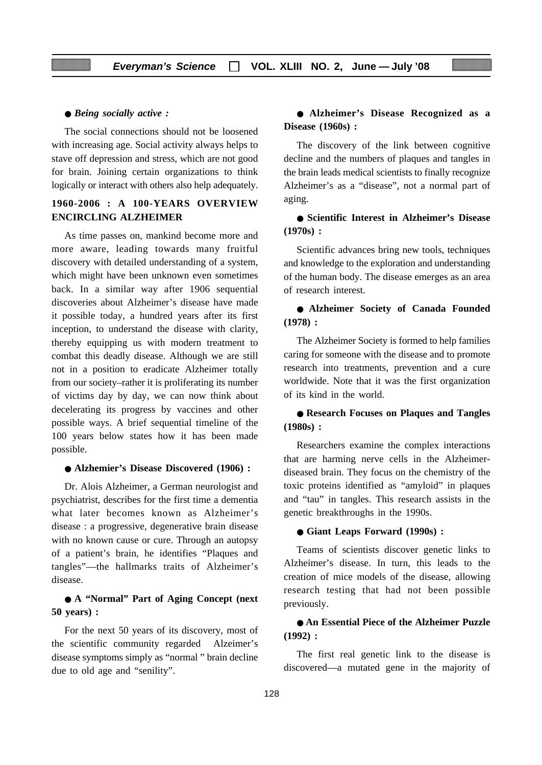● ***Being socially active :***

The social connections should not be loosened with increasing age. Social activity always helps to stave off depression and stress, which are not good for brain. Joining certain organizations to think logically or interact with others also help adequately.

## 1960-2006 : A 100-YEARS OVERVIEW ENCIRCLING ALZHEIMER

As time passes on, mankind become more and more aware, leading towards many fruitful discovery with detailed understanding of a system, which might have been unknown even sometimes back. In a similar way after 1906 sequential discoveries about Alzheimer's disease have made it possible today, a hundred years after its first inception, to understand the disease with clarity, thereby equipping us with modern treatment to combat this deadly disease. Although we are still not in a position to eradicate Alzheimer totally from our society–rather it is proliferating its number of victims day by day, we can now think about decelerating its progress by vaccines and other possible ways. A brief sequential timeline of the 100 years below states how it has been made possible.

● **Alzhemier's Disease Discovered (1906) :**

Dr. Alois Alzheimer, a German neurologist and psychiatrist, describes for the first time a dementia what later becomes known as Alzheimer's disease : a progressive, degenerative brain disease with no known cause or cure. Through an autopsy of a patient's brain, he identifies "Plaques and tangles"—the hallmarks traits of Alzheimer's disease.

● **A "Normal" Part of Aging Concept (next 50 years) :**

For the next 50 years of its discovery, most of the scientific community regarded Alzeimer's disease symptoms simply as "normal " brain decline due to old age and "senility".

● **Alzheimer's Disease Recognized as a Disease (1960s) :**

The discovery of the link between cognitive decline and the numbers of plaques and tangles in the brain leads medical scientists to finally recognize Alzheimer's as a "disease", not a normal part of aging.

● **Scientific Interest in Alzheimer's Disease (1970s) :**

Scientific advances bring new tools, techniques and knowledge to the exploration and understanding of the human body. The disease emerges as an area of research interest.

● **Alzheimer Society of Canada Founded (1978) :**

The Alzheimer Society is formed to help families caring for someone with the disease and to promote research into treatments, prevention and a cure worldwide. Note that it was the first organization of its kind in the world.

● **Research Focuses on Plaques and Tangles (1980s) :**

Researchers examine the complex interactions that are harming nerve cells in the Alzheimer-diseased brain. They focus on the chemistry of the toxic proteins identified as "amyloid" in plaques and "tau" in tangles. This research assists in the genetic breakthroughs in the 1990s.

● **Giant Leaps Forward (1990s) :**

Teams of scientists discover genetic links to Alzheimer's disease. In turn, this leads to the creation of mice models of the disease, allowing research testing that had not been possible previously.

● **An Essential Piece of the Alzheimer Puzzle (1992) :**

The first real genetic link to the disease is discovered—a mutated gene in the majority of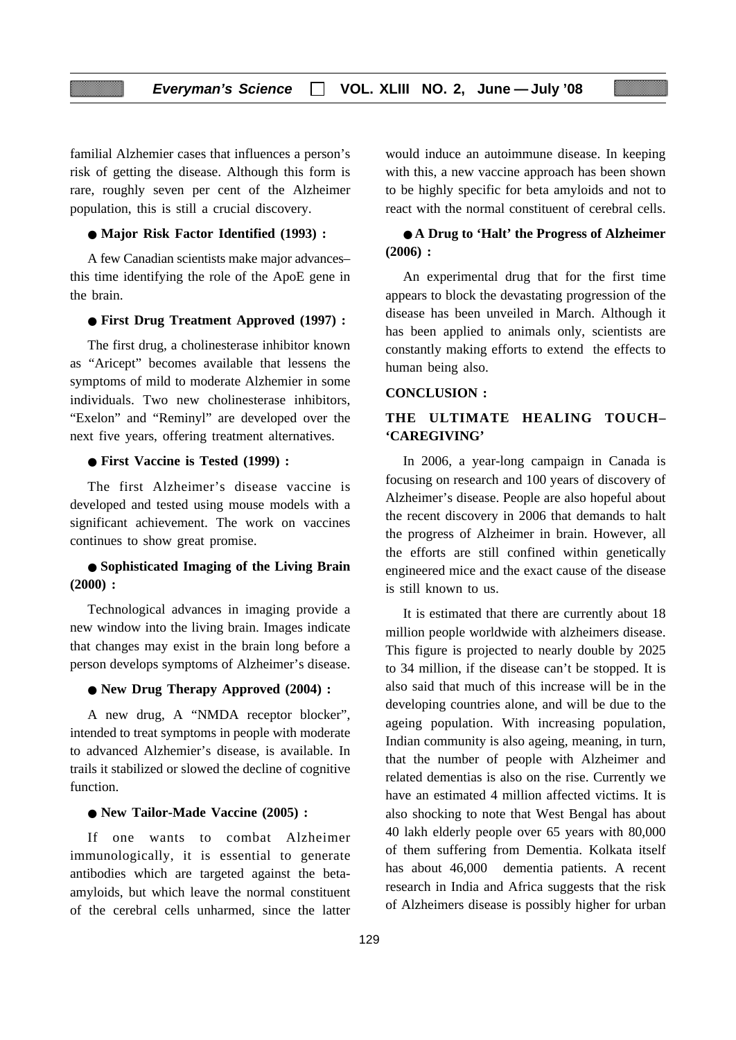familial Alzhemier cases that influences a person's risk of getting the disease. Although this form is rare, roughly seven per cent of the Alzheimer population, this is still a crucial discovery.

● **Major Risk Factor Identified (1993) :**

A few Canadian scientists make major advances– this time identifying the role of the ApoE gene in the brain.

● **First Drug Treatment Approved (1997) :**

The first drug, a cholinesterase inhibitor known as "Aricept" becomes available that lessens the symptoms of mild to moderate Alzhemier in some individuals. Two new cholinesterase inhibitors, "Exelon" and "Reminyl" are developed over the next five years, offering treatment alternatives.

● **First Vaccine is Tested (1999) :**

The first Alzheimer's disease vaccine is developed and tested using mouse models with a significant achievement. The work on vaccines continues to show great promise.

● **Sophisticated Imaging of the Living Brain (2000) :**

Technological advances in imaging provide a new window into the living brain. Images indicate that changes may exist in the brain long before a person develops symptoms of Alzheimer's disease.

● **New Drug Therapy Approved (2004) :**

A new drug, A "NMDA receptor blocker", intended to treat symptoms in people with moderate to advanced Alzhemier's disease, is available. In trails it stabilized or slowed the decline of cognitive function.

● **New Tailor-Made Vaccine (2005) :**

If one wants to combat Alzheimer immunologically, it is essential to generate antibodies which are targeted against the beta-amyloids, but which leave the normal constituent of the cerebral cells unharmed, since the latter would induce an autoimmune disease. In keeping with this, a new vaccine approach has been shown to be highly specific for beta amyloids and not to react with the normal constituent of cerebral cells.

● **A Drug to 'Halt' the Progress of Alzheimer (2006) :**

An experimental drug that for the first time appears to block the devastating progression of the disease has been unveiled in March. Although it has been applied to animals only, scientists are constantly making efforts to extend the effects to human being also.

**CONCLUSION :**

**THE ULTIMATE HEALING TOUCH– 'CAREGIVING'**

In 2006, a year-long campaign in Canada is focusing on research and 100 years of discovery of Alzheimer's disease. People are also hopeful about the recent discovery in 2006 that demands to halt the progress of Alzheimer in brain. However, all the efforts are still confined within genetically engineered mice and the exact cause of the disease is still known to us.

It is estimated that there are currently about 18 million people worldwide with alzheimers disease. This figure is projected to nearly double by 2025 to 34 million, if the disease can't be stopped. It is also said that much of this increase will be in the developing countries alone, and will be due to the ageing population. With increasing population, Indian community is also ageing, meaning, in turn, that the number of people with Alzheimer and related dementias is also on the rise. Currently we have an estimated 4 million affected victims. It is also shocking to note that West Bengal has about 40 lakh elderly people over 65 years with 80,000 of them suffering from Dementia. Kolkata itself has about 46,000 dementia patients. A recent research in India and Africa suggests that the risk of Alzheimers disease is possibly higher for urban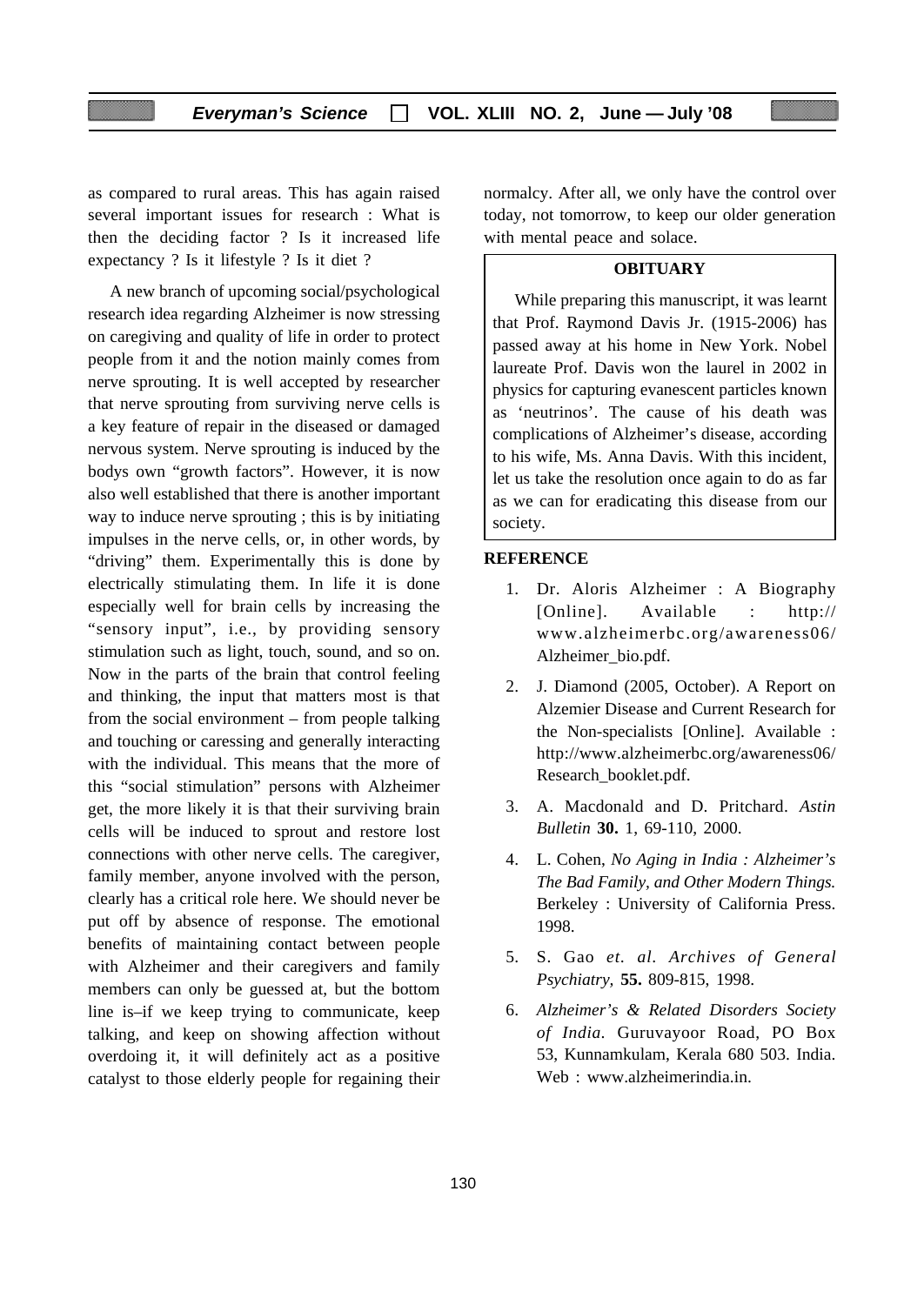as compared to rural areas. This has again raised several important issues for research : What is then the deciding factor ? Is it increased life expectancy ? Is it lifestyle ? Is it diet ?

A new branch of upcoming social/psychological research idea regarding Alzheimer is now stressing on caregiving and quality of life in order to protect people from it and the notion mainly comes from nerve sprouting. It is well accepted by researcher that nerve sprouting from surviving nerve cells is a key feature of repair in the diseased or damaged nervous system. Nerve sprouting is induced by the bodys own "growth factors". However, it is now also well established that there is another important way to induce nerve sprouting ; this is by initiating impulses in the nerve cells, or, in other words, by "driving" them. Experimentally this is done by electrically stimulating them. In life it is done especially well for brain cells by increasing the "sensory input", i.e., by providing sensory stimulation such as light, touch, sound, and so on. Now in the parts of the brain that control feeling and thinking, the input that matters most is that from the social environment – from people talking and touching or caressing and generally interacting with the individual. This means that the more of this "social stimulation" persons with Alzheimer get, the more likely it is that their surviving brain cells will be induced to sprout and restore lost connections with other nerve cells. The caregiver, family member, anyone involved with the person, clearly has a critical role here. We should never be put off by absence of response. The emotional benefits of maintaining contact between people with Alzheimer and their caregivers and family members can only be guessed at, but the bottom line is–if we keep trying to communicate, keep talking, and keep on showing affection without overdoing it, it will definitely act as a positive catalyst to those elderly people for regaining their normalcy. After all, we only have the control over today, not tomorrow, to keep our older generation with mental peace and solace.

**OBITUARY**

While preparing this manuscript, it was learnt that Prof. Raymond Davis Jr. (1915-2006) has passed away at his home in New York. Nobel laureate Prof. Davis won the laurel in 2002 in physics for capturing evanescent particles known as 'neutrinos'. The cause of his death was complications of Alzheimer's disease, according to his wife, Ms. Anna Davis. With this incident, let us take the resolution once again to do as far as we can for eradicating this disease from our society.

**REFERENCE**

1. Dr. Aloris Alzheimer : A Biography [Online]. Available : http://www.alzheimerbc.org/awareness06/Alzheimer_bio.pdf.
2. J. Diamond (2005, October). A Report on Alzemier Disease and Current Research for the Non-specialists [Online]. Available : http://www.alzheimerbc.org/awareness06/Research_booklet.pdf.
3. A. Macdonald and D. Pritchard. *Astin Bulletin* **30.** 1, 69-110, 2000.
4. L. Cohen, *No Aging in India : Alzheimer's The Bad Family, and Other Modern Things.* Berkeley : University of California Press. 1998.
5. S. Gao *et. al*. *Archives of General Psychiatry*, **55.** 809-815, 1998.
6. *Alzheimer's & Related Disorders Society of India*. Guruvayoor Road, PO Box 53, Kunnamkulam, Kerala 680 503. India. Web : www.alzheimerindia.in.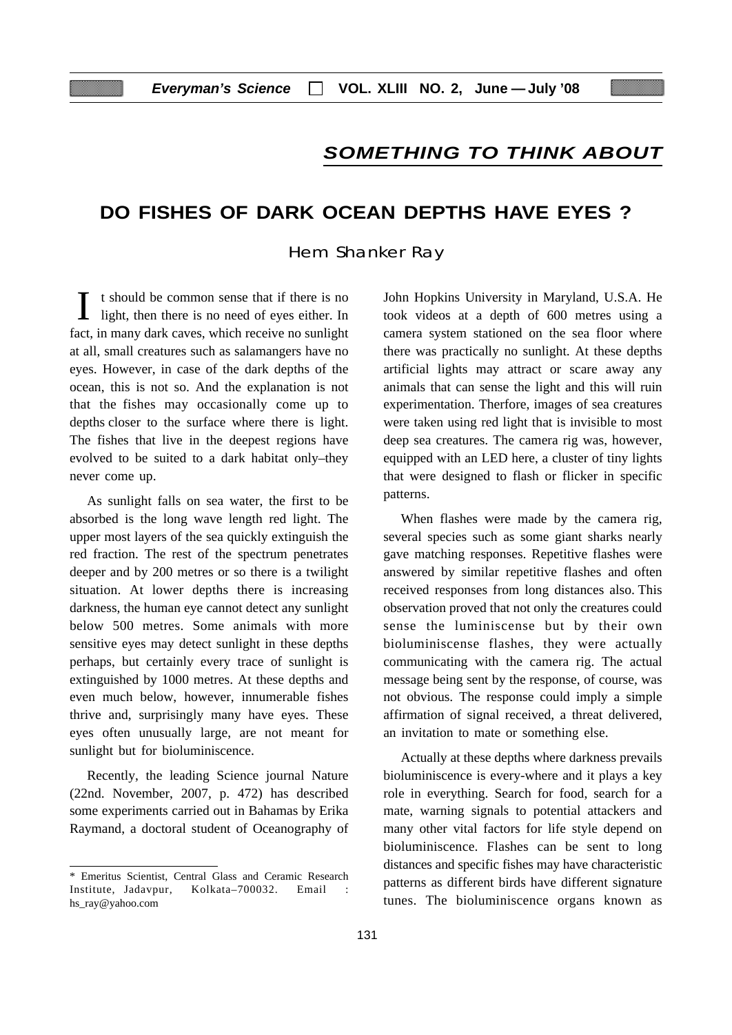## SOMETHING TO THINK ABOUT

# DO FISHES OF DARK OCEAN DEPTHS HAVE EYES ?

Hem Shanker Ray

It should be common sense that if there is no light, then there is no need of eyes either. In fact, in many dark caves, which receive no sunlight at all, small creatures such as salamangers have no eyes. However, in case of the dark depths of the ocean, this is not so. And the explanation is not that the fishes may occasionally come up to depths closer to the surface where there is light. The fishes that live in the deepest regions have evolved to be suited to a dark habitat only–they never come up.

As sunlight falls on sea water, the first to be absorbed is the long wave length red light. The upper most layers of the sea quickly extinguish the red fraction. The rest of the spectrum penetrates deeper and by 200 metres or so there is a twilight situation. At lower depths there is increasing darkness, the human eye cannot detect any sunlight below 500 metres. Some animals with more sensitive eyes may detect sunlight in these depths perhaps, but certainly every trace of sunlight is extinguished by 1000 metres. At these depths and even much below, however, innumerable fishes thrive and, surprisingly many have eyes. These eyes often unusually large, are not meant for sunlight but for bioluminiscence.

Recently, the leading Science journal Nature (22nd. November, 2007, p. 472) has described some experiments carried out in Bahamas by Erika Raymand, a doctoral student of Oceanography of John Hopkins University in Maryland, U.S.A. He took videos at a depth of 600 metres using a camera system stationed on the sea floor where there was practically no sunlight. At these depths artificial lights may attract or scare away any animals that can sense the light and this will ruin experimentation. Therfore, images of sea creatures were taken using red light that is invisible to most deep sea creatures. The camera rig was, however, equipped with an LED here, a cluster of tiny lights that were designed to flash or flicker in specific patterns.

When flashes were made by the camera rig, several species such as some giant sharks nearly gave matching responses. Repetitive flashes were answered by similar repetitive flashes and often received responses from long distances also. This observation proved that not only the creatures could sense the luminiscense but by their own bioluminiscense flashes, they were actually communicating with the camera rig. The actual message being sent by the response, of course, was not obvious. The response could imply a simple affirmation of signal received, a threat delivered, an invitation to mate or something else.

Actually at these depths where darkness prevails bioluminiscence is every-where and it plays a key role in everything. Search for food, search for a mate, warning signals to potential attackers and many other vital factors for life style depend on bioluminiscence. Flashes can be sent to long distances and specific fishes may have characteristic patterns as different birds have different signature tunes. The bioluminiscence organs known as

---

\* Emeritus Scientist, Central Glass and Ceramic Research Institute, Jadavpur, Kolkata–700032. Email : hs_ray@yahoo.com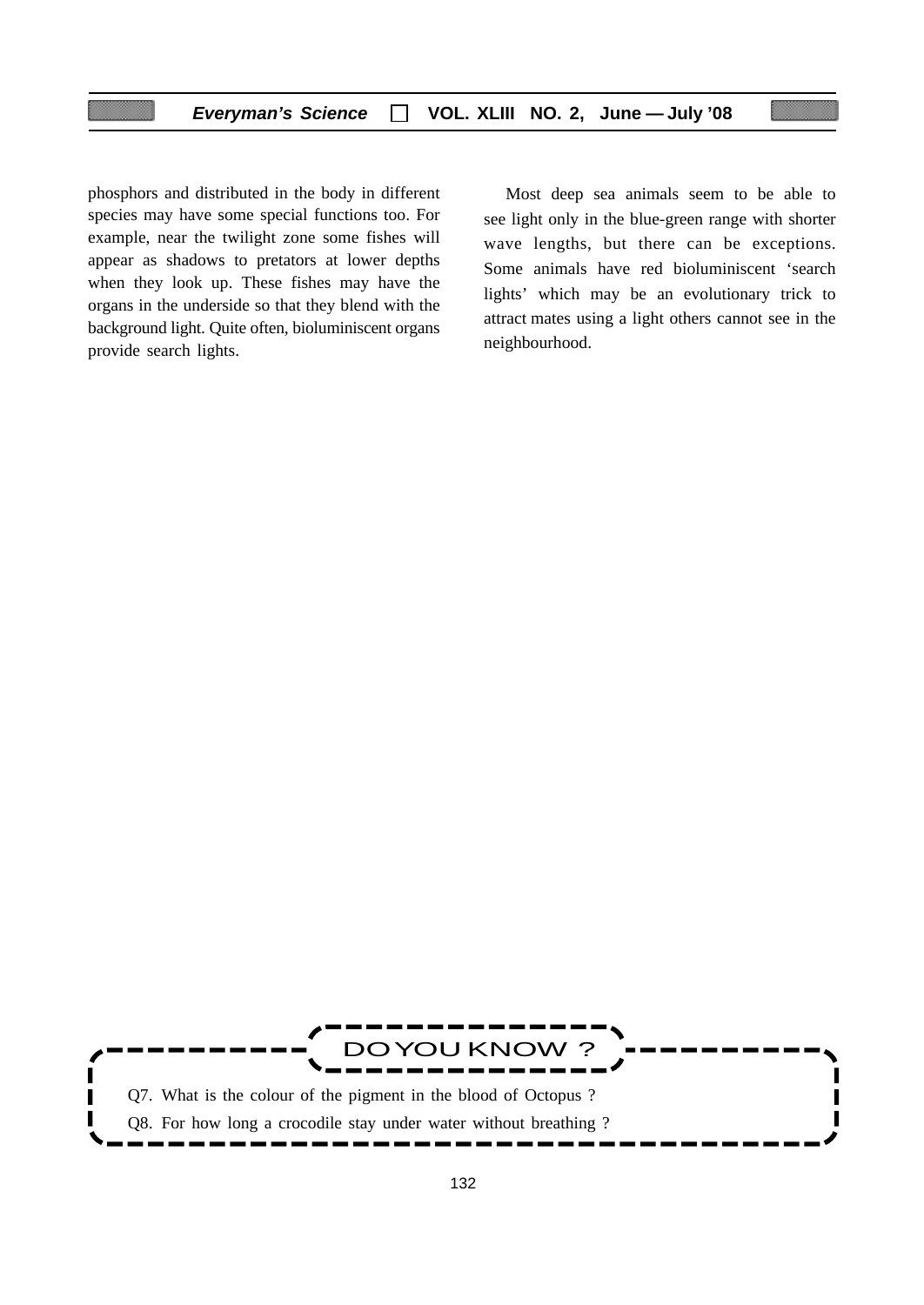phosphors and distributed in the body in different species may have some special functions too. For example, near the twilight zone some fishes will appear as shadows to pretators at lower depths when they look up. These fishes may have the organs in the underside so that they blend with the background light. Quite often, bioluminiscent organs provide search lights.

Most deep sea animals seem to be able to see light only in the blue-green range with shorter wave lengths, but there can be exceptions. Some animals have red bioluminiscent 'search lights' which may be an evolutionary trick to attract mates using a light others cannot see in the neighbourhood.

**DO YOU KNOW ?**

Q7. What is the colour of the pigment in the blood of Octopus ?

Q8. For how long a crocodile stay under water without breathing ?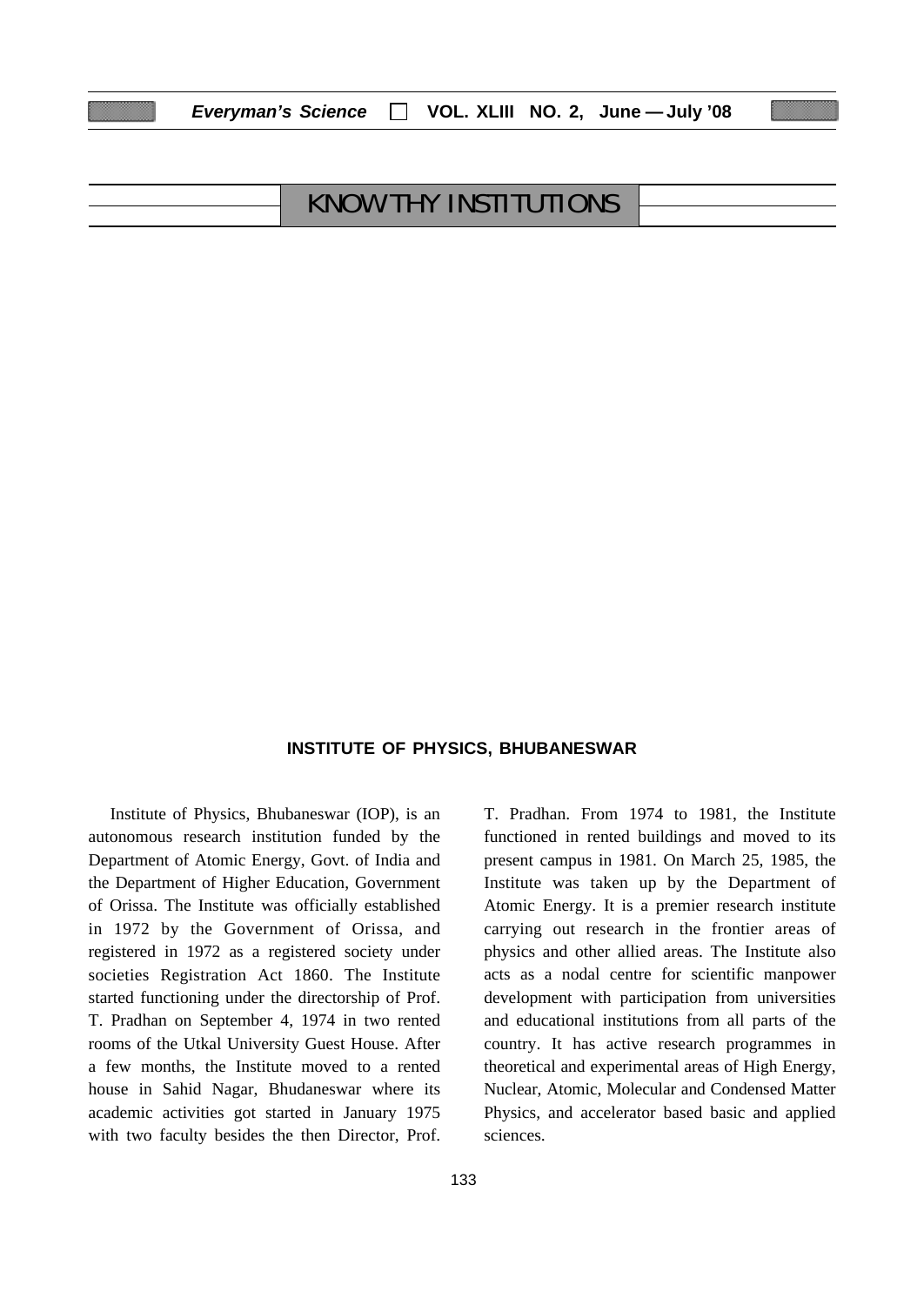# KNOW THY INSTITUTIONS

## INSTITUTE OF PHYSICS, BHUBANESWAR

Institute of Physics, Bhubaneswar (IOP), is an autonomous research institution funded by the Department of Atomic Energy, Govt. of India and the Department of Higher Education, Government of Orissa. The Institute was officially established in 1972 by the Government of Orissa, and registered in 1972 as a registered society under societies Registration Act 1860. The Institute started functioning under the directorship of Prof. T. Pradhan on September 4, 1974 in two rented rooms of the Utkal University Guest House. After a few months, the Institute moved to a rented house in Sahid Nagar, Bhudaneswar where its academic activities got started in January 1975 with two faculty besides the then Director, Prof. T. Pradhan. From 1974 to 1981, the Institute functioned in rented buildings and moved to its present campus in 1981. On March 25, 1985, the Institute was taken up by the Department of Atomic Energy. It is a premier research institute carrying out research in the frontier areas of physics and other allied areas. The Institute also acts as a nodal centre for scientific manpower development with participation from universities and educational institutions from all parts of the country. It has active research programmes in theoretical and experimental areas of High Energy, Nuclear, Atomic, Molecular and Condensed Matter Physics, and accelerator based basic and applied sciences.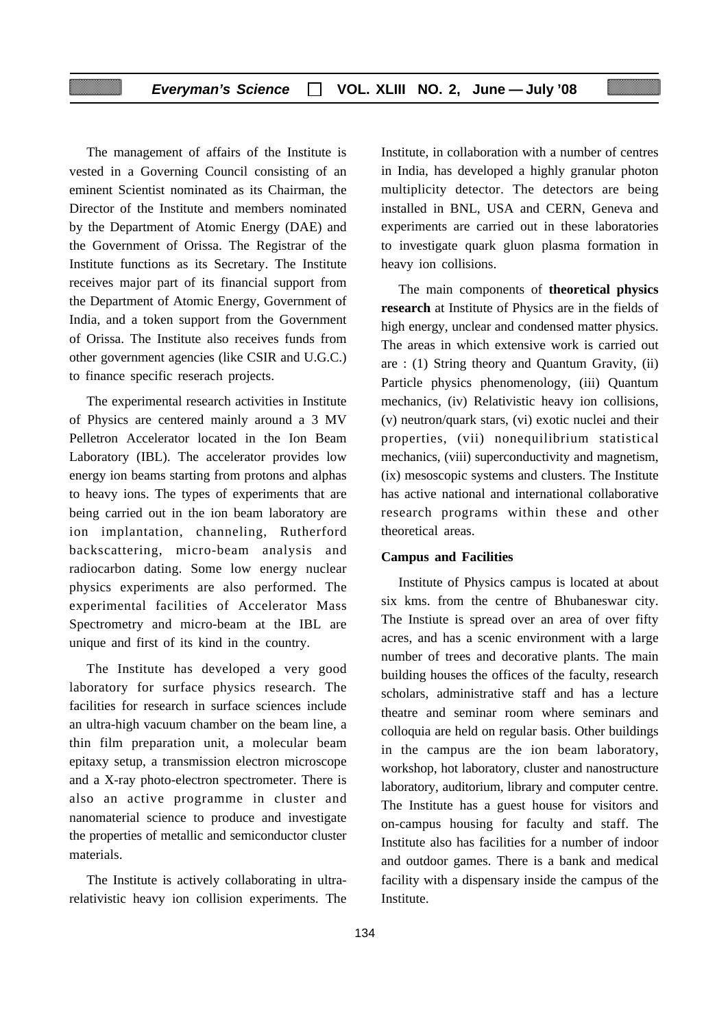The management of affairs of the Institute is vested in a Governing Council consisting of an eminent Scientist nominated as its Chairman, the Director of the Institute and members nominated by the Department of Atomic Energy (DAE) and the Government of Orissa. The Registrar of the Institute functions as its Secretary. The Institute receives major part of its financial support from the Department of Atomic Energy, Government of India, and a token support from the Government of Orissa. The Institute also receives funds from other government agencies (like CSIR and U.G.C.) to finance specific reserach projects.

The experimental research activities in Institute of Physics are centered mainly around a 3 MV Pelletron Accelerator located in the Ion Beam Laboratory (IBL). The accelerator provides low energy ion beams starting from protons and alphas to heavy ions. The types of experiments that are being carried out in the ion beam laboratory are ion implantation, channeling, Rutherford backscattering, micro-beam analysis and radiocarbon dating. Some low energy nuclear physics experiments are also performed. The experimental facilities of Accelerator Mass Spectrometry and micro-beam at the IBL are unique and first of its kind in the country.

The Institute has developed a very good laboratory for surface physics research. The facilities for research in surface sciences include an ultra-high vacuum chamber on the beam line, a thin film preparation unit, a molecular beam epitaxy setup, a transmission electron microscope and a X-ray photo-electron spectrometer. There is also an active programme in cluster and nanomaterial science to produce and investigate the properties of metallic and semiconductor cluster materials.

The Institute is actively collaborating in ultra-relativistic heavy ion collision experiments. The Institute, in collaboration with a number of centres in India, has developed a highly granular photon multiplicity detector. The detectors are being installed in BNL, USA and CERN, Geneva and experiments are carried out in these laboratories to investigate quark gluon plasma formation in heavy ion collisions.

The main components of **theoretical physics research** at Institute of Physics are in the fields of high energy, unclear and condensed matter physics. The areas in which extensive work is carried out are : (1) String theory and Quantum Gravity, (ii) Particle physics phenomenology, (iii) Quantum mechanics, (iv) Relativistic heavy ion collisions, (v) neutron/quark stars, (vi) exotic nuclei and their properties, (vii) nonequilibrium statistical mechanics, (viii) superconductivity and magnetism, (ix) mesoscopic systems and clusters. The Institute has active national and international collaborative research programs within these and other theoretical areas.

**Campus and Facilities**

Institute of Physics campus is located at about six kms. from the centre of Bhubaneswar city. The Instiute is spread over an area of over fifty acres, and has a scenic environment with a large number of trees and decorative plants. The main building houses the offices of the faculty, research scholars, administrative staff and has a lecture theatre and seminar room where seminars and colloquia are held on regular basis. Other buildings in the campus are the ion beam laboratory, workshop, hot laboratory, cluster and nanostructure laboratory, auditorium, library and computer centre. The Institute has a guest house for visitors and on-campus housing for faculty and staff. The Institute also has facilities for a number of indoor and outdoor games. There is a bank and medical facility with a dispensary inside the campus of the Institute.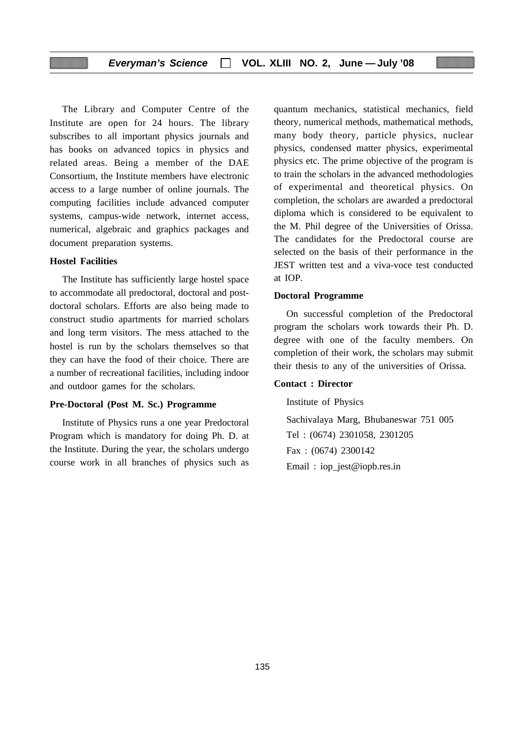The Library and Computer Centre of the Institute are open for 24 hours. The library subscribes to all important physics journals and has books on advanced topics in physics and related areas. Being a member of the DAE Consortium, the Institute members have electronic access to a large number of online journals. The computing facilities include advanced computer systems, campus-wide network, internet access, numerical, algebraic and graphics packages and document preparation systems.

**Hostel Facilities**

The Institute has sufficiently large hostel space to accommodate all predoctoral, doctoral and post-doctoral scholars. Efforts are also being made to construct studio apartments for married scholars and long term visitors. The mess attached to the hostel is run by the scholars themselves so that they can have the food of their choice. There are a number of recreational facilities, including indoor and outdoor games for the scholars.

**Pre-Doctoral (Post M. Sc.) Programme**

Institute of Physics runs a one year Predoctoral Program which is mandatory for doing Ph. D. at the Institute. During the year, the scholars undergo course work in all branches of physics such as quantum mechanics, statistical mechanics, field theory, numerical methods, mathematical methods, many body theory, particle physics, nuclear physics, condensed matter physics, experimental physics etc. The prime objective of the program is to train the scholars in the advanced methodologies of experimental and theoretical physics. On completion, the scholars are awarded a predoctoral diploma which is considered to be equivalent to the M. Phil degree of the Universities of Orissa. The candidates for the Predoctoral course are selected on the basis of their performance in the JEST written test and a viva-voce test conducted at IOP.

**Doctoral Programme**

On successful completion of the Predoctoral program the scholars work towards their Ph. D. degree with one of the faculty members. On completion of their work, the scholars may submit their thesis to any of the universities of Orissa.

**Contact : Director**

Institute of Physics

Sachivalaya Marg, Bhubaneswar 751 005

Tel : (0674) 2301058, 2301205

Fax : (0674) 2300142

Email : iop_jest@iopb.res.in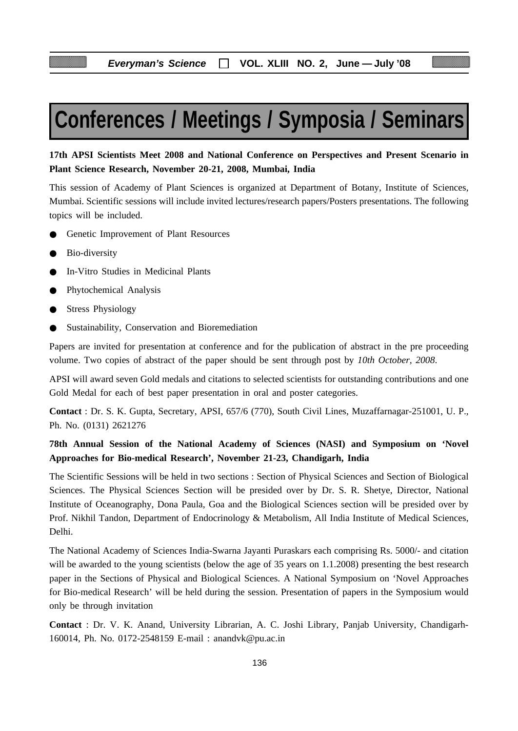# Conferences / Meetings / Symposia / Seminars

**17th APSI Scientists Meet 2008 and National Conference on Perspectives and Present Scenario in Plant Science Research, November 20-21, 2008, Mumbai, India**

This session of Academy of Plant Sciences is organized at Department of Botany, Institute of Sciences, Mumbai. Scientific sessions will include invited lectures/research papers/Posters presentations. The following topics will be included.

- Genetic Improvement of Plant Resources
- Bio-diversity
- In-Vitro Studies in Medicinal Plants
- Phytochemical Analysis
- Stress Physiology
- Sustainability, Conservation and Bioremediation

Papers are invited for presentation at conference and for the publication of abstract in the pre proceeding volume. Two copies of abstract of the paper should be sent through post by *10th October, 2008*.

APSI will award seven Gold medals and citations to selected scientists for outstanding contributions and one Gold Medal for each of best paper presentation in oral and poster categories.

**Contact** : Dr. S. K. Gupta, Secretary, APSI, 657/6 (770), South Civil Lines, Muzaffarnagar-251001, U. P., Ph. No. (0131) 2621276

**78th Annual Session of the National Academy of Sciences (NASI) and Symposium on 'Novel Approaches for Bio-medical Research', November 21-23, Chandigarh, India**

The Scientific Sessions will be held in two sections : Section of Physical Sciences and Section of Biological Sciences. The Physical Sciences Section will be presided over by Dr. S. R. Shetye, Director, National Institute of Oceanography, Dona Paula, Goa and the Biological Sciences section will be presided over by Prof. Nikhil Tandon, Department of Endocrinology & Metabolism, All India Institute of Medical Sciences, Delhi.

The National Academy of Sciences India-Swarna Jayanti Puraskars each comprising Rs. 5000/- and citation will be awarded to the young scientists (below the age of 35 years on 1.1.2008) presenting the best research paper in the Sections of Physical and Biological Sciences. A National Symposium on 'Novel Approaches for Bio-medical Research' will be held during the session. Presentation of papers in the Symposium would only be through invitation

**Contact** : Dr. V. K. Anand, University Librarian, A. C. Joshi Library, Panjab University, Chandigarh-160014, Ph. No. 0172-2548159 E-mail : anandvk@pu.ac.in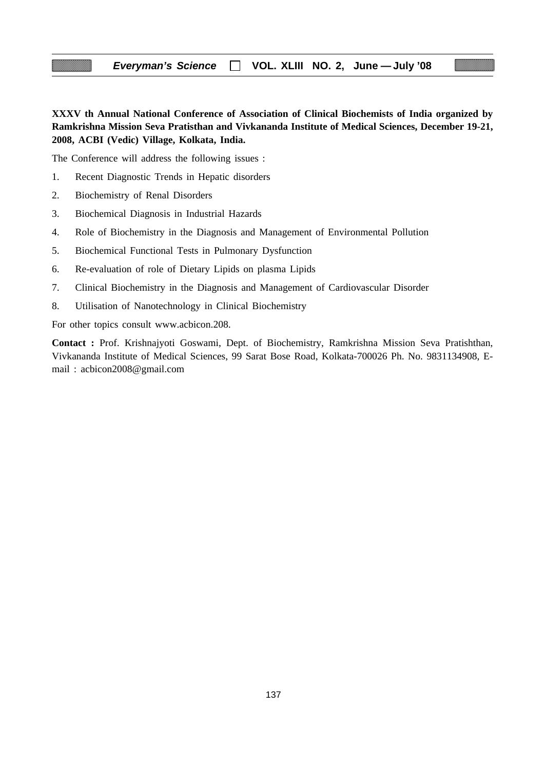**XXXV th Annual National Conference of Association of Clinical Biochemists of India organized by Ramkrishna Mission Seva Pratisthan and Vivkananda Institute of Medical Sciences, December 19-21, 2008, ACBI (Vedic) Village, Kolkata, India.**

The Conference will address the following issues :

1. Recent Diagnostic Trends in Hepatic disorders
2. Biochemistry of Renal Disorders
3. Biochemical Diagnosis in Industrial Hazards
4. Role of Biochemistry in the Diagnosis and Management of Environmental Pollution
5. Biochemical Functional Tests in Pulmonary Dysfunction
6. Re-evaluation of role of Dietary Lipids on plasma Lipids
7. Clinical Biochemistry in the Diagnosis and Management of Cardiovascular Disorder
8. Utilisation of Nanotechnology in Clinical Biochemistry

For other topics consult www.acbicon.208.

**Contact :** Prof. Krishnajyoti Goswami, Dept. of Biochemistry, Ramkrishna Mission Seva Pratishthan, Vivkananda Institute of Medical Sciences, 99 Sarat Bose Road, Kolkata-700026 Ph. No. 9831134908, E-mail : acbicon2008@gmail.com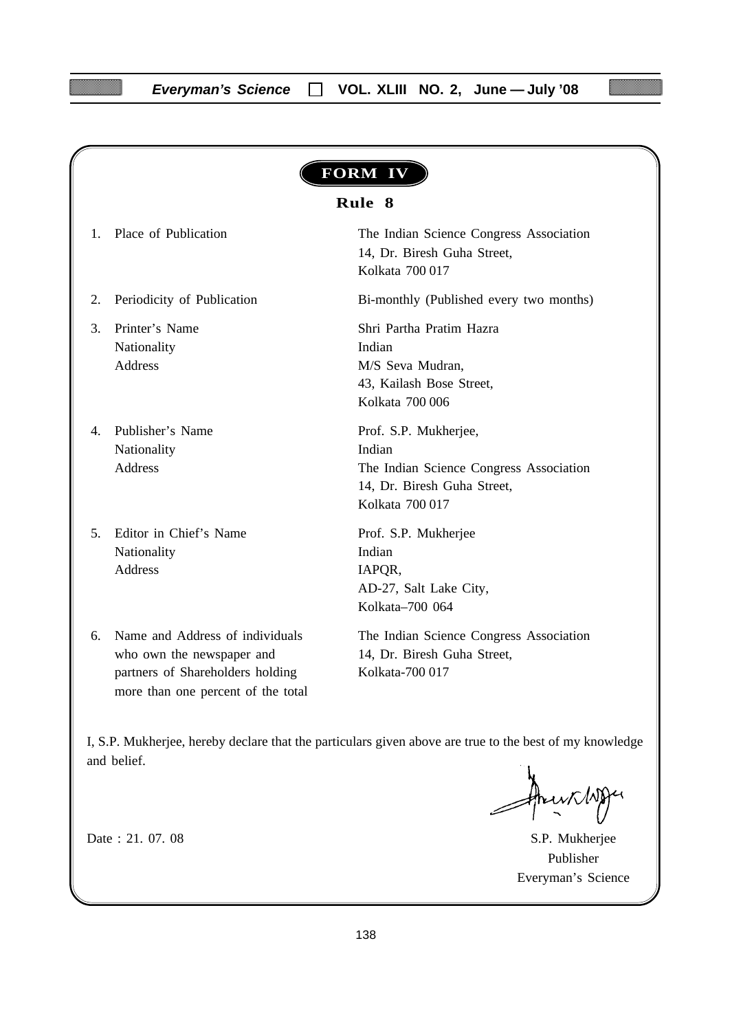# FORM IV

## Rule 8

| | | |
|---|---|---|
| 1. | Place of Publication | The Indian Science Congress Association<br>14, Dr. Biresh Guha Street,<br>Kolkata 700 017 |
| 2. | Periodicity of Publication | Bi-monthly (Published every two months) |
| 3. | Printer's Name<br>Nationality<br>Address | Shri Partha Pratim Hazra<br>Indian<br>M/S Seva Mudran,<br>43, Kailash Bose Street,<br>Kolkata 700 006 |
| 4. | Publisher's Name<br>Nationality<br>Address | Prof. S.P. Mukherjee,<br>Indian<br>The Indian Science Congress Association<br>14, Dr. Biresh Guha Street,<br>Kolkata 700 017 |
| 5. | Editor in Chief's Name<br>Nationality<br>Address | Prof. S.P. Mukherjee<br>Indian<br>IAPQR,<br>AD-27, Salt Lake City,<br>Kolkata–700 064 |
| 6. | Name and Address of individuals who own the newspaper and partners of Shareholders holding more than one percent of the total | The Indian Science Congress Association<br>14, Dr. Biresh Guha Street,<br>Kolkata-700 017 |

I, S.P. Mukherjee, hereby declare that the particulars given above are true to the best of my knowledge and belief.

Date : 21. 07. 08

S.P. Mukherjee
Publisher
Everyman's Science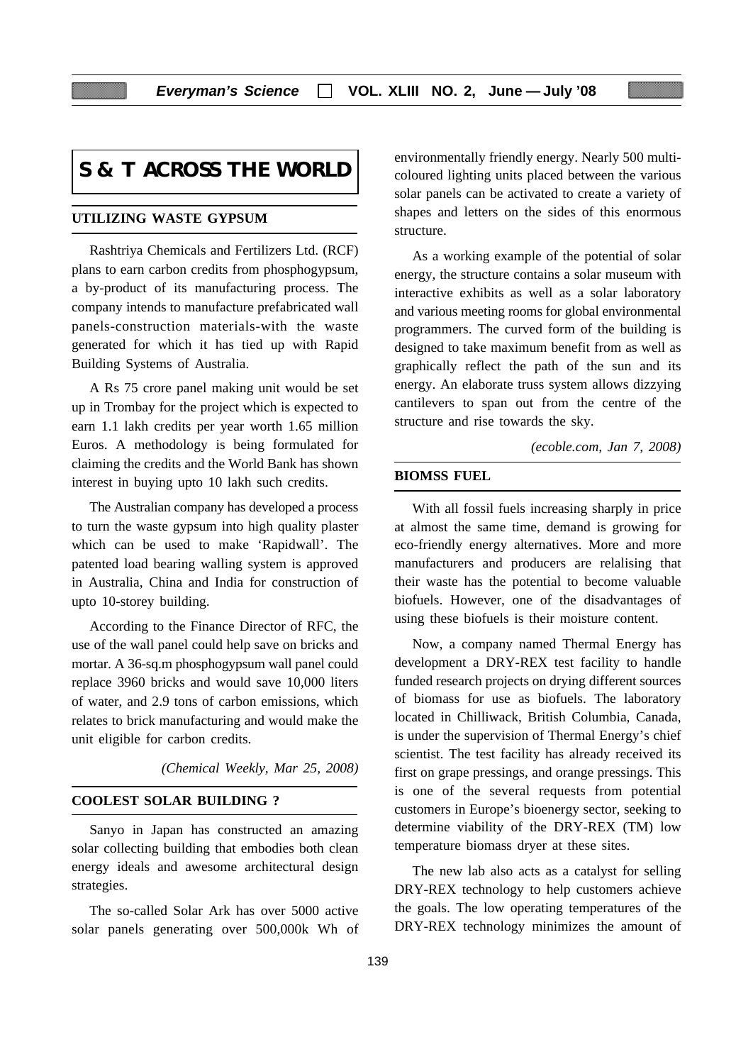# S & T ACROSS THE WORLD

## UTILIZING WASTE GYPSUM

Rashtriya Chemicals and Fertilizers Ltd. (RCF) plans to earn carbon credits from phosphogypsum, a by-product of its manufacturing process. The company intends to manufacture prefabricated wall panels-construction materials-with the waste generated for which it has tied up with Rapid Building Systems of Australia.

A Rs 75 crore panel making unit would be set up in Trombay for the project which is expected to earn 1.1 lakh credits per year worth 1.65 million Euros. A methodology is being formulated for claiming the credits and the World Bank has shown interest in buying upto 10 lakh such credits.

The Australian company has developed a process to turn the waste gypsum into high quality plaster which can be used to make 'Rapidwall'. The patented load bearing walling system is approved in Australia, China and India for construction of upto 10-storey building.

According to the Finance Director of RFC, the use of the wall panel could help save on bricks and mortar. A 36-sq.m phosphogypsum wall panel could replace 3960 bricks and would save 10,000 liters of water, and 2.9 tons of carbon emissions, which relates to brick manufacturing and would make the unit eligible for carbon credits.

*(Chemical Weekly, Mar 25, 2008)*

## COOLEST SOLAR BUILDING ?

Sanyo in Japan has constructed an amazing solar collecting building that embodies both clean energy ideals and awesome architectural design strategies.

The so-called Solar Ark has over 5000 active solar panels generating over 500,000k Wh of environmentally friendly energy. Nearly 500 multi-coloured lighting units placed between the various solar panels can be activated to create a variety of shapes and letters on the sides of this enormous structure.

As a working example of the potential of solar energy, the structure contains a solar museum with interactive exhibits as well as a solar laboratory and various meeting rooms for global environmental programmers. The curved form of the building is designed to take maximum benefit from as well as graphically reflect the path of the sun and its energy. An elaborate truss system allows dizzying cantilevers to span out from the centre of the structure and rise towards the sky.

*(ecoble.com, Jan 7, 2008)*

## BIOMSS FUEL

With all fossil fuels increasing sharply in price at almost the same time, demand is growing for eco-friendly energy alternatives. More and more manufacturers and producers are relalising that their waste has the potential to become valuable biofuels. However, one of the disadvantages of using these biofuels is their moisture content.

Now, a company named Thermal Energy has development a DRY-REX test facility to handle funded research projects on drying different sources of biomass for use as biofuels. The laboratory located in Chilliwack, British Columbia, Canada, is under the supervision of Thermal Energy's chief scientist. The test facility has already received its first on grape pressings, and orange pressings. This is one of the several requests from potential customers in Europe's bioenergy sector, seeking to determine viability of the DRY-REX (TM) low temperature biomass dryer at these sites.

The new lab also acts as a catalyst for selling DRY-REX technology to help customers achieve the goals. The low operating temperatures of the DRY-REX technology minimizes the amount of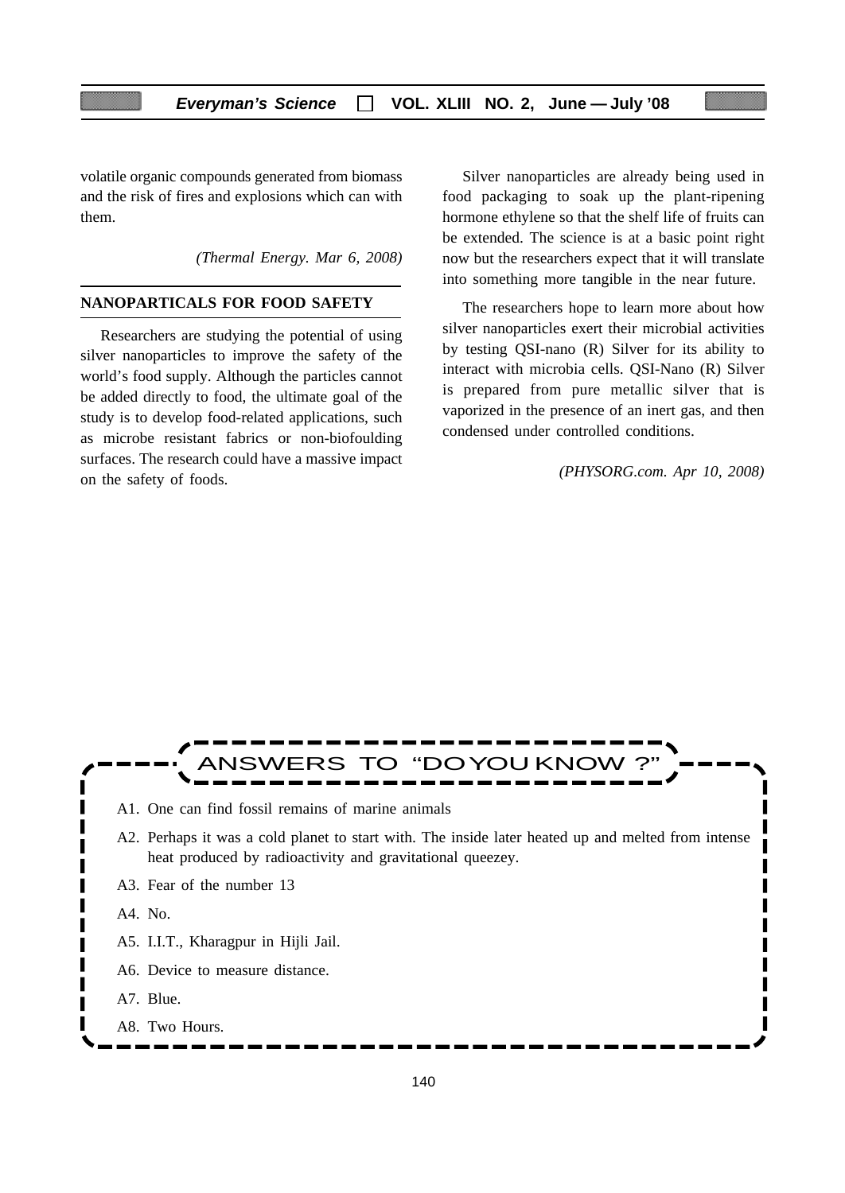volatile organic compounds generated from biomass and the risk of fires and explosions which can with them.

*(Thermal Energy. Mar 6, 2008)*

## NANOPARTICALS FOR FOOD SAFETY

Researchers are studying the potential of using silver nanoparticles to improve the safety of the world's food supply. Although the particles cannot be added directly to food, the ultimate goal of the study is to develop food-related applications, such as microbe resistant fabrics or non-biofoulding surfaces. The research could have a massive impact on the safety of foods.

Silver nanoparticles are already being used in food packaging to soak up the plant-ripening hormone ethylene so that the shelf life of fruits can be extended. The science is at a basic point right now but the researchers expect that it will translate into something more tangible in the near future.

The researchers hope to learn more about how silver nanoparticles exert their microbial activities by testing QSI-nano (R) Silver for its ability to interact with microbia cells. QSI-Nano (R) Silver is prepared from pure metallic silver that is vaporized in the presence of an inert gas, and then condensed under controlled conditions.

*(PHYSORG.com. Apr 10, 2008)*

## ANSWERS TO "DO YOU KNOW ?"

A1. One can find fossil remains of marine animals

A2. Perhaps it was a cold planet to start with. The inside later heated up and melted from intense heat produced by radioactivity and gravitational queezey.

A3. Fear of the number 13

A4. No.

A5. I.I.T., Kharagpur in Hijli Jail.

A6. Device to measure distance.

A7. Blue.

A8. Two Hours.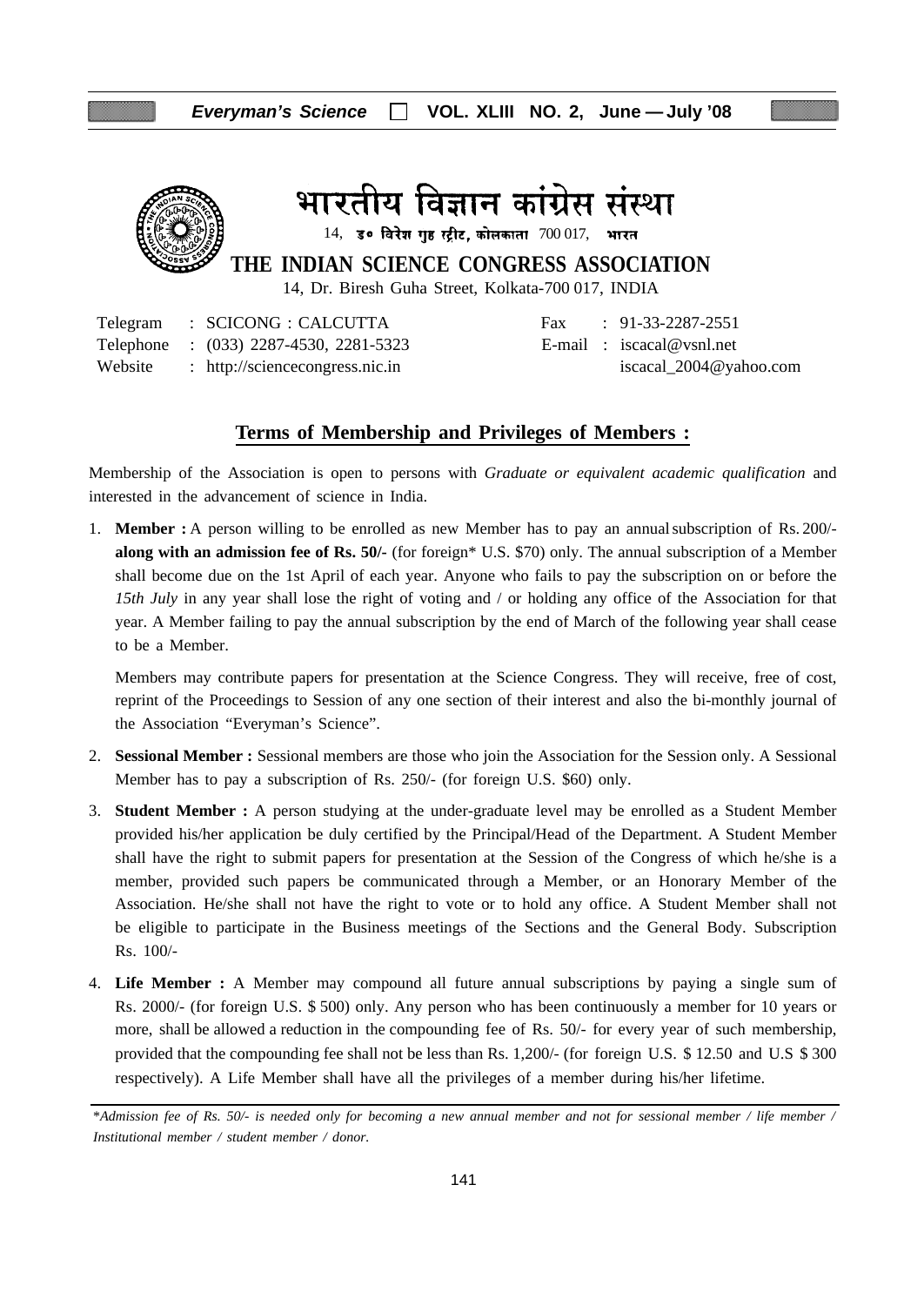# भारतीय विज्ञान कांग्रेस संस्था

14, डॉ० विरेश गुह स्ट्रीट, कोलकाता 700 017, भारत

## THE INDIAN SCIENCE CONGRESS ASSOCIATION

14, Dr. Biresh Guha Street, Kolkata-700 017, INDIA

Telegram : SCICONG : CALCUTTA
Telephone : (033) 2287-4530, 2281-5323
Website : http://sciencecongress.nic.in

Fax : 91-33-2287-2551
E-mail : iscacal@vsnl.net
iscacal_2004@yahoo.com

### Terms of Membership and Privileges of Members :

Membership of the Association is open to persons with *Graduate or equivalent academic qualification* and interested in the advancement of science in India.

1. **Member :** A person willing to be enrolled as new Member has to pay an annual subscription of Rs. 200/- **along with an admission fee of Rs. 50/-** (for foreign* U.S. $70) only. The annual subscription of a Member shall become due on the 1st April of each year. Anyone who fails to pay the subscription on or before the *15th July* in any year shall lose the right of voting and / or holding any office of the Association for that year. A Member failing to pay the annual subscription by the end of March of the following year shall cease to be a Member.

   Members may contribute papers for presentation at the Science Congress. They will receive, free of cost, reprint of the Proceedings to Session of any one section of their interest and also the bi-monthly journal of the Association "Everyman's Science".

2. **Sessional Member :** Sessional members are those who join the Association for the Session only. A Sessional Member has to pay a subscription of Rs. 250/- (for foreign U.S. $60) only.

3. **Student Member :** A person studying at the under-graduate level may be enrolled as a Student Member provided his/her application be duly certified by the Principal/Head of the Department. A Student Member shall have the right to submit papers for presentation at the Session of the Congress of which he/she is a member, provided such papers be communicated through a Member, or an Honorary Member of the Association. He/she shall not have the right to vote or to hold any office. A Student Member shall not be eligible to participate in the Business meetings of the Sections and the General Body. Subscription Rs. 100/-

4. **Life Member :** A Member may compound all future annual subscriptions by paying a single sum of Rs. 2000/- (for foreign U.S. $ 500) only. Any person who has been continuously a member for 10 years or more, shall be allowed a reduction in the compounding fee of Rs. 50/- for every year of such membership, provided that the compounding fee shall not be less than Rs. 1,200/- (for foreign U.S. $ 12.50 and U.S $ 300 respectively). A Life Member shall have all the privileges of a member during his/her lifetime.

*\*Admission fee of Rs. 50/- is needed only for becoming a new annual member and not for sessional member / life member / Institutional member / student member / donor.*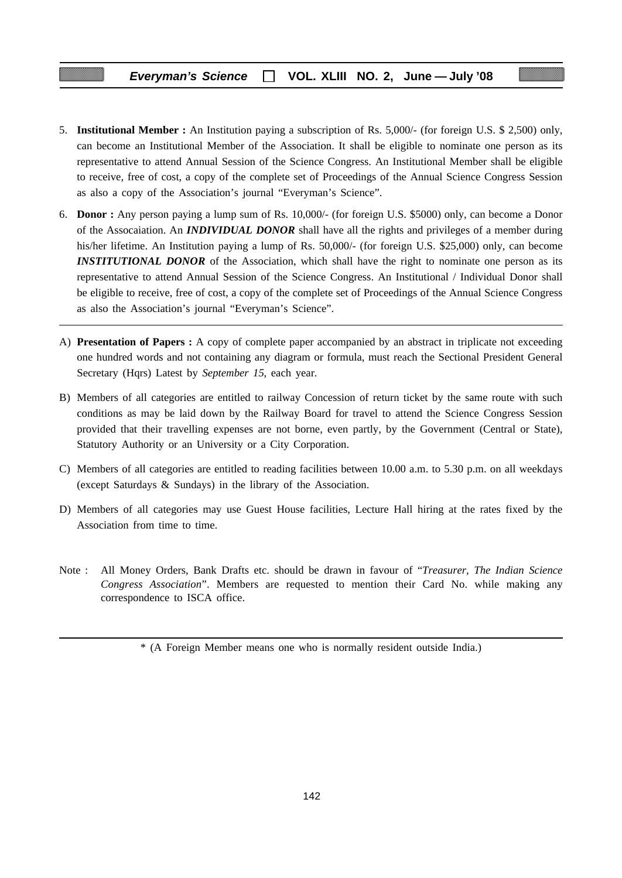5. **Institutional Member :** An Institution paying a subscription of Rs. 5,000/- (for foreign U.S. $ 2,500) only, can become an Institutional Member of the Association. It shall be eligible to nominate one person as its representative to attend Annual Session of the Science Congress. An Institutional Member shall be eligible to receive, free of cost, a copy of the complete set of Proceedings of the Annual Science Congress Session as also a copy of the Association's journal "Everyman's Science".

6. **Donor :** Any person paying a lump sum of Rs. 10,000/- (for foreign U.S. $5000) only, can become a Donor of the Assocaiation. An ***INDIVIDUAL DONOR*** shall have all the rights and privileges of a member during his/her lifetime. An Institution paying a lump of Rs. 50,000/- (for foreign U.S. $25,000) only, can become ***INSTITUTIONAL DONOR*** of the Association, which shall have the right to nominate one person as its representative to attend Annual Session of the Science Congress. An Institutional / Individual Donor shall be eligible to receive, free of cost, a copy of the complete set of Proceedings of the Annual Science Congress as also the Association's journal "Everyman's Science".

---

A) **Presentation of Papers :** A copy of complete paper accompanied by an abstract in triplicate not exceeding one hundred words and not containing any diagram or formula, must reach the Sectional President General Secretary (Hqrs) Latest by *September 15*, each year.

B) Members of all categories are entitled to railway Concession of return ticket by the same route with such conditions as may be laid down by the Railway Board for travel to attend the Science Congress Session provided that their travelling expenses are not borne, even partly, by the Government (Central or State), Statutory Authority or an University or a City Corporation.

C) Members of all categories are entitled to reading facilities between 10.00 a.m. to 5.30 p.m. on all weekdays (except Saturdays & Sundays) in the library of the Association.

D) Members of all categories may use Guest House facilities, Lecture Hall hiring at the rates fixed by the Association from time to time.

Note : All Money Orders, Bank Drafts etc. should be drawn in favour of "*Treasurer, The Indian Science Congress Association*". Members are requested to mention their Card No. while making any correspondence to ISCA office.

---

\* (A Foreign Member means one who is normally resident outside India.)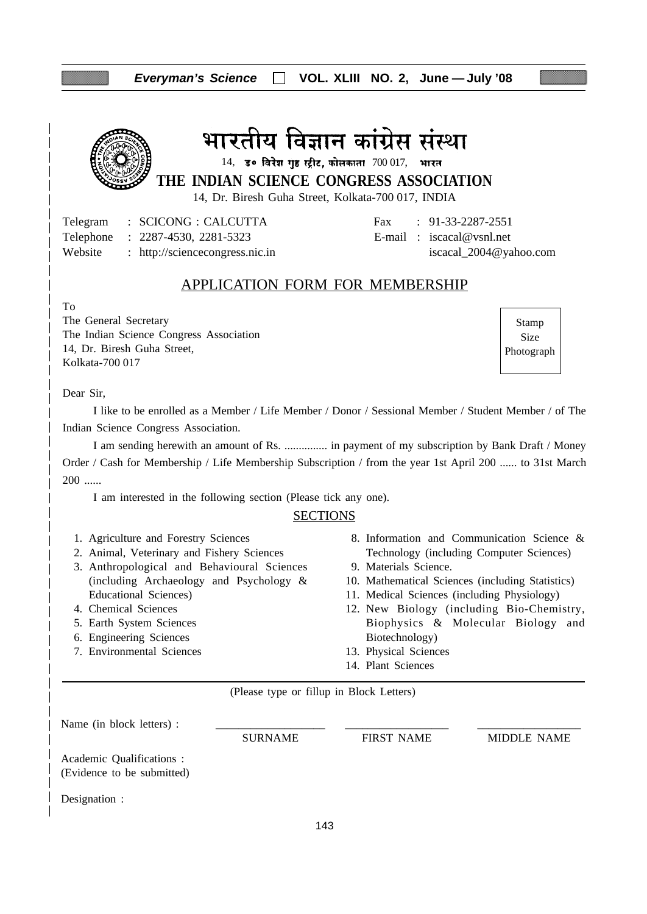# भारतीय विज्ञान कांग्रेस संस्था

14, डॉ॰ विरेश गुह स्ट्रीट, कोलकाता 700 017, भारत

## THE INDIAN SCIENCE CONGRESS ASSOCIATION

14, Dr. Biresh Guha Street, Kolkata-700 017, INDIA

Telegram : SCICONG : CALCUTTA
Telephone : 2287-4530, 2281-5323
Website : http://sciencecongress.nic.in

Fax : 91-33-2287-2551
E-mail : iscacal@vsnl.net
iscacal_2004@yahoo.com

## APPLICATION FORM FOR MEMBERSHIP

To
The General Secretary
The Indian Science Congress Association
14, Dr. Biresh Guha Street,
Kolkata-700 017

Stamp Size Photograph

Dear Sir,

I like to be enrolled as a Member / Life Member / Donor / Sessional Member / Student Member / of The Indian Science Congress Association.

I am sending herewith an amount of Rs. ............... in payment of my subscription by Bank Draft / Money Order / Cash for Membership / Life Membership Subscription / from the year 1st April 200 ...... to 31st March 200 ......

I am interested in the following section (Please tick any one).

### SECTIONS

1. Agriculture and Forestry Sciences
2. Animal, Veterinary and Fishery Sciences
3. Anthropological and Behavioural Sciences (including Archaeology and Psychology & Educational Sciences)
4. Chemical Sciences
5. Earth System Sciences
6. Engineering Sciences
7. Environmental Sciences
8. Information and Communication Science & Technology (including Computer Sciences)
9. Materials Science.
10. Mathematical Sciences (including Statistics)
11. Medical Sciences (including Physiology)
12. New Biology (including Bio-Chemistry, Biophysics & Molecular Biology and Biotechnology)
13. Physical Sciences
14. Plant Sciences

(Please type or fillup in Block Letters)

Name (in block letters) : ____________ SURNAME ____________ FIRST NAME ____________ MIDDLE NAME

Academic Qualifications :
(Evidence to be submitted)

Designation :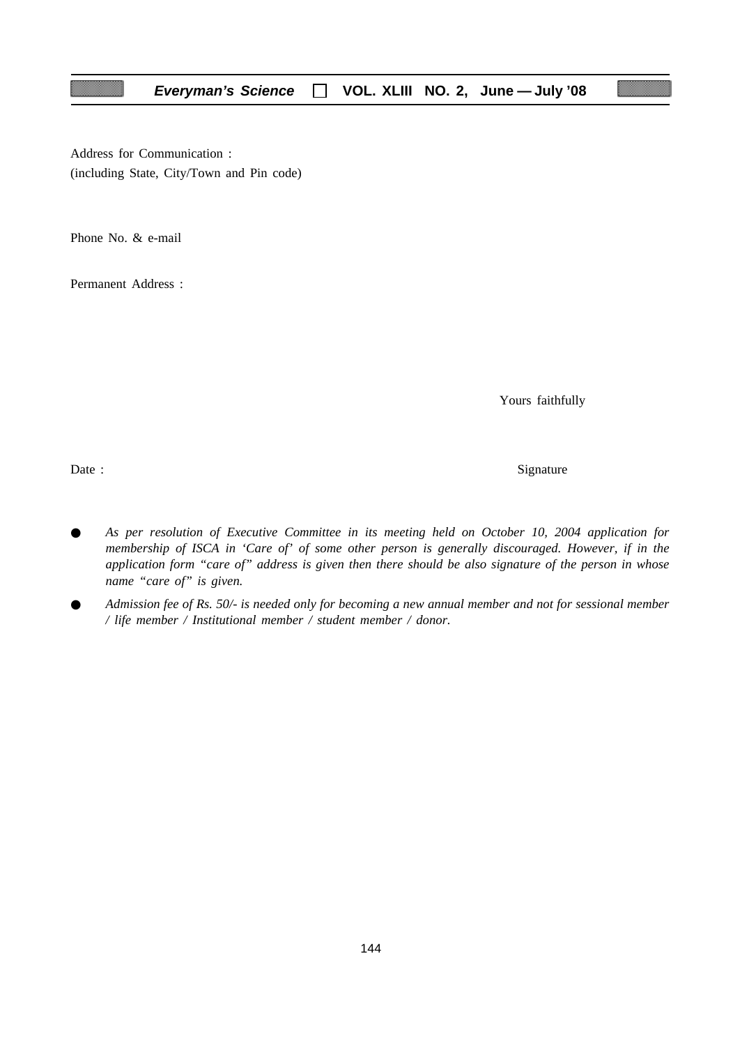Address for Communication :
(including State, City/Town and Pin code)

Phone No. & e-mail

Permanent Address :

Yours faithfully

Date :

Signature

- *As per resolution of Executive Committee in its meeting held on October 10, 2004 application for membership of ISCA in 'Care of' of some other person is generally discouraged. However, if in the application form "care of" address is given then there should be also signature of the person in whose name "care of" is given.*
- *Admission fee of Rs. 50/- is needed only for becoming a new annual member and not for sessional member / life member / Institutional member / student member / donor.*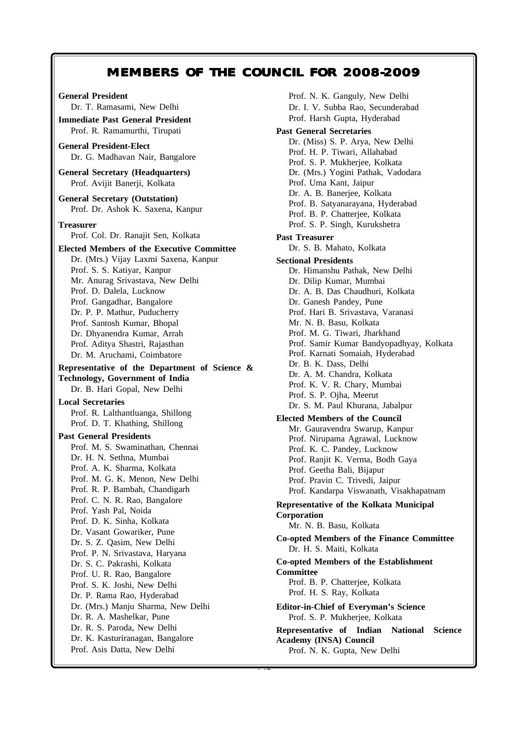# MEMBERS OF THE COUNCIL FOR 2008-2009

**General President**
Dr. T. Ramasami, New Delhi

**Immediate Past General President**
Prof. R. Ramamurthi, Tirupati

**General President-Elect**
Dr. G. Madhavan Nair, Bangalore

**General Secretary (Headquarters)**
Prof. Avijit Banerji, Kolkata

**General Secretary (Outstation)**
Prof. Dr. Ashok K. Saxena, Kanpur

**Treasurer**
Prof. Col. Dr. Ranajit Sen, Kolkata

**Elected Members of the Executive Committee**
Dr. (Mrs.) Vijay Laxmi Saxena, Kanpur
Prof. S. S. Katiyar, Kanpur
Mr. Anurag Srivastava, New Delhi
Prof. D. Dalela, Lucknow
Prof. Gangadhar, Bangalore
Dr. P. P. Mathur, Puducherry
Prof. Santosh Kumar, Bhopal
Dr. Dhyanendra Kumar, Arrah
Prof. Aditya Shastri, Rajasthan
Dr. M. Aruchami, Coimbatore

**Representative of the Department of Science & Technology, Government of India**
Dr. B. Hari Gopal, New Delhi

**Local Secretaries**
Prof. R. Lalthantluanga, Shillong
Prof. D. T. Khathing, Shillong

**Past General Presidents**
Prof. M. S. Swaminathan, Chennai
Dr. H. N. Sethna, Mumbai
Prof. A. K. Sharma, Kolkata
Prof. M. G. K. Menon, New Delhi
Prof. R. P. Bambah, Chandigarh
Prof. C. N. R. Rao, Bangalore
Prof. Yash Pal, Noida
Prof. D. K. Sinha, Kolkata
Dr. Vasant Gowariker, Pune
Dr. S. Z. Qasim, New Delhi
Prof. P. N. Srivastava, Haryana
Dr. S. C. Pakrashi, Kolkata
Prof. U. R. Rao, Bangalore
Prof. S. K. Joshi, New Delhi
Dr. P. Rama Rao, Hyderabad
Dr. (Mrs.) Manju Sharma, New Delhi
Dr. R. A. Mashelkar, Pune
Dr. R. S. Paroda, New Delhi
Dr. K. Kasturiranagan, Bangalore
Prof. Asis Datta, New Delhi
Prof. N. K. Ganguly, New Delhi
Dr. I. V. Subba Rao, Secunderabad
Prof. Harsh Gupta, Hyderabad

**Past General Secretaries**
Dr. (Miss) S. P. Arya, New Delhi
Prof. H. P. Tiwari, Allahabad
Prof. S. P. Mukherjee, Kolkata
Dr. (Mrs.) Yogini Pathak, Vadodara
Prof. Uma Kant, Jaipur
Dr. A. B. Banerjee, Kolkata
Prof. B. Satyanarayana, Hyderabad
Prof. B. P. Chatterjee, Kolkata
Prof. S. P. Singh, Kurukshetra

**Past Treasurer**
Dr. S. B. Mahato, Kolkata

**Sectional Presidents**
Dr. Himanshu Pathak, New Delhi
Dr. Dilip Kumar, Mumbai
Dr. A. B. Das Chaudhuri, Kolkata
Dr. Ganesh Pandey, Pune
Prof. Hari B. Srivastava, Varanasi
Mr. N. B. Basu, Kolkata
Prof. M. G. Tiwari, Jharkhand
Prof. Samir Kumar Bandyopadhyay, Kolkata
Prof. Karnati Somaiah, Hyderabad
Dr. B. K. Dass, Delhi
Dr. A. M. Chandra, Kolkata
Prof. K. V. R. Chary, Mumbai
Prof. S. P. Ojha, Meerut
Dr. S. M. Paul Khurana, Jabalpur

**Elected Members of the Council**
Mr. Gauravendra Swarup, Kanpur
Prof. Nirupama Agrawal, Lucknow
Prof. K. C. Pandey, Lucknow
Prof. Ranjit K. Verma, Bodh Gaya
Prof. Geetha Bali, Bijapur
Prof. Pravin C. Trivedi, Jaipur
Prof. Kandarpa Viswanath, Visakhapatnam

**Representative of the Kolkata Municipal Corporation**
Mr. N. B. Basu, Kolkata

**Co-opted Members of the Finance Committee**
Dr. H. S. Maiti, Kolkata

**Co-opted Members of the Establishment Committee**
Prof. B. P. Chatterjee, Kolkata
Prof. H. S. Ray, Kolkata

**Editor-in-Chief of Everyman's Science**
Prof. S. P. Mukherjee, Kolkata

**Representative of Indian National Science Academy (INSA) Council**
Prof. N. K. Gupta, New Delhi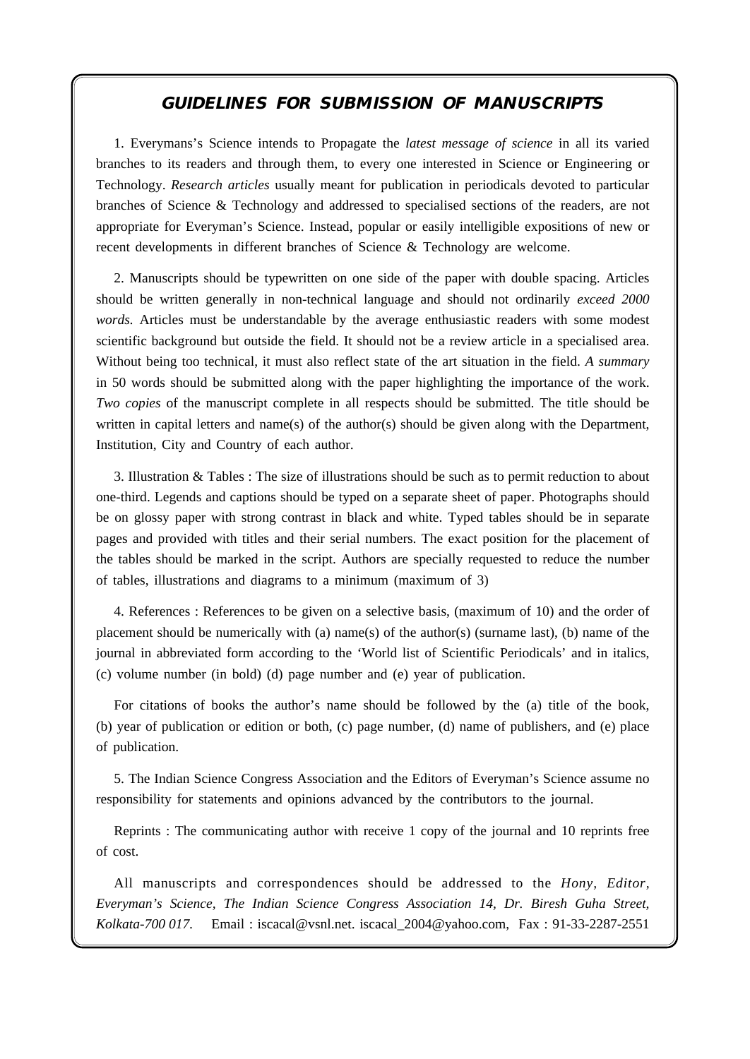## GUIDELINES FOR SUBMISSION OF MANUSCRIPTS

1. Everymans's Science intends to Propagate the *latest message of science* in all its varied branches to its readers and through them, to every one interested in Science or Engineering or Technology. *Research articles* usually meant for publication in periodicals devoted to particular branches of Science & Technology and addressed to specialised sections of the readers, are not appropriate for Everyman's Science. Instead, popular or easily intelligible expositions of new or recent developments in different branches of Science & Technology are welcome.

2. Manuscripts should be typewritten on one side of the paper with double spacing. Articles should be written generally in non-technical language and should not ordinarily *exceed 2000 words.* Articles must be understandable by the average enthusiastic readers with some modest scientific background but outside the field. It should not be a review article in a specialised area. Without being too technical, it must also reflect state of the art situation in the field. *A summary* in 50 words should be submitted along with the paper highlighting the importance of the work. *Two copies* of the manuscript complete in all respects should be submitted. The title should be written in capital letters and name(s) of the author(s) should be given along with the Department, Institution, City and Country of each author.

3. Illustration & Tables : The size of illustrations should be such as to permit reduction to about one-third. Legends and captions should be typed on a separate sheet of paper. Photographs should be on glossy paper with strong contrast in black and white. Typed tables should be in separate pages and provided with titles and their serial numbers. The exact position for the placement of the tables should be marked in the script. Authors are specially requested to reduce the number of tables, illustrations and diagrams to a minimum (maximum of 3)

4. References : References to be given on a selective basis, (maximum of 10) and the order of placement should be numerically with (a) name(s) of the author(s) (surname last), (b) name of the journal in abbreviated form according to the 'World list of Scientific Periodicals' and in italics, (c) volume number (in bold) (d) page number and (e) year of publication.

For citations of books the author's name should be followed by the (a) title of the book, (b) year of publication or edition or both, (c) page number, (d) name of publishers, and (e) place of publication.

5. The Indian Science Congress Association and the Editors of Everyman's Science assume no responsibility for statements and opinions advanced by the contributors to the journal.

Reprints : The communicating author with receive 1 copy of the journal and 10 reprints free of cost.

All manuscripts and correspondences should be addressed to the *Hony, Editor, Everyman's Science, The Indian Science Congress Association 14, Dr. Biresh Guha Street, Kolkata-700 017.* Email : iscacal@vsnl.net. iscacal_2004@yahoo.com, Fax : 91-33-2287-2551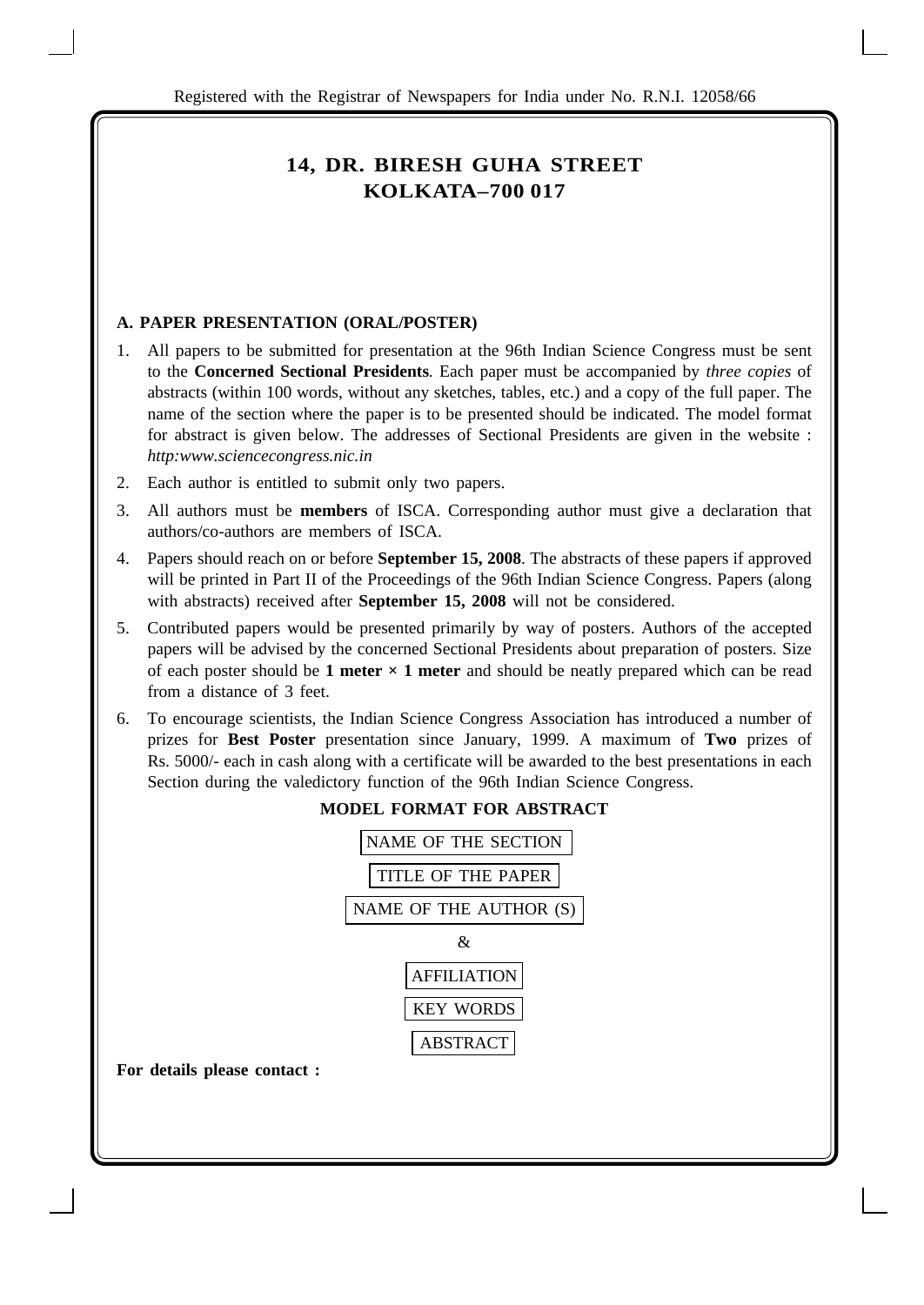Registered with the Registrar of Newspapers for India under No. R.N.I. 12058/66

**14, DR. BIRESH GUHA STREET**
**KOLKATA–700 017**

### A. PAPER PRESENTATION (ORAL/POSTER)

1. All papers to be submitted for presentation at the 96th Indian Science Congress must be sent to the **Concerned Sectional Presidents**. Each paper must be accompanied by *three copies* of abstracts (within 100 words, without any sketches, tables, etc.) and a copy of the full paper. The name of the section where the paper is to be presented should be indicated. The model format for abstract is given below. The addresses of Sectional Presidents are given in the website : *http:www.sciencecongress.nic.in*
2. Each author is entitled to submit only two papers.
3. All authors must be **members** of ISCA. Corresponding author must give a declaration that authors/co-authors are members of ISCA.
4. Papers should reach on or before **September 15, 2008**. The abstracts of these papers if approved will be printed in Part II of the Proceedings of the 96th Indian Science Congress. Papers (along with abstracts) received after **September 15, 2008** will not be considered.
5. Contributed papers would be presented primarily by way of posters. Authors of the accepted papers will be advised by the concerned Sectional Presidents about preparation of posters. Size of each poster should be **1 meter × 1 meter** and should be neatly prepared which can be read from a distance of 3 feet.
6. To encourage scientists, the Indian Science Congress Association has introduced a number of prizes for **Best Poster** presentation since January, 1999. A maximum of **Two** prizes of Rs. 5000/- each in cash along with a certificate will be awarded to the best presentations in each Section during the valedictory function of the 96th Indian Science Congress.

**MODEL FORMAT FOR ABSTRACT**

NAME OF THE SECTION

TITLE OF THE PAPER

NAME OF THE AUTHOR (S)

&

AFFILIATION

KEY WORDS

ABSTRACT

**For details please contact :**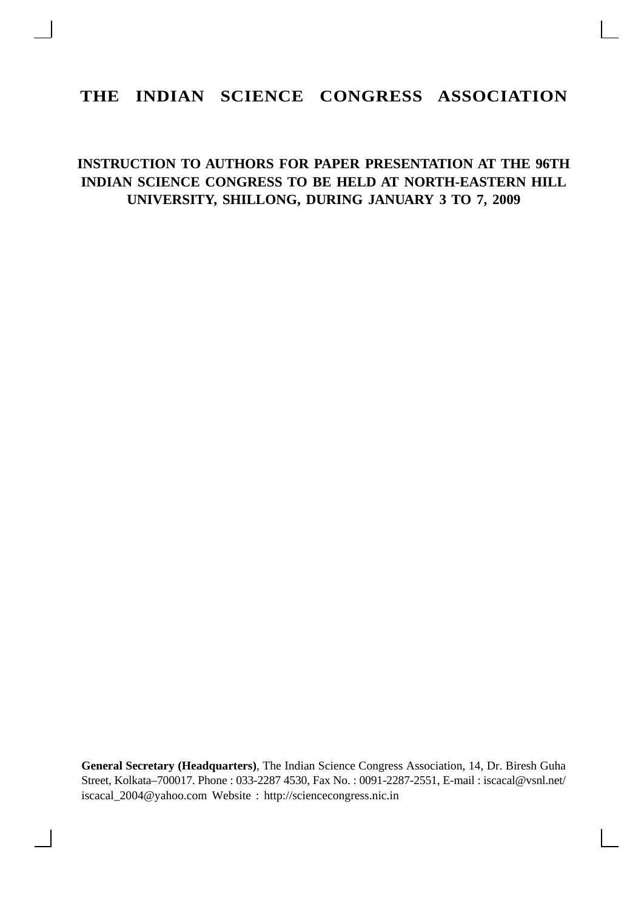# THE INDIAN SCIENCE CONGRESS ASSOCIATION

## INSTRUCTION TO AUTHORS FOR PAPER PRESENTATION AT THE 96TH INDIAN SCIENCE CONGRESS TO BE HELD AT NORTH-EASTERN HILL UNIVERSITY, SHILLONG, DURING JANUARY 3 TO 7, 2009

**General Secretary (Headquarters)**, The Indian Science Congress Association, 14, Dr. Biresh Guha Street, Kolkata–700017. Phone : 033-2287 4530, Fax No. : 0091-2287-2551, E-mail : iscacal@vsnl.net/ iscacal_2004@yahoo.com Website : http://sciencecongress.nic.in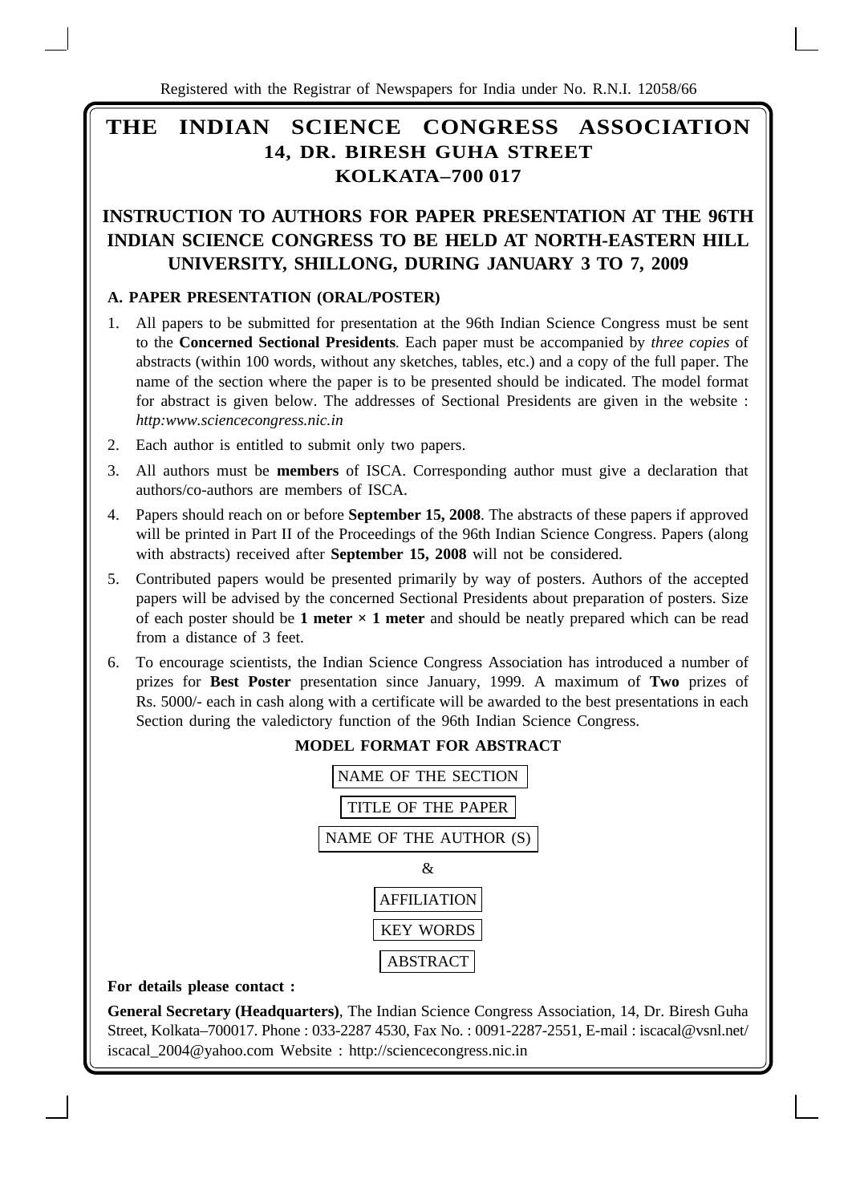Registered with the Registrar of Newspapers for India under No. R.N.I. 12058/66

# THE INDIAN SCIENCE CONGRESS ASSOCIATION
## 14, DR. BIRESH GUHA STREET
## KOLKATA–700 017

## INSTRUCTION TO AUTHORS FOR PAPER PRESENTATION AT THE 96TH INDIAN SCIENCE CONGRESS TO BE HELD AT NORTH-EASTERN HILL UNIVERSITY, SHILLONG, DURING JANUARY 3 TO 7, 2009

### A. PAPER PRESENTATION (ORAL/POSTER)

1. All papers to be submitted for presentation at the 96th Indian Science Congress must be sent to the **Concerned Sectional Presidents**. Each paper must be accompanied by *three copies* of abstracts (within 100 words, without any sketches, tables, etc.) and a copy of the full paper. The name of the section where the paper is to be presented should be indicated. The model format for abstract is given below. The addresses of Sectional Presidents are given in the website : *http:www.sciencecongress.nic.in*
2. Each author is entitled to submit only two papers.
3. All authors must be **members** of ISCA. Corresponding author must give a declaration that authors/co-authors are members of ISCA.
4. Papers should reach on or before **September 15, 2008**. The abstracts of these papers if approved will be printed in Part II of the Proceedings of the 96th Indian Science Congress. Papers (along with abstracts) received after **September 15, 2008** will not be considered.
5. Contributed papers would be presented primarily by way of posters. Authors of the accepted papers will be advised by the concerned Sectional Presidents about preparation of posters. Size of each poster should be **1 meter × 1 meter** and should be neatly prepared which can be read from a distance of 3 feet.
6. To encourage scientists, the Indian Science Congress Association has introduced a number of prizes for **Best Poster** presentation since January, 1999. A maximum of **Two** prizes of Rs. 5000/- each in cash along with a certificate will be awarded to the best presentations in each Section during the valedictory function of the 96th Indian Science Congress.

**MODEL FORMAT FOR ABSTRACT**

NAME OF THE SECTION

TITLE OF THE PAPER

NAME OF THE AUTHOR (S)

&

AFFILIATION

KEY WORDS

ABSTRACT

**For details please contact :**

**General Secretary (Headquarters)**, The Indian Science Congress Association, 14, Dr. Biresh Guha Street, Kolkata–700017. Phone : 033-2287 4530, Fax No. : 0091-2287-2551, E-mail : iscacal@vsnl.net/ iscacal_2004@yahoo.com Website : http://sciencecongress.nic.in